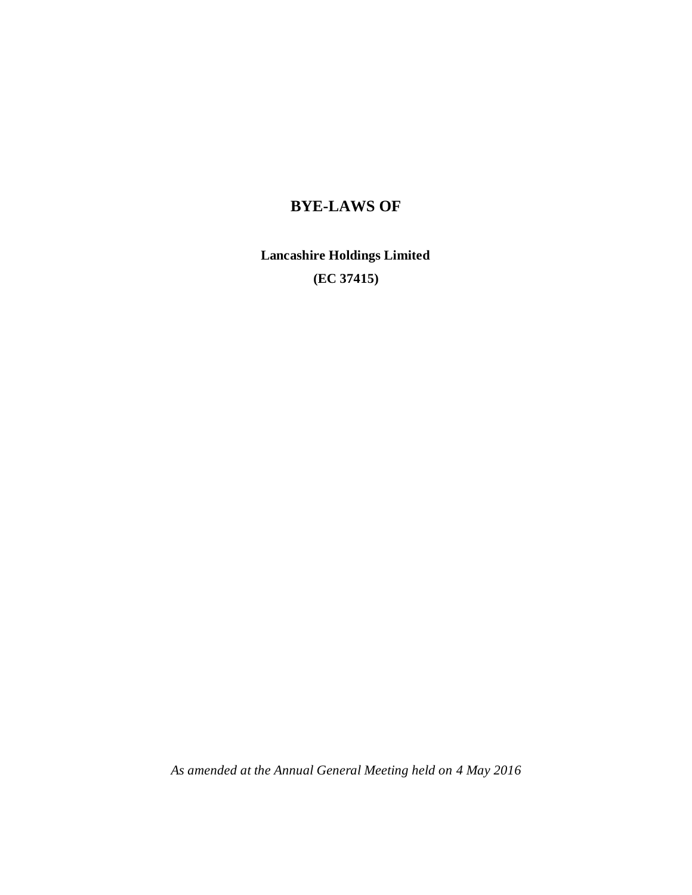# BYE-LAWS OF

**Lancashire Holdings Limited**

**(EC 37415)**

*As amended at the Annual General Meeting held on 4 May 2016*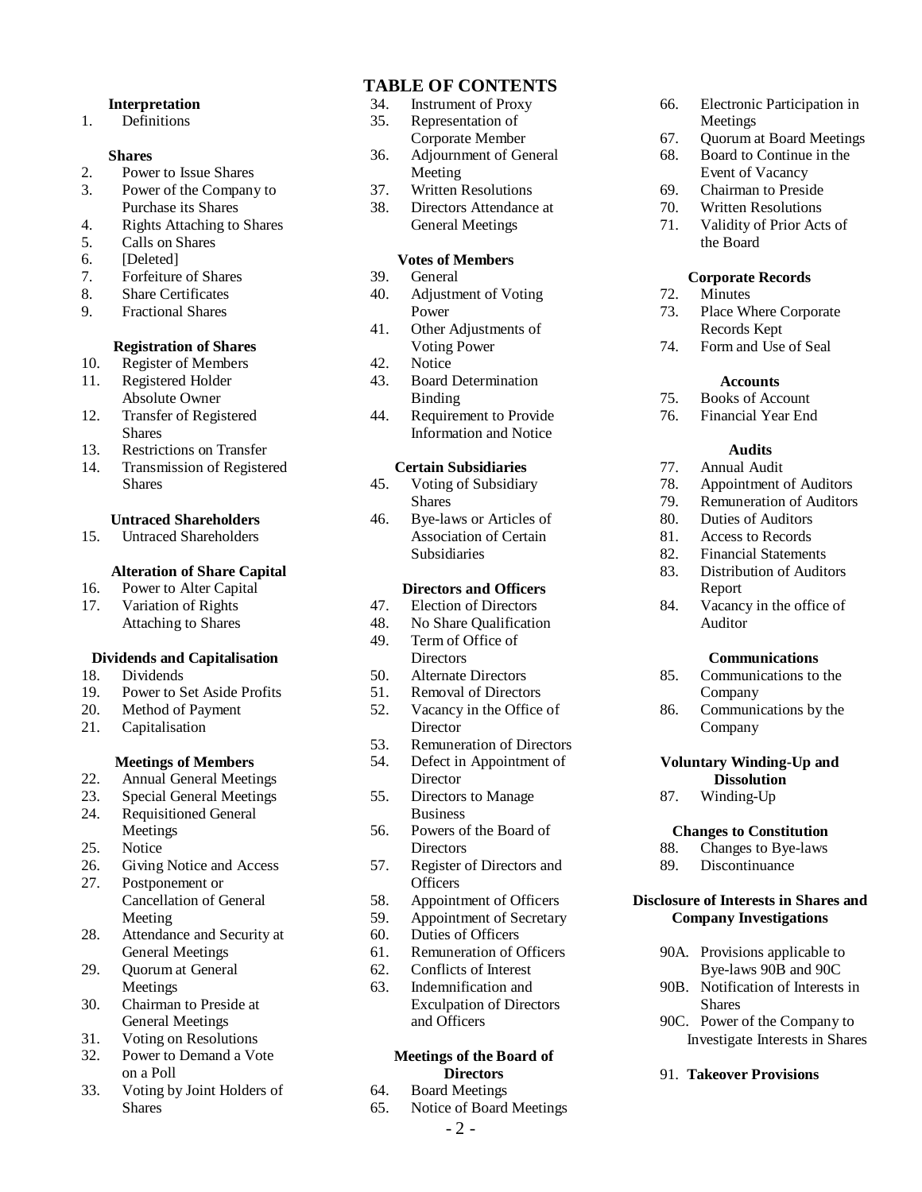# TABLE OF CONTENTS

**Interpretation**

1. Definitions

**Shares**

2. Power to Issue Shares
3. Power of the Company to Purchase its Shares
4. Rights Attaching to Shares
5. Calls on Shares
6. [Deleted]
7. Forfeiture of Shares
8. Share Certificates
9. Fractional Shares

**Registration of Shares**

10. Register of Members
11. Registered Holder Absolute Owner
12. Transfer of Registered Shares
13. Restrictions on Transfer
14. Transmission of Registered Shares

**Untraced Shareholders**

15. Untraced Shareholders

**Alteration of Share Capital**

16. Power to Alter Capital
17. Variation of Rights Attaching to Shares

**Dividends and Capitalisation**

18. Dividends
19. Power to Set Aside Profits
20. Method of Payment
21. Capitalisation

**Meetings of Members**

22. Annual General Meetings
23. Special General Meetings
24. Requisitioned General Meetings
25. Notice
26. Giving Notice and Access
27. Postponement or Cancellation of General Meeting
28. Attendance and Security at General Meetings
29. Quorum at General Meetings
30. Chairman to Preside at General Meetings
31. Voting on Resolutions
32. Power to Demand a Vote on a Poll
33. Voting by Joint Holders of Shares
34. Instrument of Proxy
35. Representation of Corporate Member
36. Adjournment of General Meeting
37. Written Resolutions
38. Directors Attendance at General Meetings

**Votes of Members**

39. General
40. Adjustment of Voting Power
41. Other Adjustments of Voting Power
42. Notice
43. Board Determination Binding
44. Requirement to Provide Information and Notice

**Certain Subsidiaries**

45. Voting of Subsidiary Shares
46. Bye-laws or Articles of Association of Certain Subsidiaries

**Directors and Officers**

47. Election of Directors
48. No Share Qualification
49. Term of Office of Directors
50. Alternate Directors
51. Removal of Directors
52. Vacancy in the Office of Director
53. Remuneration of Directors
54. Defect in Appointment of Director
55. Directors to Manage Business
56. Powers of the Board of Directors
57. Register of Directors and Officers
58. Appointment of Officers
59. Appointment of Secretary
60. Duties of Officers
61. Remuneration of Officers
62. Conflicts of Interest
63. Indemnification and Exculpation of Directors and Officers

**Meetings of the Board of Directors**

64. Board Meetings
65. Notice of Board Meetings
66. Electronic Participation in Meetings
67. Quorum at Board Meetings
68. Board to Continue in the Event of Vacancy
69. Chairman to Preside
70. Written Resolutions
71. Validity of Prior Acts of the Board

**Corporate Records**

72. Minutes
73. Place Where Corporate Records Kept
74. Form and Use of Seal

**Accounts**

75. Books of Account
76. Financial Year End

**Audits**

77. Annual Audit
78. Appointment of Auditors
79. Remuneration of Auditors
80. Duties of Auditors
81. Access to Records
82. Financial Statements
83. Distribution of Auditors Report
84. Vacancy in the office of Auditor

**Communications**

85. Communications to the Company
86. Communications by the Company

**Voluntary Winding-Up and Dissolution**

87. Winding-Up

**Changes to Constitution**

88. Changes to Bye-laws
89. Discontinuance

**Disclosure of Interests in Shares and Company Investigations**

90A. Provisions applicable to Bye-laws 90B and 90C

90B. Notification of Interests in Shares

90C. Power of the Company to Investigate Interests in Shares

91. **Takeover Provisions**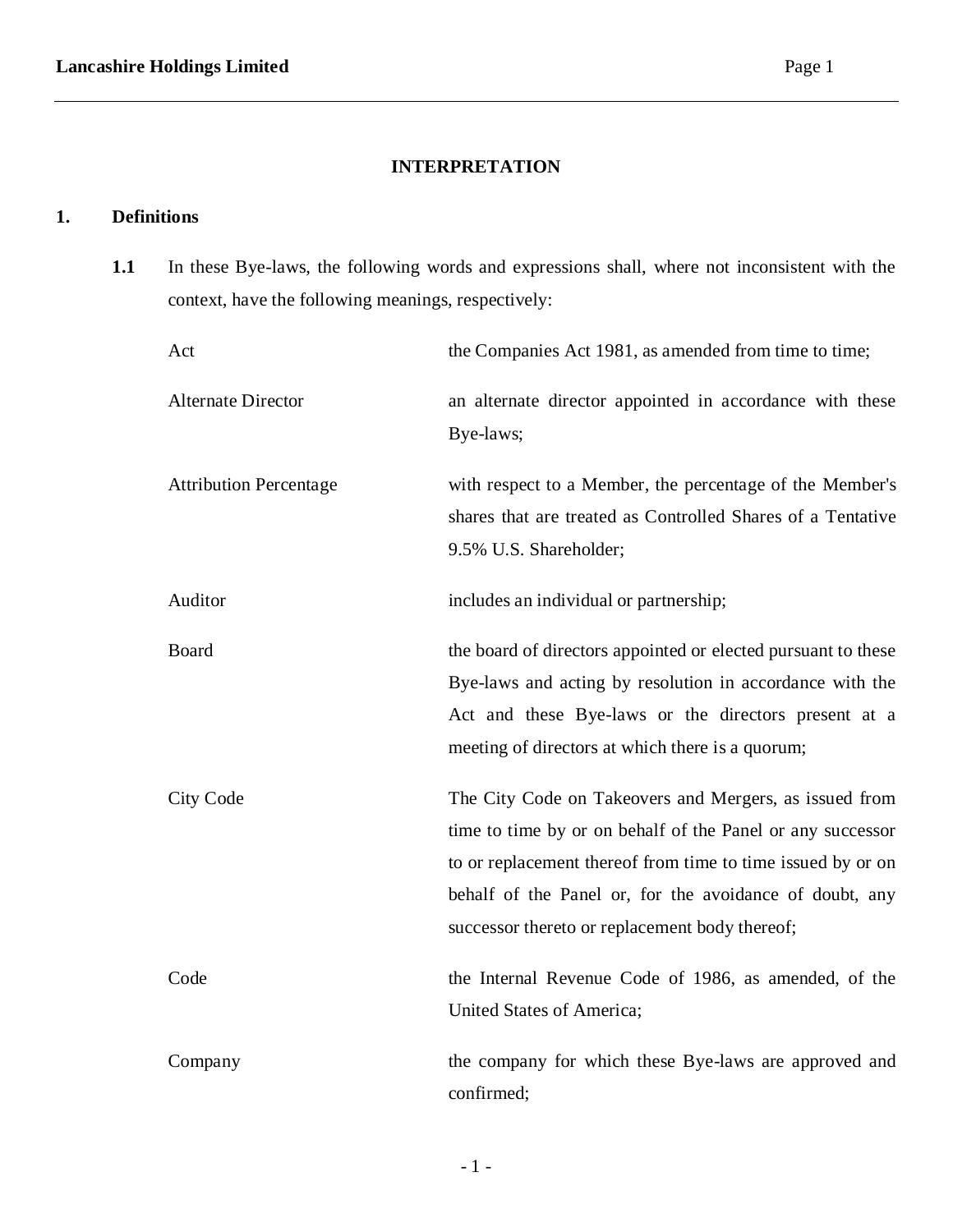## INTERPRETATION

### 1. Definitions

**1.1** In these Bye-laws, the following words and expressions shall, where not inconsistent with the context, have the following meanings, respectively:

| | |
|---|---|
| Act | the Companies Act 1981, as amended from time to time; |
| Alternate Director | an alternate director appointed in accordance with these Bye-laws; |
| Attribution Percentage | with respect to a Member, the percentage of the Member's shares that are treated as Controlled Shares of a Tentative 9.5% U.S. Shareholder; |
| Auditor | includes an individual or partnership; |
| Board | the board of directors appointed or elected pursuant to these Bye-laws and acting by resolution in accordance with the Act and these Bye-laws or the directors present at a meeting of directors at which there is a quorum; |
| City Code | The City Code on Takeovers and Mergers, as issued from time to time by or on behalf of the Panel or any successor to or replacement thereof from time to time issued by or on behalf of the Panel or, for the avoidance of doubt, any successor thereto or replacement body thereof; |
| Code | the Internal Revenue Code of 1986, as amended, of the United States of America; |
| Company | the company for which these Bye-laws are approved and confirmed; |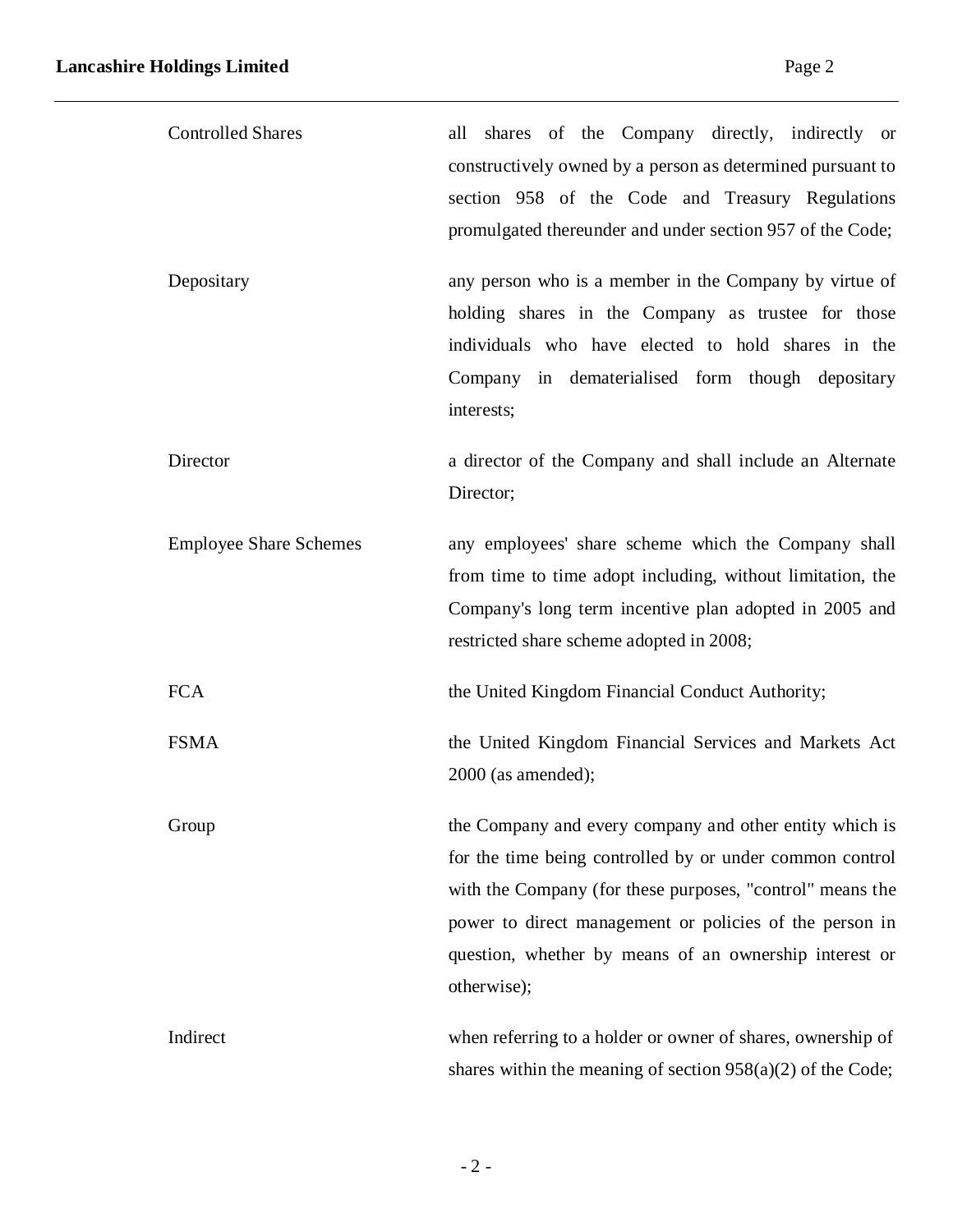| | |
|---|---|
| Controlled Shares | all shares of the Company directly, indirectly or constructively owned by a person as determined pursuant to section 958 of the Code and Treasury Regulations promulgated thereunder and under section 957 of the Code; |
| Depositary | any person who is a member in the Company by virtue of holding shares in the Company as trustee for those individuals who have elected to hold shares in the Company in dematerialised form though depositary interests; |
| Director | a director of the Company and shall include an Alternate Director; |
| Employee Share Schemes | any employees' share scheme which the Company shall from time to time adopt including, without limitation, the Company's long term incentive plan adopted in 2005 and restricted share scheme adopted in 2008; |
| FCA | the United Kingdom Financial Conduct Authority; |
| FSMA | the United Kingdom Financial Services and Markets Act 2000 (as amended); |
| Group | the Company and every company and other entity which is for the time being controlled by or under common control with the Company (for these purposes, "control" means the power to direct management or policies of the person in question, whether by means of an ownership interest or otherwise); |
| Indirect | when referring to a holder or owner of shares, ownership of shares within the meaning of section 958(a)(2) of the Code; |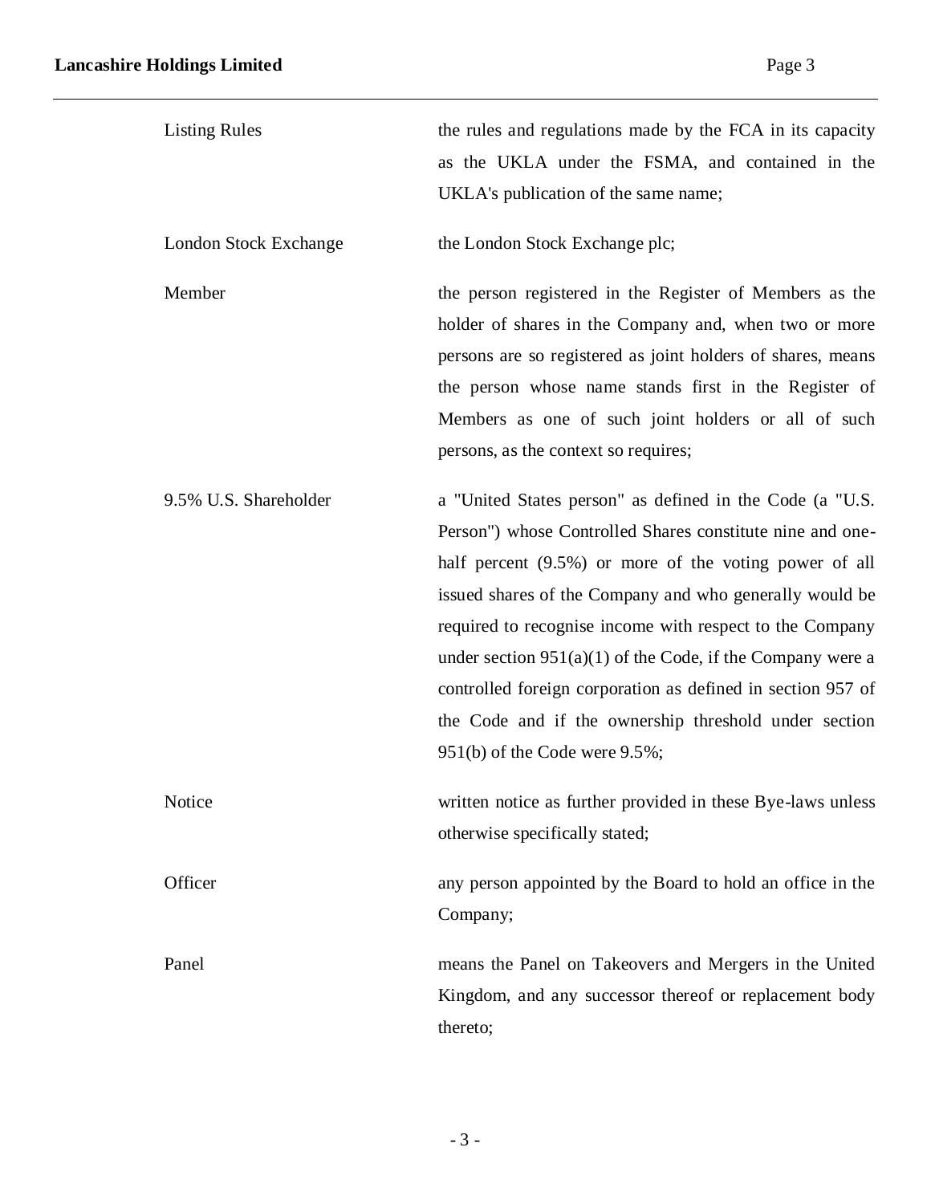| | |
|---|---|
| Listing Rules | the rules and regulations made by the FCA in its capacity as the UKLA under the FSMA, and contained in the UKLA's publication of the same name; |
| London Stock Exchange | the London Stock Exchange plc; |
| Member | the person registered in the Register of Members as the holder of shares in the Company and, when two or more persons are so registered as joint holders of shares, means the person whose name stands first in the Register of Members as one of such joint holders or all of such persons, as the context so requires; |
| 9.5% U.S. Shareholder | a "United States person" as defined in the Code (a "U.S. Person") whose Controlled Shares constitute nine and one-half percent (9.5%) or more of the voting power of all issued shares of the Company and who generally would be required to recognise income with respect to the Company under section 951(a)(1) of the Code, if the Company were a controlled foreign corporation as defined in section 957 of the Code and if the ownership threshold under section 951(b) of the Code were 9.5%; |
| Notice | written notice as further provided in these Bye-laws unless otherwise specifically stated; |
| Officer | any person appointed by the Board to hold an office in the Company; |
| Panel | means the Panel on Takeovers and Mergers in the United Kingdom, and any successor thereof or replacement body thereto; |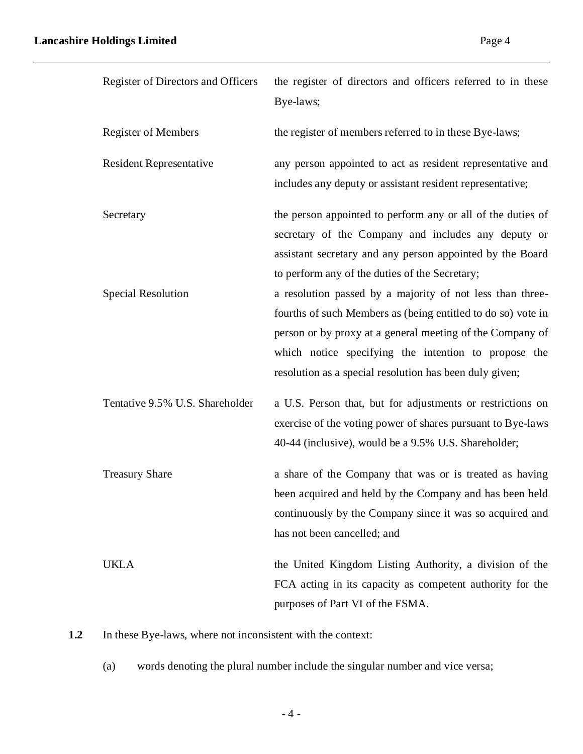| | |
|---|---|
| Register of Directors and Officers | the register of directors and officers referred to in these Bye-laws; |
| Register of Members | the register of members referred to in these Bye-laws; |
| Resident Representative | any person appointed to act as resident representative and includes any deputy or assistant resident representative; |
| Secretary | the person appointed to perform any or all of the duties of secretary of the Company and includes any deputy or assistant secretary and any person appointed by the Board to perform any of the duties of the Secretary; |
| Special Resolution | a resolution passed by a majority of not less than three-fourths of such Members as (being entitled to do so) vote in person or by proxy at a general meeting of the Company of which notice specifying the intention to propose the resolution as a special resolution has been duly given; |
| Tentative 9.5% U.S. Shareholder | a U.S. Person that, but for adjustments or restrictions on exercise of the voting power of shares pursuant to Bye-laws 40-44 (inclusive), would be a 9.5% U.S. Shareholder; |
| Treasury Share | a share of the Company that was or is treated as having been acquired and held by the Company and has been held continuously by the Company since it was so acquired and has not been cancelled; and |
| UKLA | the United Kingdom Listing Authority, a division of the FCA acting in its capacity as competent authority for the purposes of Part VI of the FSMA. |

**1.2** In these Bye-laws, where not inconsistent with the context:

(a) words denoting the plural number include the singular number and vice versa;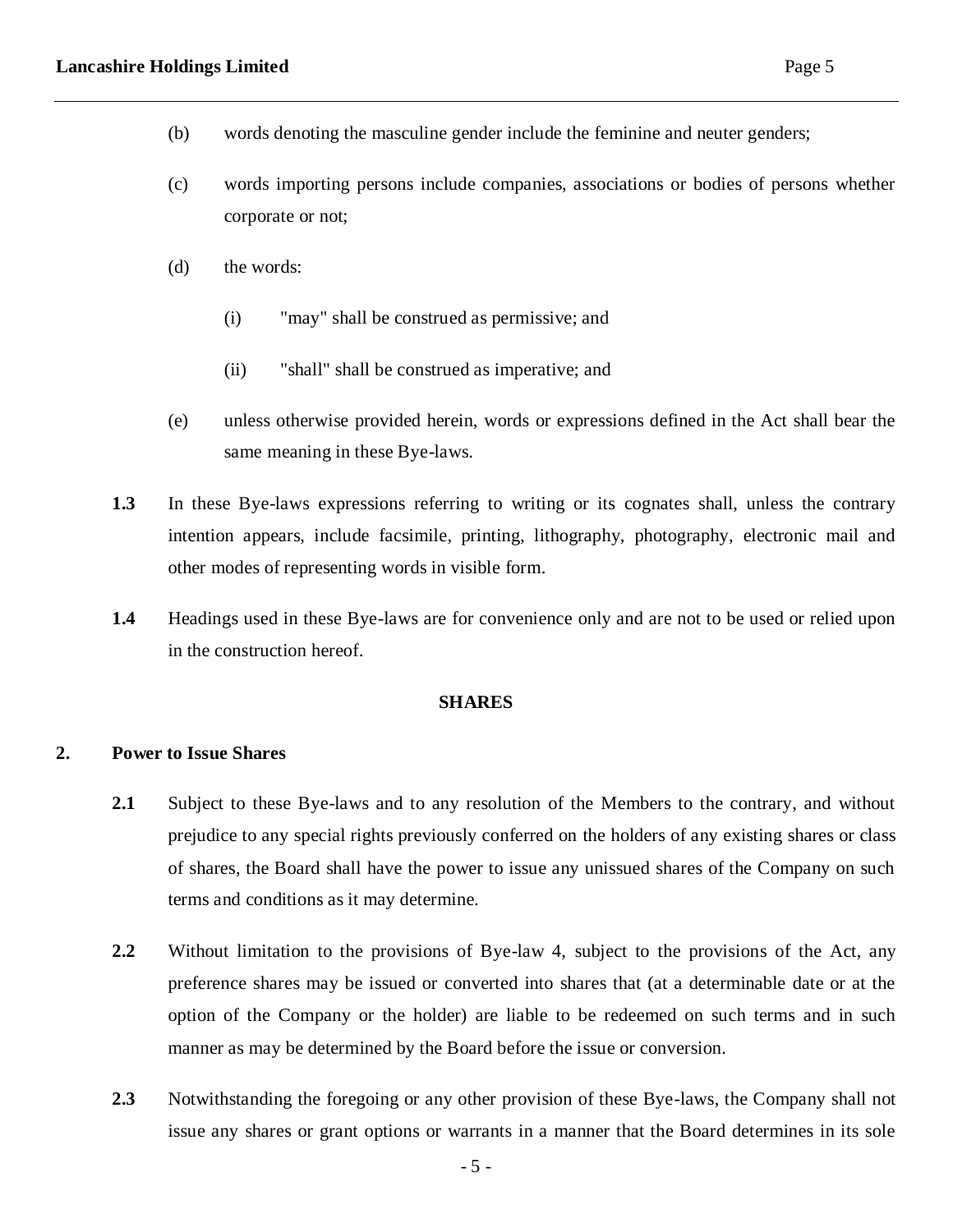(b) words denoting the masculine gender include the feminine and neuter genders;

(c) words importing persons include companies, associations or bodies of persons whether corporate or not;

(d) the words:

  (i) "may" shall be construed as permissive; and

  (ii) "shall" shall be construed as imperative; and

(e) unless otherwise provided herein, words or expressions defined in the Act shall bear the same meaning in these Bye-laws.

**1.3** In these Bye-laws expressions referring to writing or its cognates shall, unless the contrary intention appears, include facsimile, printing, lithography, photography, electronic mail and other modes of representing words in visible form.

**1.4** Headings used in these Bye-laws are for convenience only and are not to be used or relied upon in the construction hereof.

## SHARES

### 2. Power to Issue Shares

**2.1** Subject to these Bye-laws and to any resolution of the Members to the contrary, and without prejudice to any special rights previously conferred on the holders of any existing shares or class of shares, the Board shall have the power to issue any unissued shares of the Company on such terms and conditions as it may determine.

**2.2** Without limitation to the provisions of Bye-law 4, subject to the provisions of the Act, any preference shares may be issued or converted into shares that (at a determinable date or at the option of the Company or the holder) are liable to be redeemed on such terms and in such manner as may be determined by the Board before the issue or conversion.

**2.3** Notwithstanding the foregoing or any other provision of these Bye-laws, the Company shall not issue any shares or grant options or warrants in a manner that the Board determines in its sole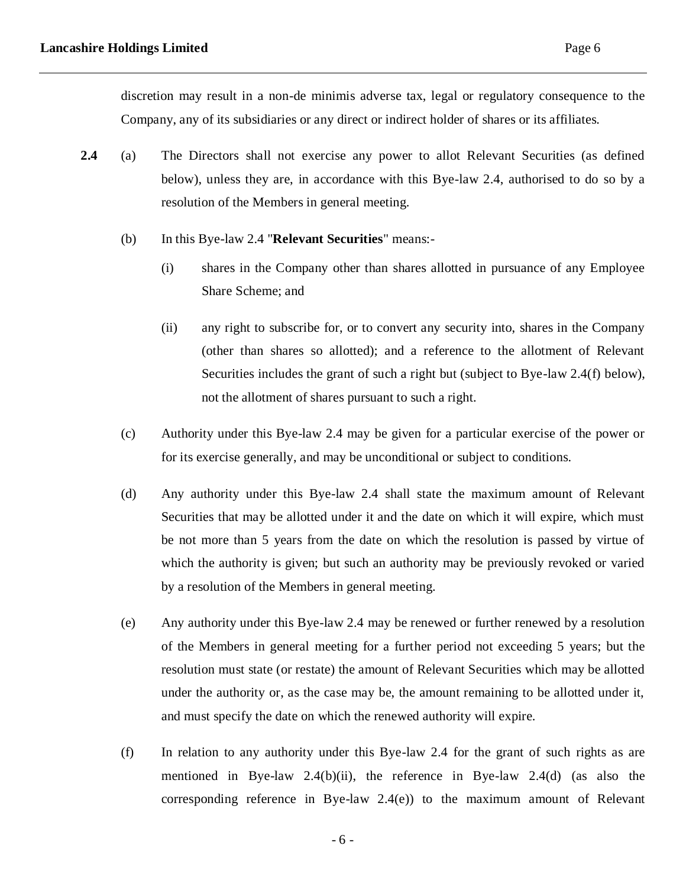discretion may result in a non-de minimis adverse tax, legal or regulatory consequence to the Company, any of its subsidiaries or any direct or indirect holder of shares or its affiliates.

**2.4** (a) The Directors shall not exercise any power to allot Relevant Securities (as defined below), unless they are, in accordance with this Bye-law 2.4, authorised to do so by a resolution of the Members in general meeting.

(b) In this Bye-law 2.4 "**Relevant Securities**" means:-

(i) shares in the Company other than shares allotted in pursuance of any Employee Share Scheme; and

(ii) any right to subscribe for, or to convert any security into, shares in the Company (other than shares so allotted); and a reference to the allotment of Relevant Securities includes the grant of such a right but (subject to Bye-law 2.4(f) below), not the allotment of shares pursuant to such a right.

(c) Authority under this Bye-law 2.4 may be given for a particular exercise of the power or for its exercise generally, and may be unconditional or subject to conditions.

(d) Any authority under this Bye-law 2.4 shall state the maximum amount of Relevant Securities that may be allotted under it and the date on which it will expire, which must be not more than 5 years from the date on which the resolution is passed by virtue of which the authority is given; but such an authority may be previously revoked or varied by a resolution of the Members in general meeting.

(e) Any authority under this Bye-law 2.4 may be renewed or further renewed by a resolution of the Members in general meeting for a further period not exceeding 5 years; but the resolution must state (or restate) the amount of Relevant Securities which may be allotted under the authority or, as the case may be, the amount remaining to be allotted under it, and must specify the date on which the renewed authority will expire.

(f) In relation to any authority under this Bye-law 2.4 for the grant of such rights as are mentioned in Bye-law 2.4(b)(ii), the reference in Bye-law 2.4(d) (as also the corresponding reference in Bye-law 2.4(e)) to the maximum amount of Relevant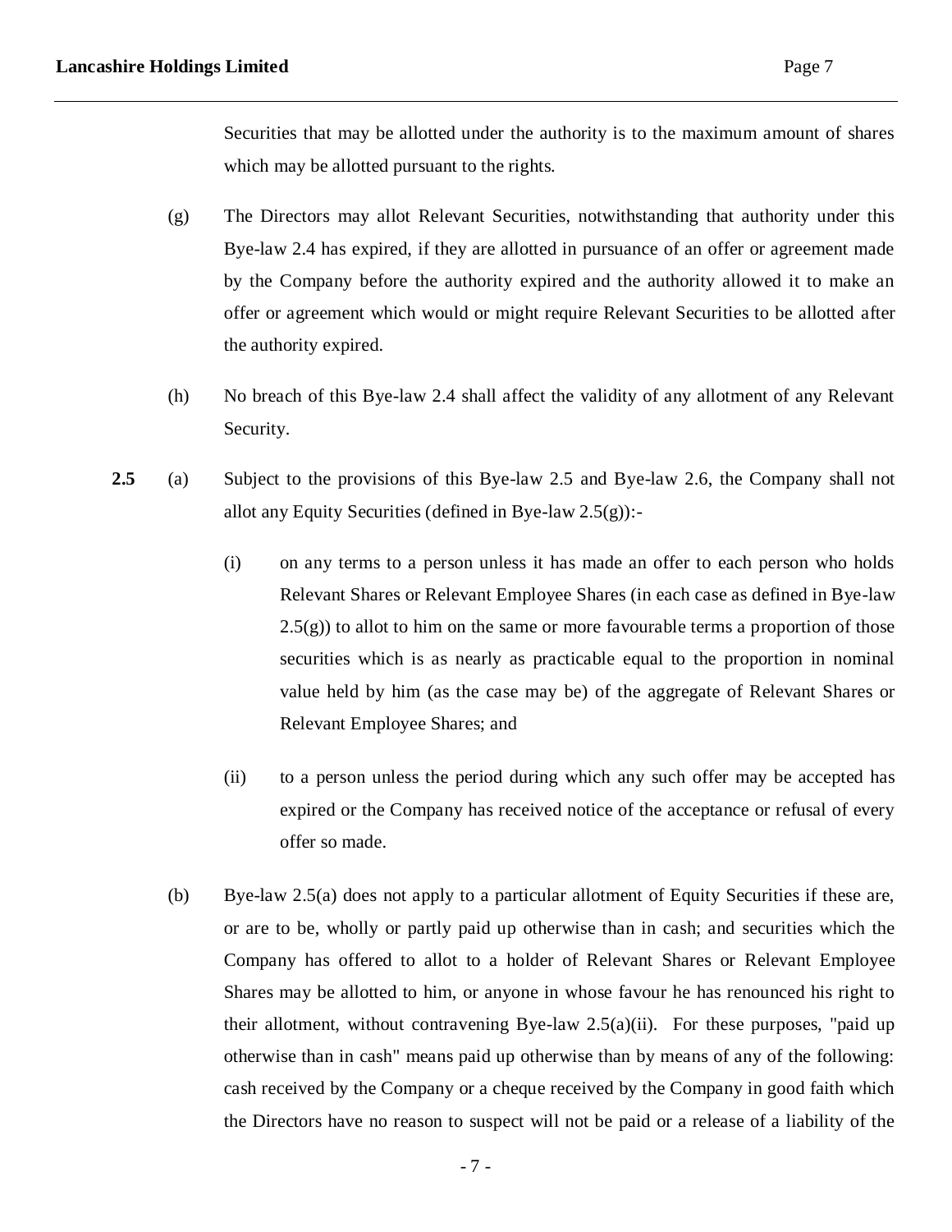Securities that may be allotted under the authority is to the maximum amount of shares which may be allotted pursuant to the rights.

(g) The Directors may allot Relevant Securities, notwithstanding that authority under this Bye-law 2.4 has expired, if they are allotted in pursuance of an offer or agreement made by the Company before the authority expired and the authority allowed it to make an offer or agreement which would or might require Relevant Securities to be allotted after the authority expired.

(h) No breach of this Bye-law 2.4 shall affect the validity of any allotment of any Relevant Security.

**2.5** (a) Subject to the provisions of this Bye-law 2.5 and Bye-law 2.6, the Company shall not allot any Equity Securities (defined in Bye-law 2.5(g)):-

(i) on any terms to a person unless it has made an offer to each person who holds Relevant Shares or Relevant Employee Shares (in each case as defined in Bye-law 2.5(g)) to allot to him on the same or more favourable terms a proportion of those securities which is as nearly as practicable equal to the proportion in nominal value held by him (as the case may be) of the aggregate of Relevant Shares or Relevant Employee Shares; and

(ii) to a person unless the period during which any such offer may be accepted has expired or the Company has received notice of the acceptance or refusal of every offer so made.

(b) Bye-law 2.5(a) does not apply to a particular allotment of Equity Securities if these are, or are to be, wholly or partly paid up otherwise than in cash; and securities which the Company has offered to allot to a holder of Relevant Shares or Relevant Employee Shares may be allotted to him, or anyone in whose favour he has renounced his right to their allotment, without contravening Bye-law 2.5(a)(ii). For these purposes, "paid up otherwise than in cash" means paid up otherwise than by means of any of the following: cash received by the Company or a cheque received by the Company in good faith which the Directors have no reason to suspect will not be paid or a release of a liability of the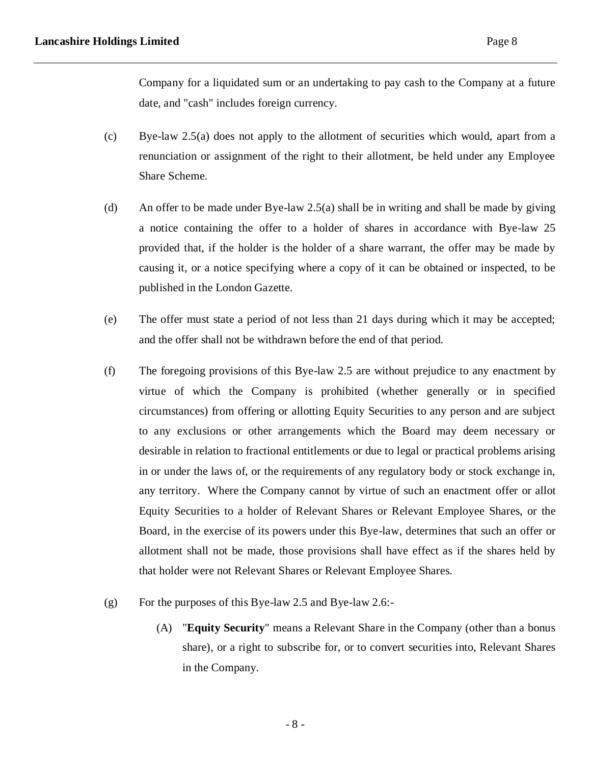Company for a liquidated sum or an undertaking to pay cash to the Company at a future date, and "cash" includes foreign currency.

(c) Bye-law 2.5(a) does not apply to the allotment of securities which would, apart from a renunciation or assignment of the right to their allotment, be held under any Employee Share Scheme.

(d) An offer to be made under Bye-law 2.5(a) shall be in writing and shall be made by giving a notice containing the offer to a holder of shares in accordance with Bye-law 25 provided that, if the holder is the holder of a share warrant, the offer may be made by causing it, or a notice specifying where a copy of it can be obtained or inspected, to be published in the London Gazette.

(e) The offer must state a period of not less than 21 days during which it may be accepted; and the offer shall not be withdrawn before the end of that period.

(f) The foregoing provisions of this Bye-law 2.5 are without prejudice to any enactment by virtue of which the Company is prohibited (whether generally or in specified circumstances) from offering or allotting Equity Securities to any person and are subject to any exclusions or other arrangements which the Board may deem necessary or desirable in relation to fractional entitlements or due to legal or practical problems arising in or under the laws of, or the requirements of any regulatory body or stock exchange in, any territory. Where the Company cannot by virtue of such an enactment offer or allot Equity Securities to a holder of Relevant Shares or Relevant Employee Shares, or the Board, in the exercise of its powers under this Bye-law, determines that such an offer or allotment shall not be made, those provisions shall have effect as if the shares held by that holder were not Relevant Shares or Relevant Employee Shares.

(g) For the purposes of this Bye-law 2.5 and Bye-law 2.6:-

(A) "**Equity Security**" means a Relevant Share in the Company (other than a bonus share), or a right to subscribe for, or to convert securities into, Relevant Shares in the Company.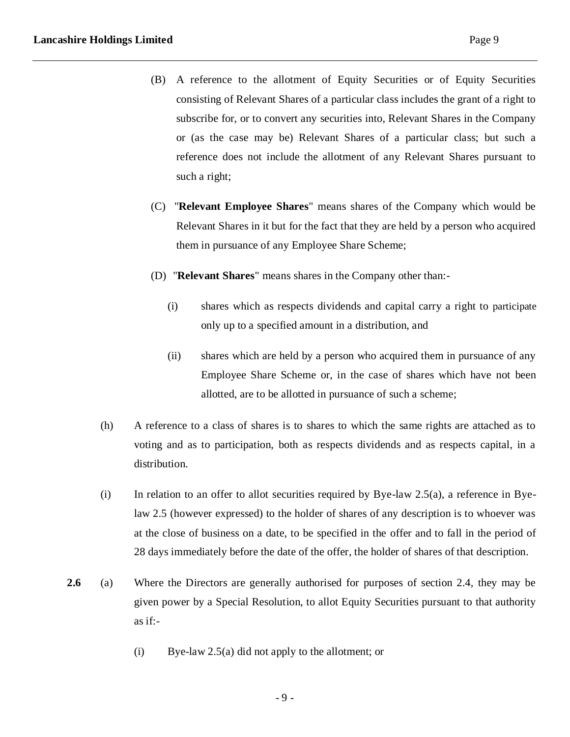(B) A reference to the allotment of Equity Securities or of Equity Securities consisting of Relevant Shares of a particular class includes the grant of a right to subscribe for, or to convert any securities into, Relevant Shares in the Company or (as the case may be) Relevant Shares of a particular class; but such a reference does not include the allotment of any Relevant Shares pursuant to such a right;

(C) "**Relevant Employee Shares**" means shares of the Company which would be Relevant Shares in it but for the fact that they are held by a person who acquired them in pursuance of any Employee Share Scheme;

(D) "**Relevant Shares**" means shares in the Company other than:-

(i) shares which as respects dividends and capital carry a right to participate only up to a specified amount in a distribution, and

(ii) shares which are held by a person who acquired them in pursuance of any Employee Share Scheme or, in the case of shares which have not been allotted, are to be allotted in pursuance of such a scheme;

(h) A reference to a class of shares is to shares to which the same rights are attached as to voting and as to participation, both as respects dividends and as respects capital, in a distribution.

(i) In relation to an offer to allot securities required by Bye-law 2.5(a), a reference in Bye-law 2.5 (however expressed) to the holder of shares of any description is to whoever was at the close of business on a date, to be specified in the offer and to fall in the period of 28 days immediately before the date of the offer, the holder of shares of that description.

**2.6** (a) Where the Directors are generally authorised for purposes of section 2.4, they may be given power by a Special Resolution, to allot Equity Securities pursuant to that authority as if:-

(i) Bye-law 2.5(a) did not apply to the allotment; or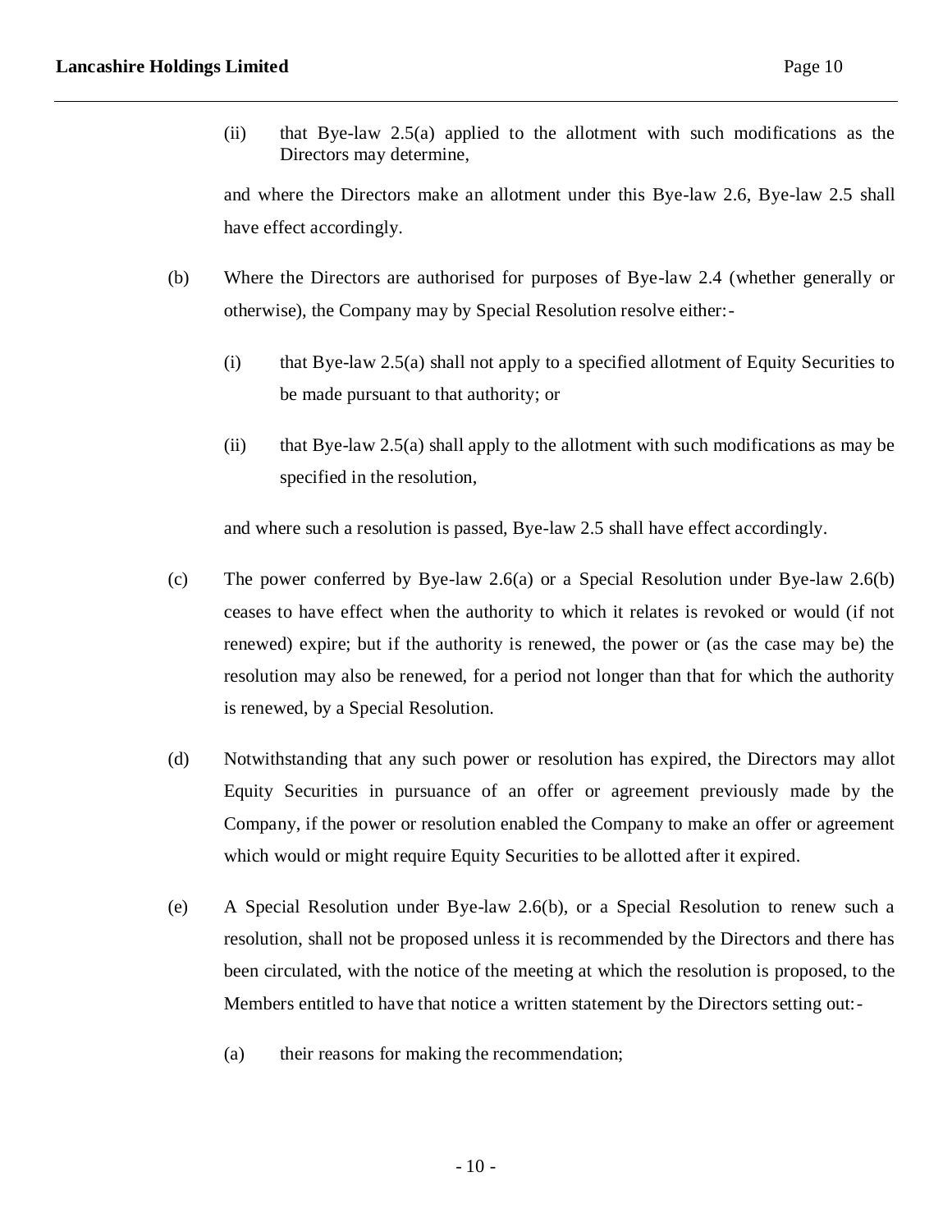(ii) that Bye-law 2.5(a) applied to the allotment with such modifications as the Directors may determine,

and where the Directors make an allotment under this Bye-law 2.6, Bye-law 2.5 shall have effect accordingly.

(b) Where the Directors are authorised for purposes of Bye-law 2.4 (whether generally or otherwise), the Company may by Special Resolution resolve either:-

(i) that Bye-law 2.5(a) shall not apply to a specified allotment of Equity Securities to be made pursuant to that authority; or

(ii) that Bye-law 2.5(a) shall apply to the allotment with such modifications as may be specified in the resolution,

and where such a resolution is passed, Bye-law 2.5 shall have effect accordingly.

(c) The power conferred by Bye-law 2.6(a) or a Special Resolution under Bye-law 2.6(b) ceases to have effect when the authority to which it relates is revoked or would (if not renewed) expire; but if the authority is renewed, the power or (as the case may be) the resolution may also be renewed, for a period not longer than that for which the authority is renewed, by a Special Resolution.

(d) Notwithstanding that any such power or resolution has expired, the Directors may allot Equity Securities in pursuance of an offer or agreement previously made by the Company, if the power or resolution enabled the Company to make an offer or agreement which would or might require Equity Securities to be allotted after it expired.

(e) A Special Resolution under Bye-law 2.6(b), or a Special Resolution to renew such a resolution, shall not be proposed unless it is recommended by the Directors and there has been circulated, with the notice of the meeting at which the resolution is proposed, to the Members entitled to have that notice a written statement by the Directors setting out:-

(a) their reasons for making the recommendation;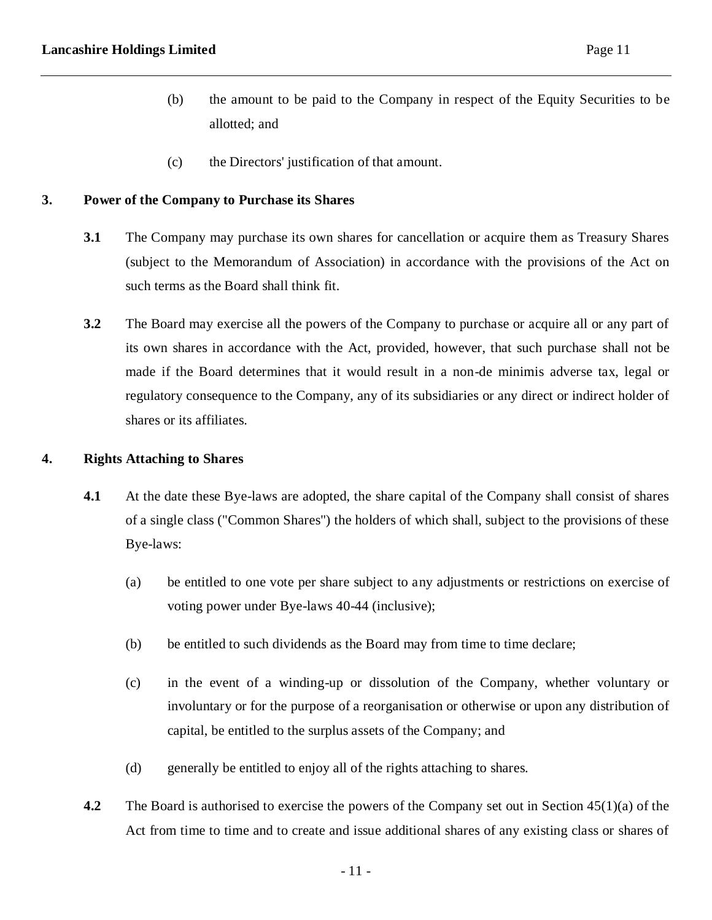(b) the amount to be paid to the Company in respect of the Equity Securities to be allotted; and

(c) the Directors' justification of that amount.

## 3. Power of the Company to Purchase its Shares

**3.1** The Company may purchase its own shares for cancellation or acquire them as Treasury Shares (subject to the Memorandum of Association) in accordance with the provisions of the Act on such terms as the Board shall think fit.

**3.2** The Board may exercise all the powers of the Company to purchase or acquire all or any part of its own shares in accordance with the Act, provided, however, that such purchase shall not be made if the Board determines that it would result in a non-de minimis adverse tax, legal or regulatory consequence to the Company, any of its subsidiaries or any direct or indirect holder of shares or its affiliates.

## 4. Rights Attaching to Shares

**4.1** At the date these Bye-laws are adopted, the share capital of the Company shall consist of shares of a single class ("Common Shares") the holders of which shall, subject to the provisions of these Bye-laws:

(a) be entitled to one vote per share subject to any adjustments or restrictions on exercise of voting power under Bye-laws 40-44 (inclusive);

(b) be entitled to such dividends as the Board may from time to time declare;

(c) in the event of a winding-up or dissolution of the Company, whether voluntary or involuntary or for the purpose of a reorganisation or otherwise or upon any distribution of capital, be entitled to the surplus assets of the Company; and

(d) generally be entitled to enjoy all of the rights attaching to shares.

**4.2** The Board is authorised to exercise the powers of the Company set out in Section 45(1)(a) of the Act from time to time and to create and issue additional shares of any existing class or shares of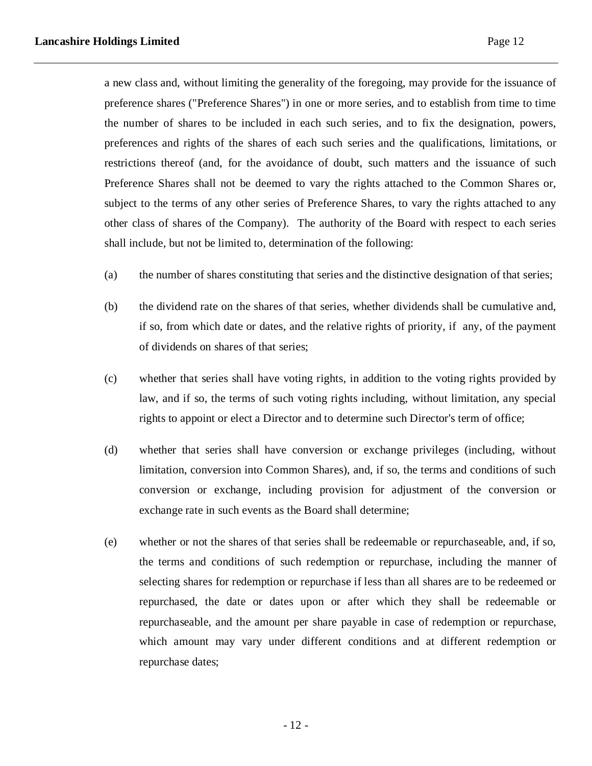a new class and, without limiting the generality of the foregoing, may provide for the issuance of preference shares ("Preference Shares") in one or more series, and to establish from time to time the number of shares to be included in each such series, and to fix the designation, powers, preferences and rights of the shares of each such series and the qualifications, limitations, or restrictions thereof (and, for the avoidance of doubt, such matters and the issuance of such Preference Shares shall not be deemed to vary the rights attached to the Common Shares or, subject to the terms of any other series of Preference Shares, to vary the rights attached to any other class of shares of the Company). The authority of the Board with respect to each series shall include, but not be limited to, determination of the following:

(a) the number of shares constituting that series and the distinctive designation of that series;

(b) the dividend rate on the shares of that series, whether dividends shall be cumulative and, if so, from which date or dates, and the relative rights of priority, if any, of the payment of dividends on shares of that series;

(c) whether that series shall have voting rights, in addition to the voting rights provided by law, and if so, the terms of such voting rights including, without limitation, any special rights to appoint or elect a Director and to determine such Director's term of office;

(d) whether that series shall have conversion or exchange privileges (including, without limitation, conversion into Common Shares), and, if so, the terms and conditions of such conversion or exchange, including provision for adjustment of the conversion or exchange rate in such events as the Board shall determine;

(e) whether or not the shares of that series shall be redeemable or repurchaseable, and, if so, the terms and conditions of such redemption or repurchase, including the manner of selecting shares for redemption or repurchase if less than all shares are to be redeemed or repurchased, the date or dates upon or after which they shall be redeemable or repurchaseable, and the amount per share payable in case of redemption or repurchase, which amount may vary under different conditions and at different redemption or repurchase dates;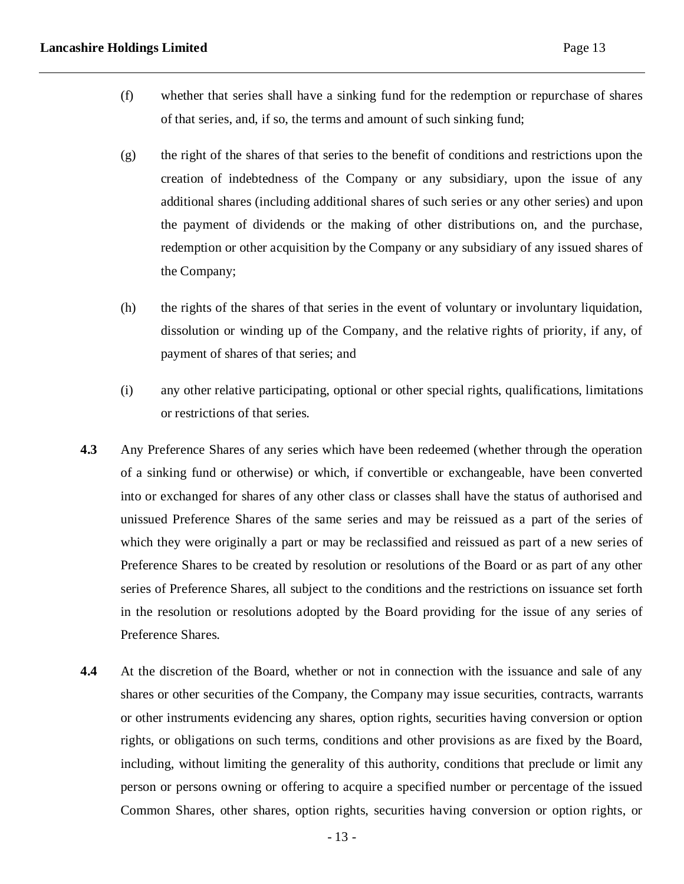(f) whether that series shall have a sinking fund for the redemption or repurchase of shares of that series, and, if so, the terms and amount of such sinking fund;

(g) the right of the shares of that series to the benefit of conditions and restrictions upon the creation of indebtedness of the Company or any subsidiary, upon the issue of any additional shares (including additional shares of such series or any other series) and upon the payment of dividends or the making of other distributions on, and the purchase, redemption or other acquisition by the Company or any subsidiary of any issued shares of the Company;

(h) the rights of the shares of that series in the event of voluntary or involuntary liquidation, dissolution or winding up of the Company, and the relative rights of priority, if any, of payment of shares of that series; and

(i) any other relative participating, optional or other special rights, qualifications, limitations or restrictions of that series.

**4.3** Any Preference Shares of any series which have been redeemed (whether through the operation of a sinking fund or otherwise) or which, if convertible or exchangeable, have been converted into or exchanged for shares of any other class or classes shall have the status of authorised and unissued Preference Shares of the same series and may be reissued as a part of the series of which they were originally a part or may be reclassified and reissued as part of a new series of Preference Shares to be created by resolution or resolutions of the Board or as part of any other series of Preference Shares, all subject to the conditions and the restrictions on issuance set forth in the resolution or resolutions adopted by the Board providing for the issue of any series of Preference Shares.

**4.4** At the discretion of the Board, whether or not in connection with the issuance and sale of any shares or other securities of the Company, the Company may issue securities, contracts, warrants or other instruments evidencing any shares, option rights, securities having conversion or option rights, or obligations on such terms, conditions and other provisions as are fixed by the Board, including, without limiting the generality of this authority, conditions that preclude or limit any person or persons owning or offering to acquire a specified number or percentage of the issued Common Shares, other shares, option rights, securities having conversion or option rights, or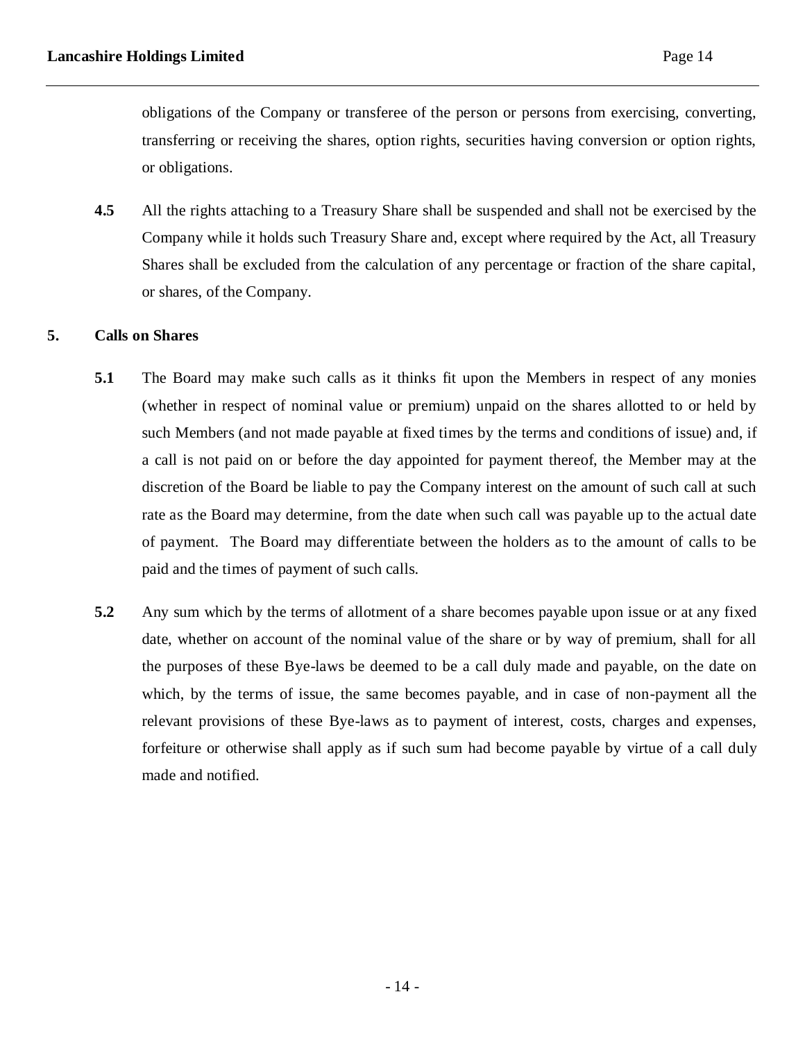obligations of the Company or transferee of the person or persons from exercising, converting, transferring or receiving the shares, option rights, securities having conversion or option rights, or obligations.

**4.5** All the rights attaching to a Treasury Share shall be suspended and shall not be exercised by the Company while it holds such Treasury Share and, except where required by the Act, all Treasury Shares shall be excluded from the calculation of any percentage or fraction of the share capital, or shares, of the Company.

## 5. Calls on Shares

**5.1** The Board may make such calls as it thinks fit upon the Members in respect of any monies (whether in respect of nominal value or premium) unpaid on the shares allotted to or held by such Members (and not made payable at fixed times by the terms and conditions of issue) and, if a call is not paid on or before the day appointed for payment thereof, the Member may at the discretion of the Board be liable to pay the Company interest on the amount of such call at such rate as the Board may determine, from the date when such call was payable up to the actual date of payment. The Board may differentiate between the holders as to the amount of calls to be paid and the times of payment of such calls.

**5.2** Any sum which by the terms of allotment of a share becomes payable upon issue or at any fixed date, whether on account of the nominal value of the share or by way of premium, shall for all the purposes of these Bye-laws be deemed to be a call duly made and payable, on the date on which, by the terms of issue, the same becomes payable, and in case of non-payment all the relevant provisions of these Bye-laws as to payment of interest, costs, charges and expenses, forfeiture or otherwise shall apply as if such sum had become payable by virtue of a call duly made and notified.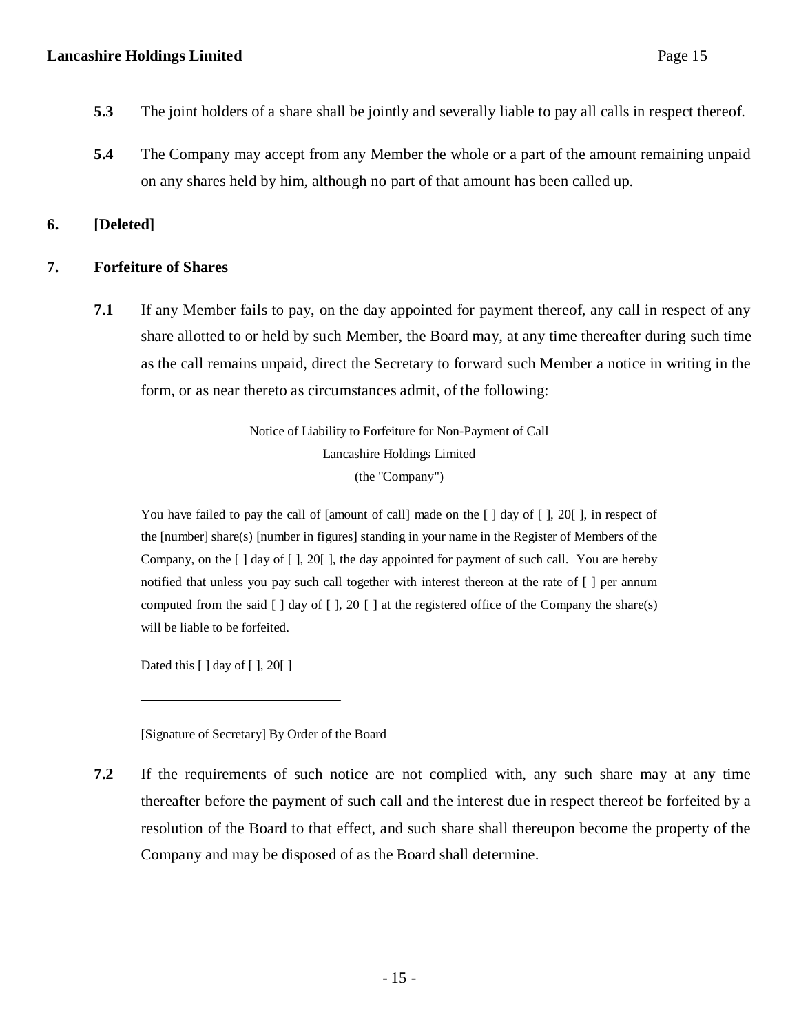**5.3** The joint holders of a share shall be jointly and severally liable to pay all calls in respect thereof.

**5.4** The Company may accept from any Member the whole or a part of the amount remaining unpaid on any shares held by him, although no part of that amount has been called up.

## 6. [Deleted]

## 7. Forfeiture of Shares

**7.1** If any Member fails to pay, on the day appointed for payment thereof, any call in respect of any share allotted to or held by such Member, the Board may, at any time thereafter during such time as the call remains unpaid, direct the Secretary to forward such Member a notice in writing in the form, or as near thereto as circumstances admit, of the following:

Notice of Liability to Forfeiture for Non-Payment of Call
Lancashire Holdings Limited
(the "Company")

You have failed to pay the call of [amount of call] made on the [ ] day of [ ], 20[ ], in respect of the [number] share(s) [number in figures] standing in your name in the Register of Members of the Company, on the [ ] day of [ ], 20[ ], the day appointed for payment of such call. You are hereby notified that unless you pay such call together with interest thereon at the rate of [ ] per annum computed from the said [ ] day of [ ], 20 [ ] at the registered office of the Company the share(s) will be liable to be forfeited.

Dated this [ ] day of [ ], 20[ ]

______________________________

[Signature of Secretary] By Order of the Board

**7.2** If the requirements of such notice are not complied with, any such share may at any time thereafter before the payment of such call and the interest due in respect thereof be forfeited by a resolution of the Board to that effect, and such share shall thereupon become the property of the Company and may be disposed of as the Board shall determine.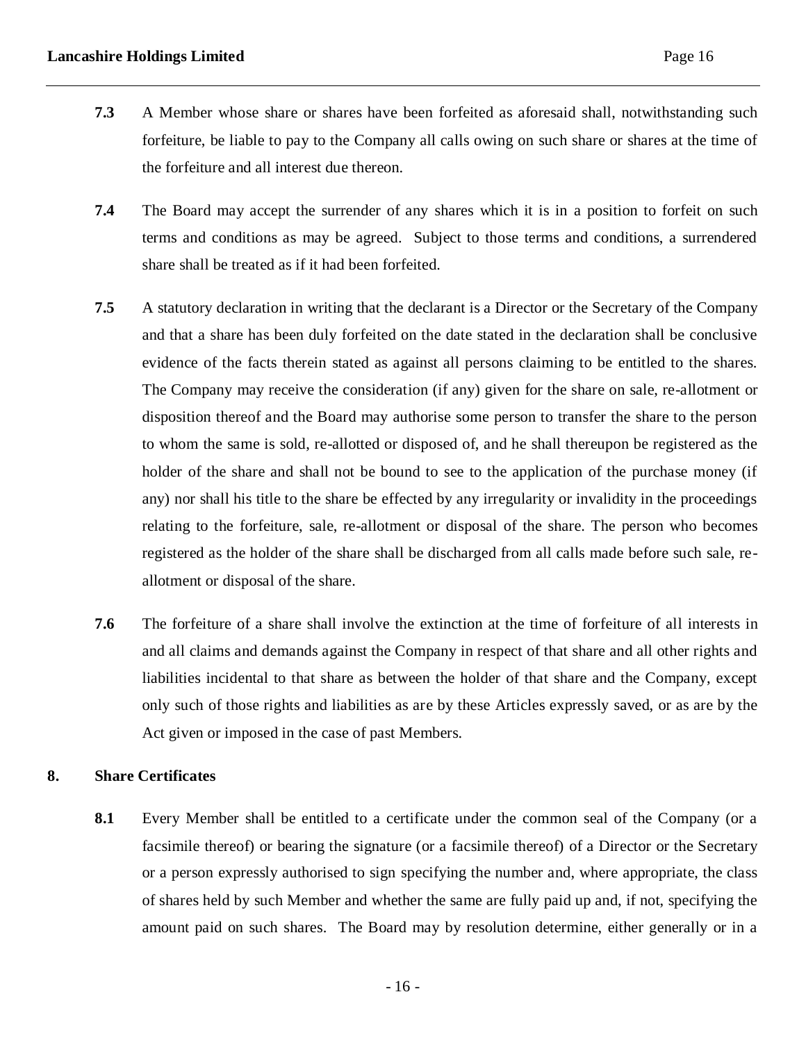**7.3** A Member whose share or shares have been forfeited as aforesaid shall, notwithstanding such forfeiture, be liable to pay to the Company all calls owing on such share or shares at the time of the forfeiture and all interest due thereon.

**7.4** The Board may accept the surrender of any shares which it is in a position to forfeit on such terms and conditions as may be agreed. Subject to those terms and conditions, a surrendered share shall be treated as if it had been forfeited.

**7.5** A statutory declaration in writing that the declarant is a Director or the Secretary of the Company and that a share has been duly forfeited on the date stated in the declaration shall be conclusive evidence of the facts therein stated as against all persons claiming to be entitled to the shares. The Company may receive the consideration (if any) given for the share on sale, re-allotment or disposition thereof and the Board may authorise some person to transfer the share to the person to whom the same is sold, re-allotted or disposed of, and he shall thereupon be registered as the holder of the share and shall not be bound to see to the application of the purchase money (if any) nor shall his title to the share be effected by any irregularity or invalidity in the proceedings relating to the forfeiture, sale, re-allotment or disposal of the share. The person who becomes registered as the holder of the share shall be discharged from all calls made before such sale, re-allotment or disposal of the share.

**7.6** The forfeiture of a share shall involve the extinction at the time of forfeiture of all interests in and all claims and demands against the Company in respect of that share and all other rights and liabilities incidental to that share as between the holder of that share and the Company, except only such of those rights and liabilities as are by these Articles expressly saved, or as are by the Act given or imposed in the case of past Members.

## 8. Share Certificates

**8.1** Every Member shall be entitled to a certificate under the common seal of the Company (or a facsimile thereof) or bearing the signature (or a facsimile thereof) of a Director or the Secretary or a person expressly authorised to sign specifying the number and, where appropriate, the class of shares held by such Member and whether the same are fully paid up and, if not, specifying the amount paid on such shares. The Board may by resolution determine, either generally or in a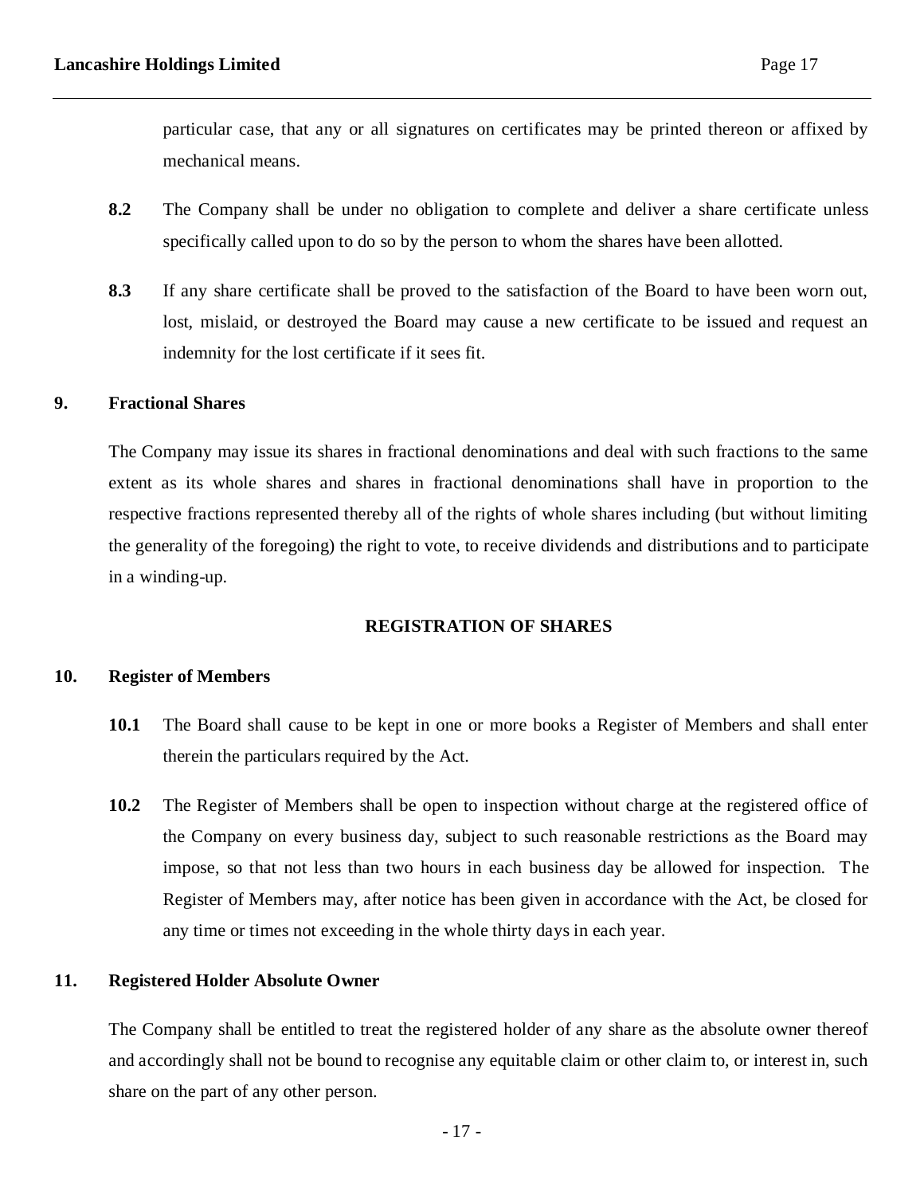particular case, that any or all signatures on certificates may be printed thereon or affixed by mechanical means.

**8.2** The Company shall be under no obligation to complete and deliver a share certificate unless specifically called upon to do so by the person to whom the shares have been allotted.

**8.3** If any share certificate shall be proved to the satisfaction of the Board to have been worn out, lost, mislaid, or destroyed the Board may cause a new certificate to be issued and request an indemnity for the lost certificate if it sees fit.

**9. Fractional Shares**

The Company may issue its shares in fractional denominations and deal with such fractions to the same extent as its whole shares and shares in fractional denominations shall have in proportion to the respective fractions represented thereby all of the rights of whole shares including (but without limiting the generality of the foregoing) the right to vote, to receive dividends and distributions and to participate in a winding-up.

## REGISTRATION OF SHARES

**10. Register of Members**

**10.1** The Board shall cause to be kept in one or more books a Register of Members and shall enter therein the particulars required by the Act.

**10.2** The Register of Members shall be open to inspection without charge at the registered office of the Company on every business day, subject to such reasonable restrictions as the Board may impose, so that not less than two hours in each business day be allowed for inspection. The Register of Members may, after notice has been given in accordance with the Act, be closed for any time or times not exceeding in the whole thirty days in each year.

**11. Registered Holder Absolute Owner**

The Company shall be entitled to treat the registered holder of any share as the absolute owner thereof and accordingly shall not be bound to recognise any equitable claim or other claim to, or interest in, such share on the part of any other person.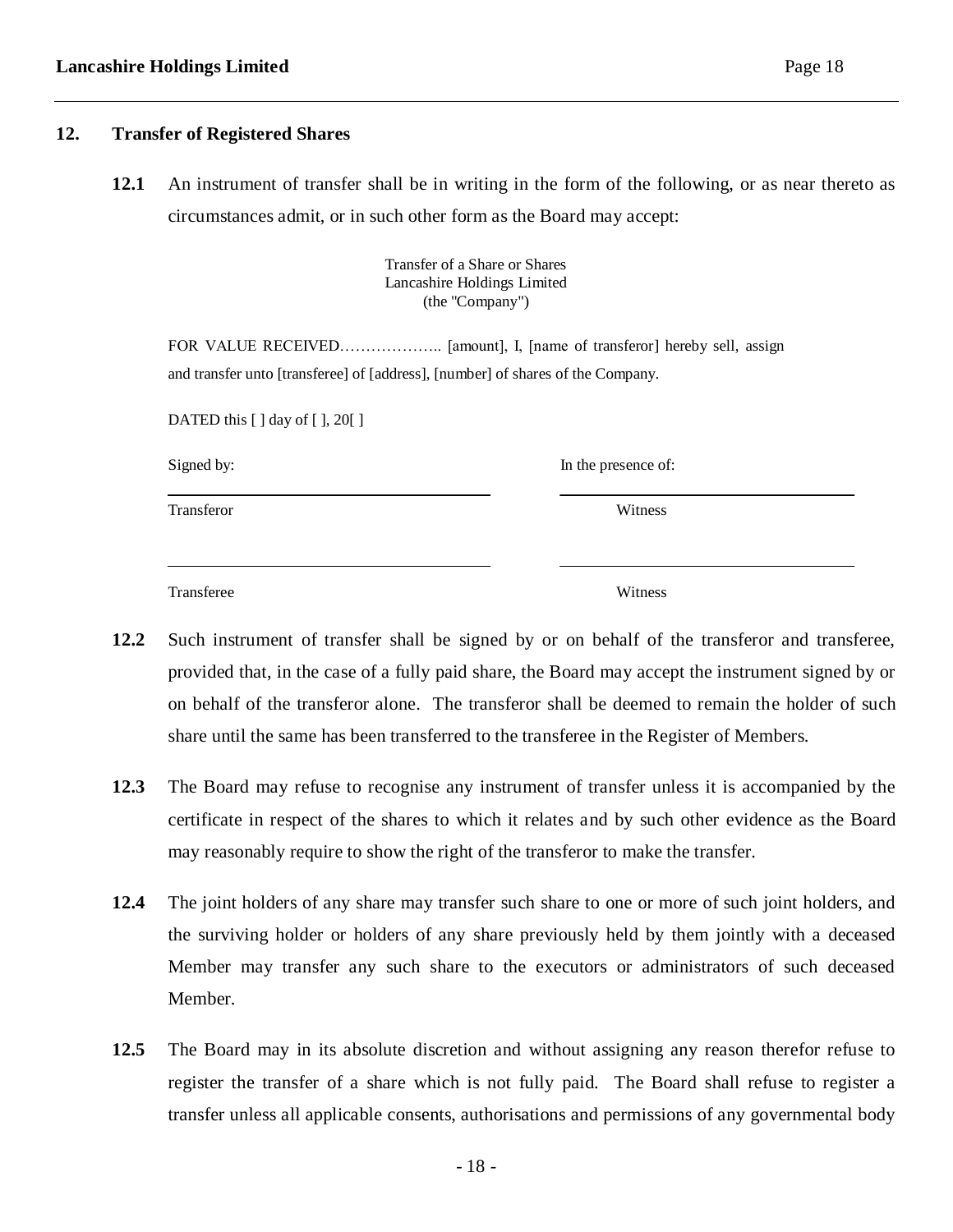## 12. Transfer of Registered Shares

**12.1** An instrument of transfer shall be in writing in the form of the following, or as near thereto as circumstances admit, or in such other form as the Board may accept:

Transfer of a Share or Shares
Lancashire Holdings Limited
(the "Company")

FOR VALUE RECEIVED……………….. [amount], I, [name of transferor] hereby sell, assign and transfer unto [transferee] of [address], [number] of shares of the Company.

DATED this [ ] day of [ ], 20[ ]

| | |
|---|---|
| Signed by: | In the presence of: |
| ______________________ | ______________________ |
| Transferor | Witness |
| ______________________ | ______________________ |
| Transferee | Witness |

**12.2** Such instrument of transfer shall be signed by or on behalf of the transferor and transferee, provided that, in the case of a fully paid share, the Board may accept the instrument signed by or on behalf of the transferor alone. The transferor shall be deemed to remain the holder of such share until the same has been transferred to the transferee in the Register of Members.

**12.3** The Board may refuse to recognise any instrument of transfer unless it is accompanied by the certificate in respect of the shares to which it relates and by such other evidence as the Board may reasonably require to show the right of the transferor to make the transfer.

**12.4** The joint holders of any share may transfer such share to one or more of such joint holders, and the surviving holder or holders of any share previously held by them jointly with a deceased Member may transfer any such share to the executors or administrators of such deceased Member.

**12.5** The Board may in its absolute discretion and without assigning any reason therefor refuse to register the transfer of a share which is not fully paid. The Board shall refuse to register a transfer unless all applicable consents, authorisations and permissions of any governmental body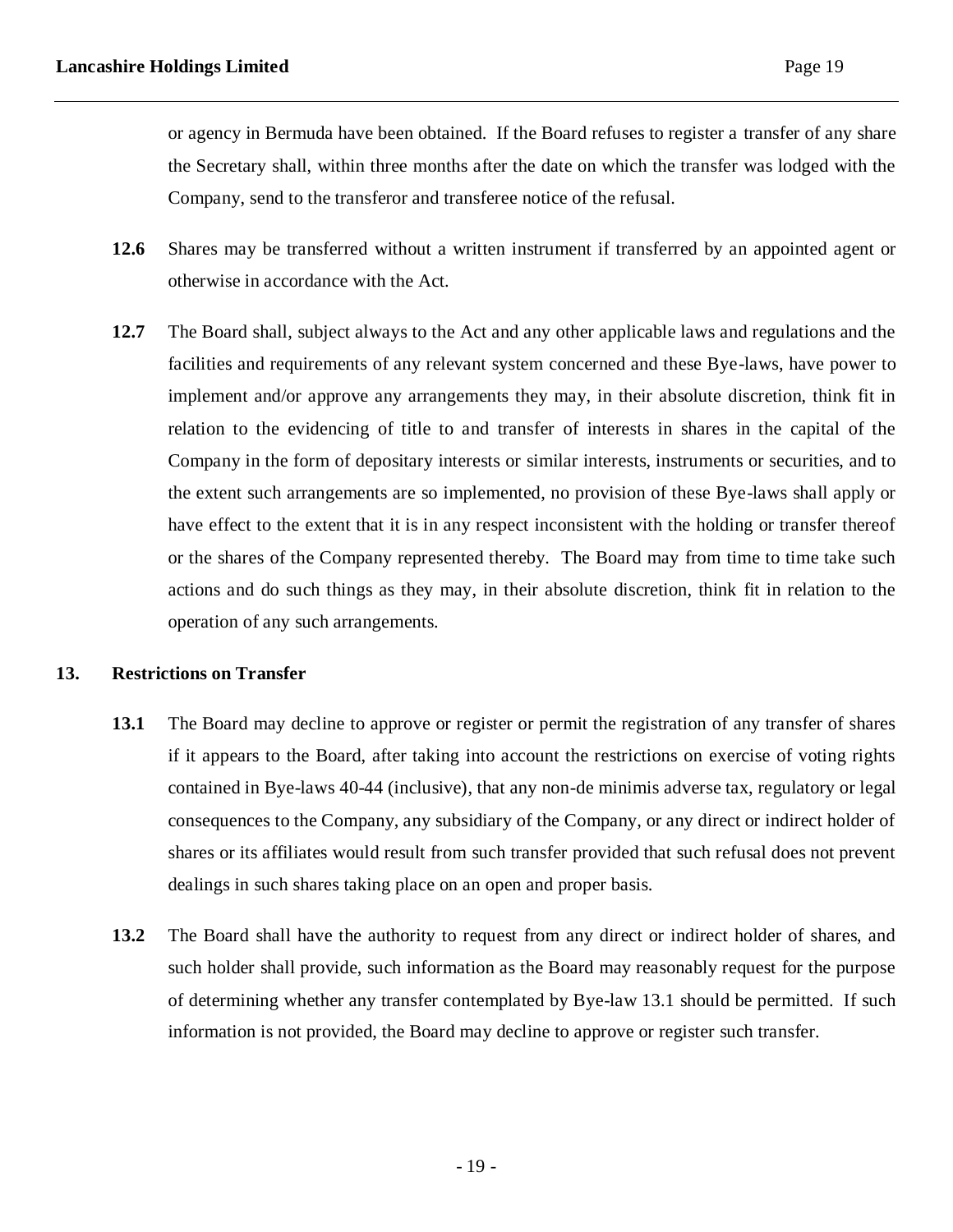or agency in Bermuda have been obtained. If the Board refuses to register a transfer of any share the Secretary shall, within three months after the date on which the transfer was lodged with the Company, send to the transferor and transferee notice of the refusal.

**12.6** Shares may be transferred without a written instrument if transferred by an appointed agent or otherwise in accordance with the Act.

**12.7** The Board shall, subject always to the Act and any other applicable laws and regulations and the facilities and requirements of any relevant system concerned and these Bye-laws, have power to implement and/or approve any arrangements they may, in their absolute discretion, think fit in relation to the evidencing of title to and transfer of interests in shares in the capital of the Company in the form of depositary interests or similar interests, instruments or securities, and to the extent such arrangements are so implemented, no provision of these Bye-laws shall apply or have effect to the extent that it is in any respect inconsistent with the holding or transfer thereof or the shares of the Company represented thereby. The Board may from time to time take such actions and do such things as they may, in their absolute discretion, think fit in relation to the operation of any such arrangements.

## 13. Restrictions on Transfer

**13.1** The Board may decline to approve or register or permit the registration of any transfer of shares if it appears to the Board, after taking into account the restrictions on exercise of voting rights contained in Bye-laws 40-44 (inclusive), that any non-de minimis adverse tax, regulatory or legal consequences to the Company, any subsidiary of the Company, or any direct or indirect holder of shares or its affiliates would result from such transfer provided that such refusal does not prevent dealings in such shares taking place on an open and proper basis.

**13.2** The Board shall have the authority to request from any direct or indirect holder of shares, and such holder shall provide, such information as the Board may reasonably request for the purpose of determining whether any transfer contemplated by Bye-law 13.1 should be permitted. If such information is not provided, the Board may decline to approve or register such transfer.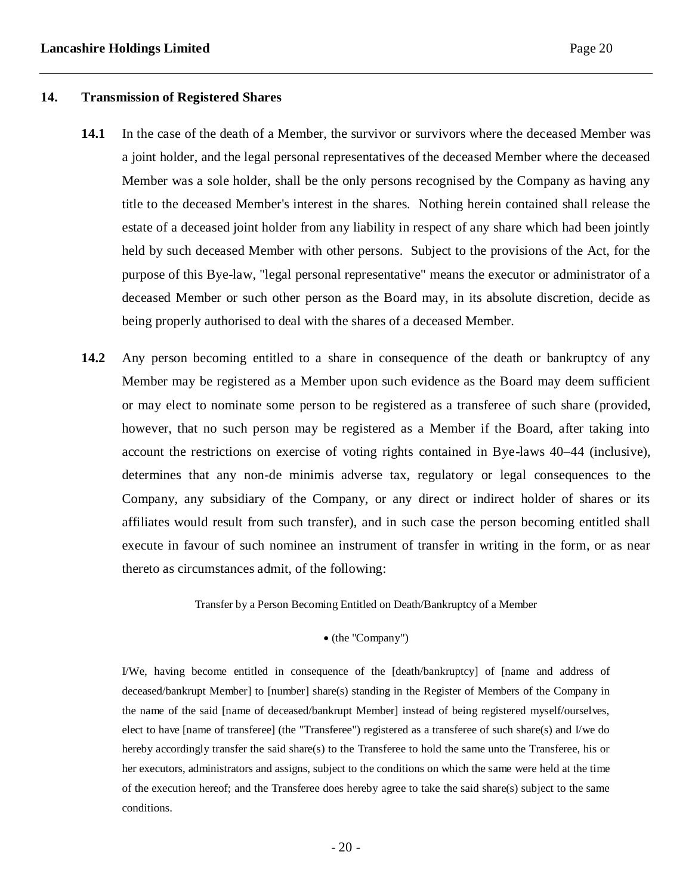## 14. Transmission of Registered Shares

**14.1** In the case of the death of a Member, the survivor or survivors where the deceased Member was a joint holder, and the legal personal representatives of the deceased Member where the deceased Member was a sole holder, shall be the only persons recognised by the Company as having any title to the deceased Member's interest in the shares. Nothing herein contained shall release the estate of a deceased joint holder from any liability in respect of any share which had been jointly held by such deceased Member with other persons. Subject to the provisions of the Act, for the purpose of this Bye-law, "legal personal representative" means the executor or administrator of a deceased Member or such other person as the Board may, in its absolute discretion, decide as being properly authorised to deal with the shares of a deceased Member.

**14.2** Any person becoming entitled to a share in consequence of the death or bankruptcy of any Member may be registered as a Member upon such evidence as the Board may deem sufficient or may elect to nominate some person to be registered as a transferee of such share (provided, however, that no such person may be registered as a Member if the Board, after taking into account the restrictions on exercise of voting rights contained in Bye-laws 40–44 (inclusive), determines that any non-de minimis adverse tax, regulatory or legal consequences to the Company, any subsidiary of the Company, or any direct or indirect holder of shares or its affiliates would result from such transfer), and in such case the person becoming entitled shall execute in favour of such nominee an instrument of transfer in writing in the form, or as near thereto as circumstances admit, of the following:

Transfer by a Person Becoming Entitled on Death/Bankruptcy of a Member

• (the "Company")

I/We, having become entitled in consequence of the [death/bankruptcy] of [name and address of deceased/bankrupt Member] to [number] share(s) standing in the Register of Members of the Company in the name of the said [name of deceased/bankrupt Member] instead of being registered myself/ourselves, elect to have [name of transferee] (the "Transferee") registered as a transferee of such share(s) and I/we do hereby accordingly transfer the said share(s) to the Transferee to hold the same unto the Transferee, his or her executors, administrators and assigns, subject to the conditions on which the same were held at the time of the execution hereof; and the Transferee does hereby agree to take the said share(s) subject to the same conditions.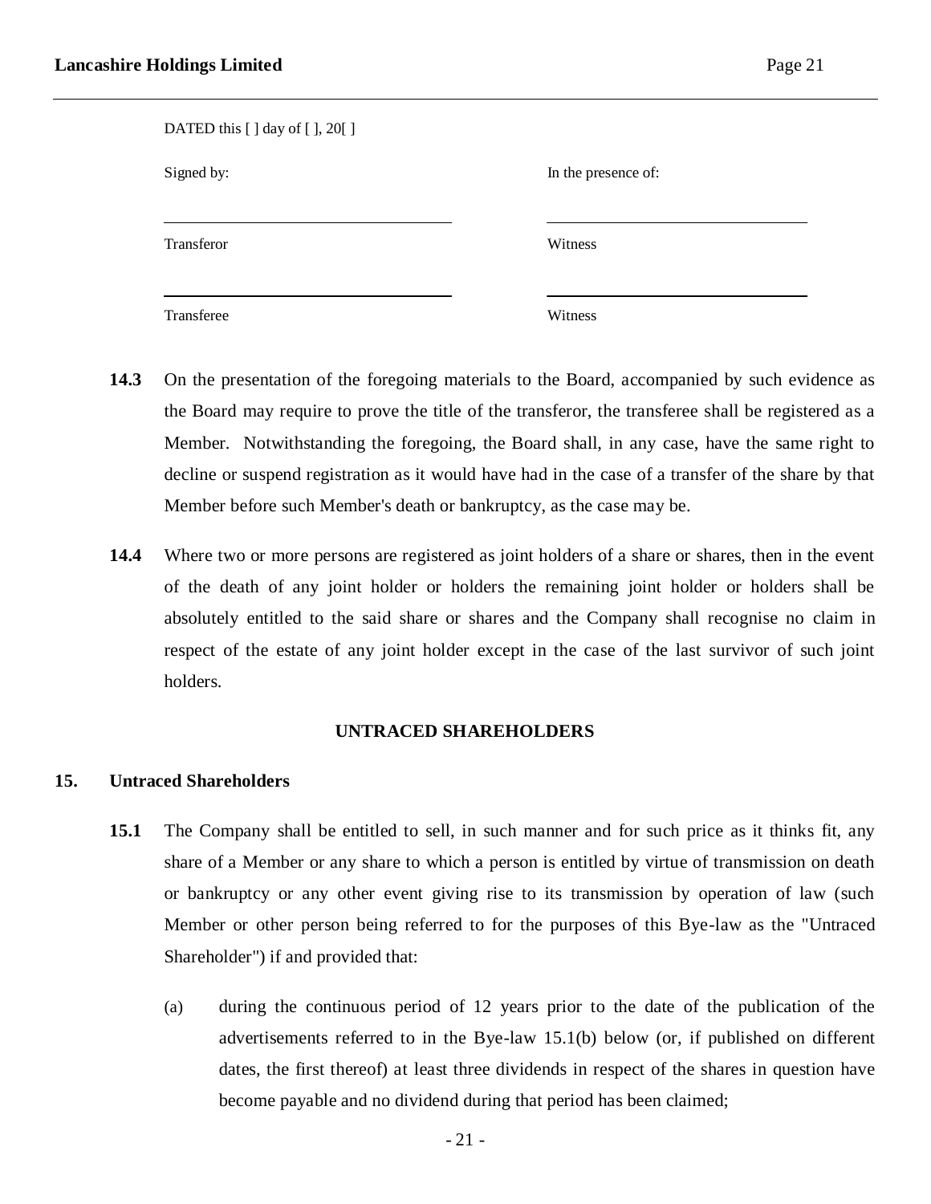DATED this [ ] day of [ ], 20[ ]

| | |
|---|---|
| Signed by: | In the presence of: |
| ______________________ | ______________________ |
| Transferor | Witness |
| ______________________ | ______________________ |
| Transferee | Witness |

**14.3** On the presentation of the foregoing materials to the Board, accompanied by such evidence as the Board may require to prove the title of the transferor, the transferee shall be registered as a Member. Notwithstanding the foregoing, the Board shall, in any case, have the same right to decline or suspend registration as it would have had in the case of a transfer of the share by that Member before such Member's death or bankruptcy, as the case may be.

**14.4** Where two or more persons are registered as joint holders of a share or shares, then in the event of the death of any joint holder or holders the remaining joint holder or holders shall be absolutely entitled to the said share or shares and the Company shall recognise no claim in respect of the estate of any joint holder except in the case of the last survivor of such joint holders.

## UNTRACED SHAREHOLDERS

### 15. Untraced Shareholders

**15.1** The Company shall be entitled to sell, in such manner and for such price as it thinks fit, any share of a Member or any share to which a person is entitled by virtue of transmission on death or bankruptcy or any other event giving rise to its transmission by operation of law (such Member or other person being referred to for the purposes of this Bye-law as the "Untraced Shareholder") if and provided that:

(a) during the continuous period of 12 years prior to the date of the publication of the advertisements referred to in the Bye-law 15.1(b) below (or, if published on different dates, the first thereof) at least three dividends in respect of the shares in question have become payable and no dividend during that period has been claimed;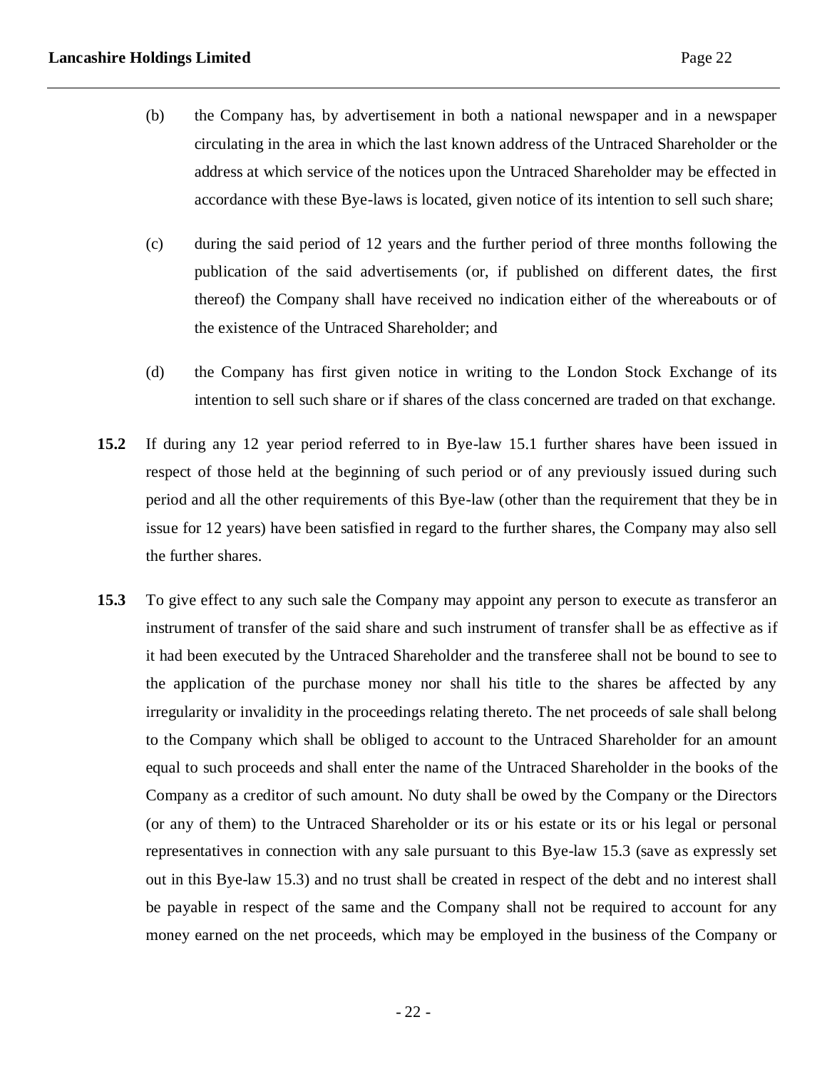(b) the Company has, by advertisement in both a national newspaper and in a newspaper circulating in the area in which the last known address of the Untraced Shareholder or the address at which service of the notices upon the Untraced Shareholder may be effected in accordance with these Bye-laws is located, given notice of its intention to sell such share;

(c) during the said period of 12 years and the further period of three months following the publication of the said advertisements (or, if published on different dates, the first thereof) the Company shall have received no indication either of the whereabouts or of the existence of the Untraced Shareholder; and

(d) the Company has first given notice in writing to the London Stock Exchange of its intention to sell such share or if shares of the class concerned are traded on that exchange.

**15.2** If during any 12 year period referred to in Bye-law 15.1 further shares have been issued in respect of those held at the beginning of such period or of any previously issued during such period and all the other requirements of this Bye-law (other than the requirement that they be in issue for 12 years) have been satisfied in regard to the further shares, the Company may also sell the further shares.

**15.3** To give effect to any such sale the Company may appoint any person to execute as transferor an instrument of transfer of the said share and such instrument of transfer shall be as effective as if it had been executed by the Untraced Shareholder and the transferee shall not be bound to see to the application of the purchase money nor shall his title to the shares be affected by any irregularity or invalidity in the proceedings relating thereto. The net proceeds of sale shall belong to the Company which shall be obliged to account to the Untraced Shareholder for an amount equal to such proceeds and shall enter the name of the Untraced Shareholder in the books of the Company as a creditor of such amount. No duty shall be owed by the Company or the Directors (or any of them) to the Untraced Shareholder or its or his estate or its or his legal or personal representatives in connection with any sale pursuant to this Bye-law 15.3 (save as expressly set out in this Bye-law 15.3) and no trust shall be created in respect of the debt and no interest shall be payable in respect of the same and the Company shall not be required to account for any money earned on the net proceeds, which may be employed in the business of the Company or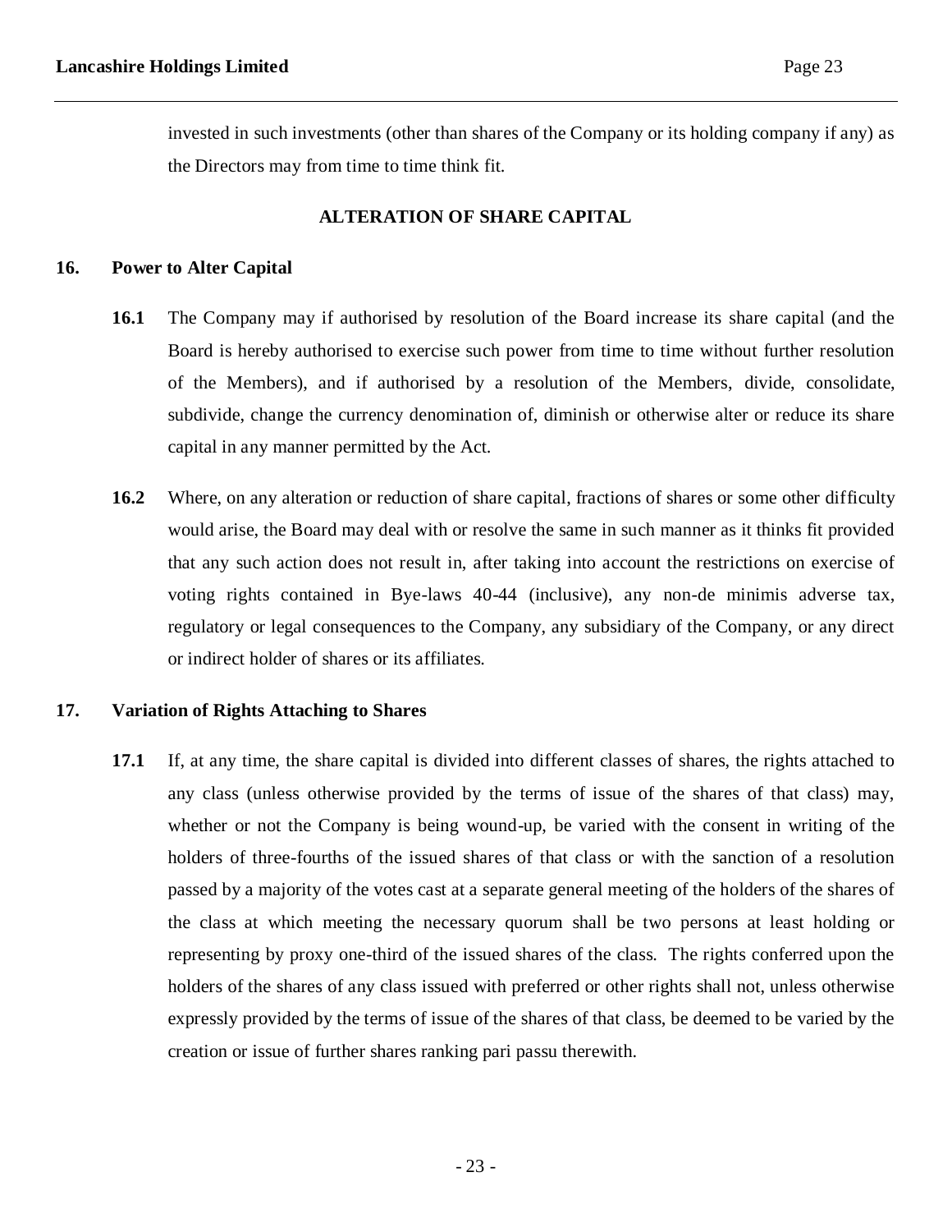invested in such investments (other than shares of the Company or its holding company if any) as the Directors may from time to time think fit.

## ALTERATION OF SHARE CAPITAL

### 16. Power to Alter Capital

**16.1** The Company may if authorised by resolution of the Board increase its share capital (and the Board is hereby authorised to exercise such power from time to time without further resolution of the Members), and if authorised by a resolution of the Members, divide, consolidate, subdivide, change the currency denomination of, diminish or otherwise alter or reduce its share capital in any manner permitted by the Act.

**16.2** Where, on any alteration or reduction of share capital, fractions of shares or some other difficulty would arise, the Board may deal with or resolve the same in such manner as it thinks fit provided that any such action does not result in, after taking into account the restrictions on exercise of voting rights contained in Bye-laws 40-44 (inclusive), any non-de minimis adverse tax, regulatory or legal consequences to the Company, any subsidiary of the Company, or any direct or indirect holder of shares or its affiliates.

### 17. Variation of Rights Attaching to Shares

**17.1** If, at any time, the share capital is divided into different classes of shares, the rights attached to any class (unless otherwise provided by the terms of issue of the shares of that class) may, whether or not the Company is being wound-up, be varied with the consent in writing of the holders of three-fourths of the issued shares of that class or with the sanction of a resolution passed by a majority of the votes cast at a separate general meeting of the holders of the shares of the class at which meeting the necessary quorum shall be two persons at least holding or representing by proxy one-third of the issued shares of the class. The rights conferred upon the holders of the shares of any class issued with preferred or other rights shall not, unless otherwise expressly provided by the terms of issue of the shares of that class, be deemed to be varied by the creation or issue of further shares ranking pari passu therewith.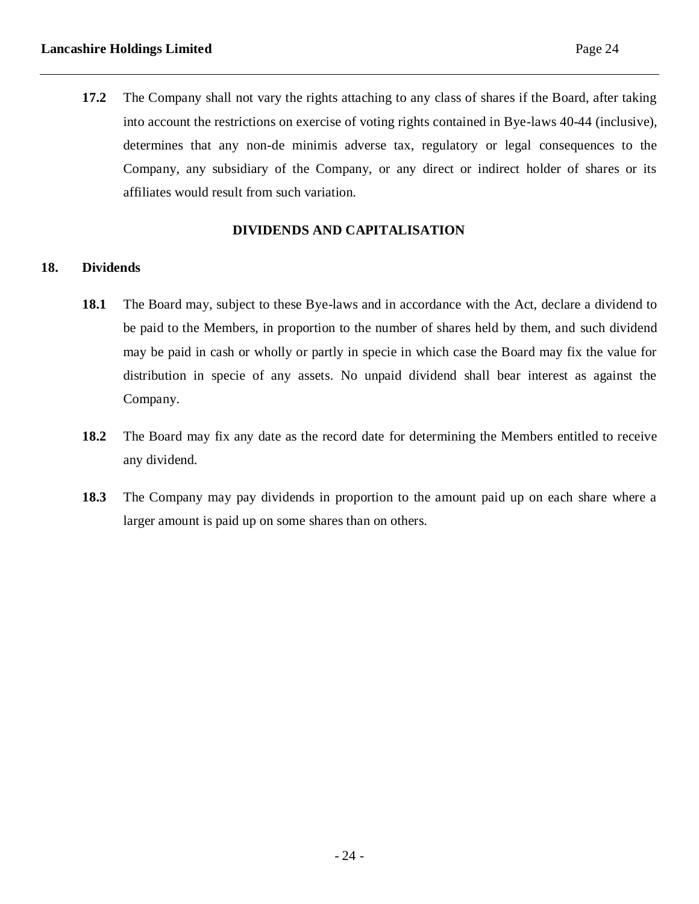**17.2** The Company shall not vary the rights attaching to any class of shares if the Board, after taking into account the restrictions on exercise of voting rights contained in Bye-laws 40-44 (inclusive), determines that any non-de minimis adverse tax, regulatory or legal consequences to the Company, any subsidiary of the Company, or any direct or indirect holder of shares or its affiliates would result from such variation.

## DIVIDENDS AND CAPITALISATION

### 18. Dividends

**18.1** The Board may, subject to these Bye-laws and in accordance with the Act, declare a dividend to be paid to the Members, in proportion to the number of shares held by them, and such dividend may be paid in cash or wholly or partly in specie in which case the Board may fix the value for distribution in specie of any assets. No unpaid dividend shall bear interest as against the Company.

**18.2** The Board may fix any date as the record date for determining the Members entitled to receive any dividend.

**18.3** The Company may pay dividends in proportion to the amount paid up on each share where a larger amount is paid up on some shares than on others.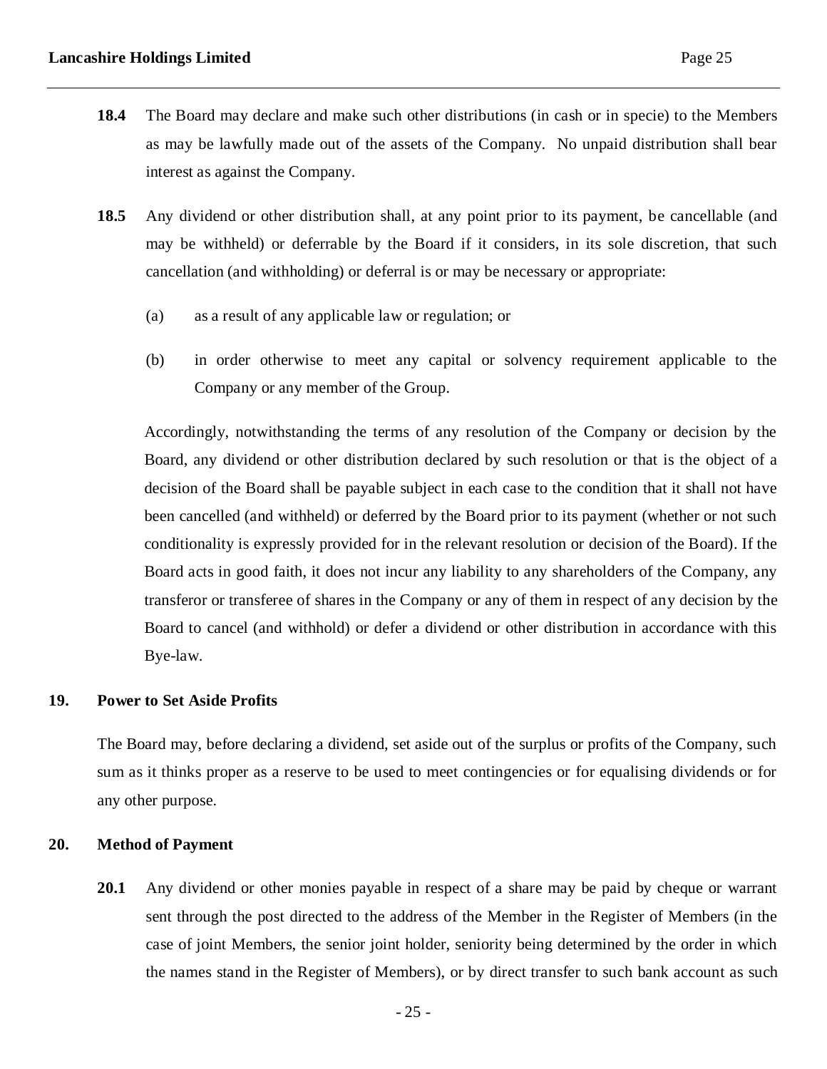**18.4** The Board may declare and make such other distributions (in cash or in specie) to the Members as may be lawfully made out of the assets of the Company. No unpaid distribution shall bear interest as against the Company.

**18.5** Any dividend or other distribution shall, at any point prior to its payment, be cancellable (and may be withheld) or deferrable by the Board if it considers, in its sole discretion, that such cancellation (and withholding) or deferral is or may be necessary or appropriate:

(a) as a result of any applicable law or regulation; or

(b) in order otherwise to meet any capital or solvency requirement applicable to the Company or any member of the Group.

Accordingly, notwithstanding the terms of any resolution of the Company or decision by the Board, any dividend or other distribution declared by such resolution or that is the object of a decision of the Board shall be payable subject in each case to the condition that it shall not have been cancelled (and withheld) or deferred by the Board prior to its payment (whether or not such conditionality is expressly provided for in the relevant resolution or decision of the Board). If the Board acts in good faith, it does not incur any liability to any shareholders of the Company, any transferor or transferee of shares in the Company or any of them in respect of any decision by the Board to cancel (and withhold) or defer a dividend or other distribution in accordance with this Bye-law.

## 19. Power to Set Aside Profits

The Board may, before declaring a dividend, set aside out of the surplus or profits of the Company, such sum as it thinks proper as a reserve to be used to meet contingencies or for equalising dividends or for any other purpose.

## 20. Method of Payment

**20.1** Any dividend or other monies payable in respect of a share may be paid by cheque or warrant sent through the post directed to the address of the Member in the Register of Members (in the case of joint Members, the senior joint holder, seniority being determined by the order in which the names stand in the Register of Members), or by direct transfer to such bank account as such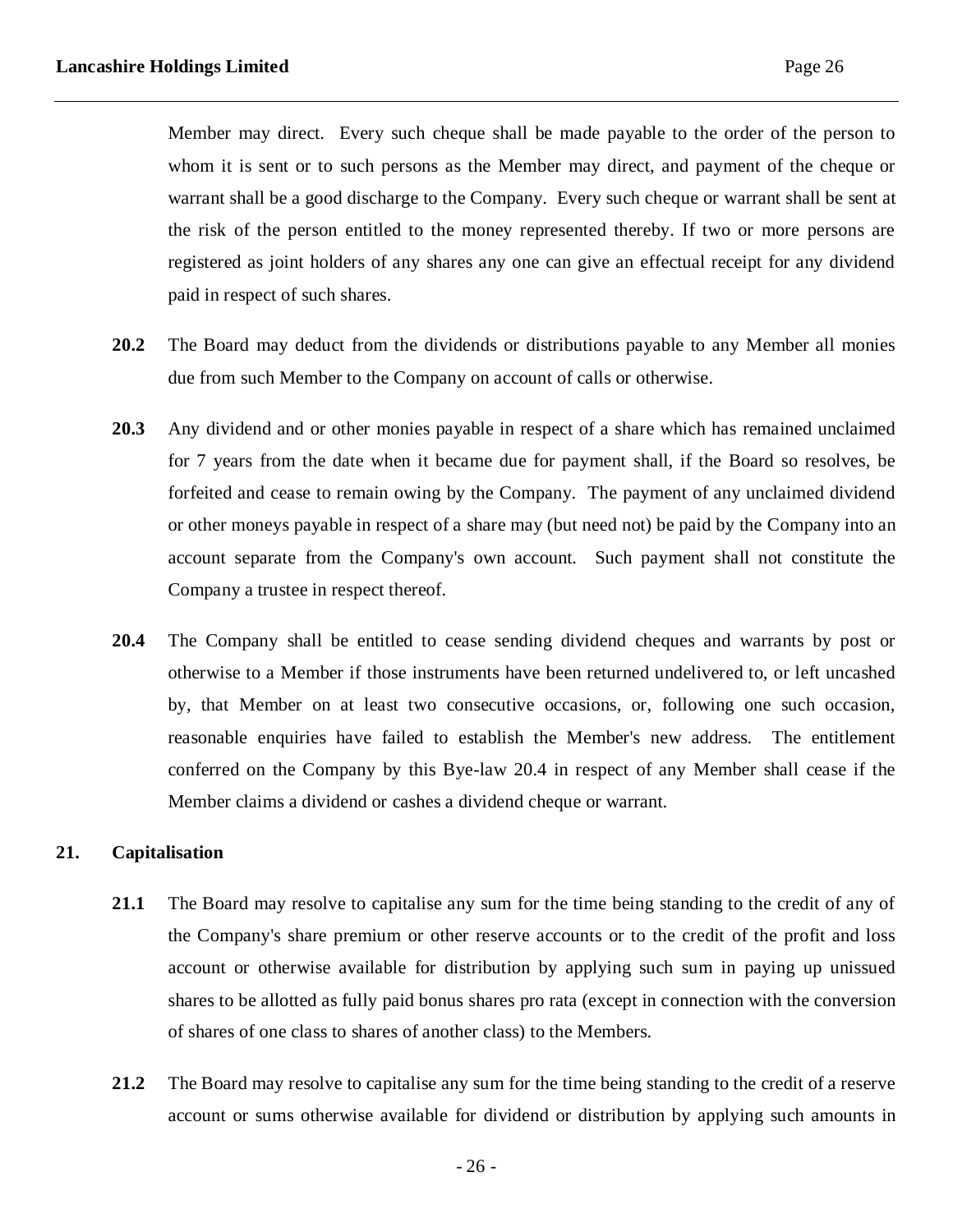Member may direct. Every such cheque shall be made payable to the order of the person to whom it is sent or to such persons as the Member may direct, and payment of the cheque or warrant shall be a good discharge to the Company. Every such cheque or warrant shall be sent at the risk of the person entitled to the money represented thereby. If two or more persons are registered as joint holders of any shares any one can give an effectual receipt for any dividend paid in respect of such shares.

**20.2** The Board may deduct from the dividends or distributions payable to any Member all monies due from such Member to the Company on account of calls or otherwise.

**20.3** Any dividend and or other monies payable in respect of a share which has remained unclaimed for 7 years from the date when it became due for payment shall, if the Board so resolves, be forfeited and cease to remain owing by the Company. The payment of any unclaimed dividend or other moneys payable in respect of a share may (but need not) be paid by the Company into an account separate from the Company's own account. Such payment shall not constitute the Company a trustee in respect thereof.

**20.4** The Company shall be entitled to cease sending dividend cheques and warrants by post or otherwise to a Member if those instruments have been returned undelivered to, or left uncashed by, that Member on at least two consecutive occasions, or, following one such occasion, reasonable enquiries have failed to establish the Member's new address. The entitlement conferred on the Company by this Bye-law 20.4 in respect of any Member shall cease if the Member claims a dividend or cashes a dividend cheque or warrant.

## 21. Capitalisation

**21.1** The Board may resolve to capitalise any sum for the time being standing to the credit of any of the Company's share premium or other reserve accounts or to the credit of the profit and loss account or otherwise available for distribution by applying such sum in paying up unissued shares to be allotted as fully paid bonus shares pro rata (except in connection with the conversion of shares of one class to shares of another class) to the Members.

**21.2** The Board may resolve to capitalise any sum for the time being standing to the credit of a reserve account or sums otherwise available for dividend or distribution by applying such amounts in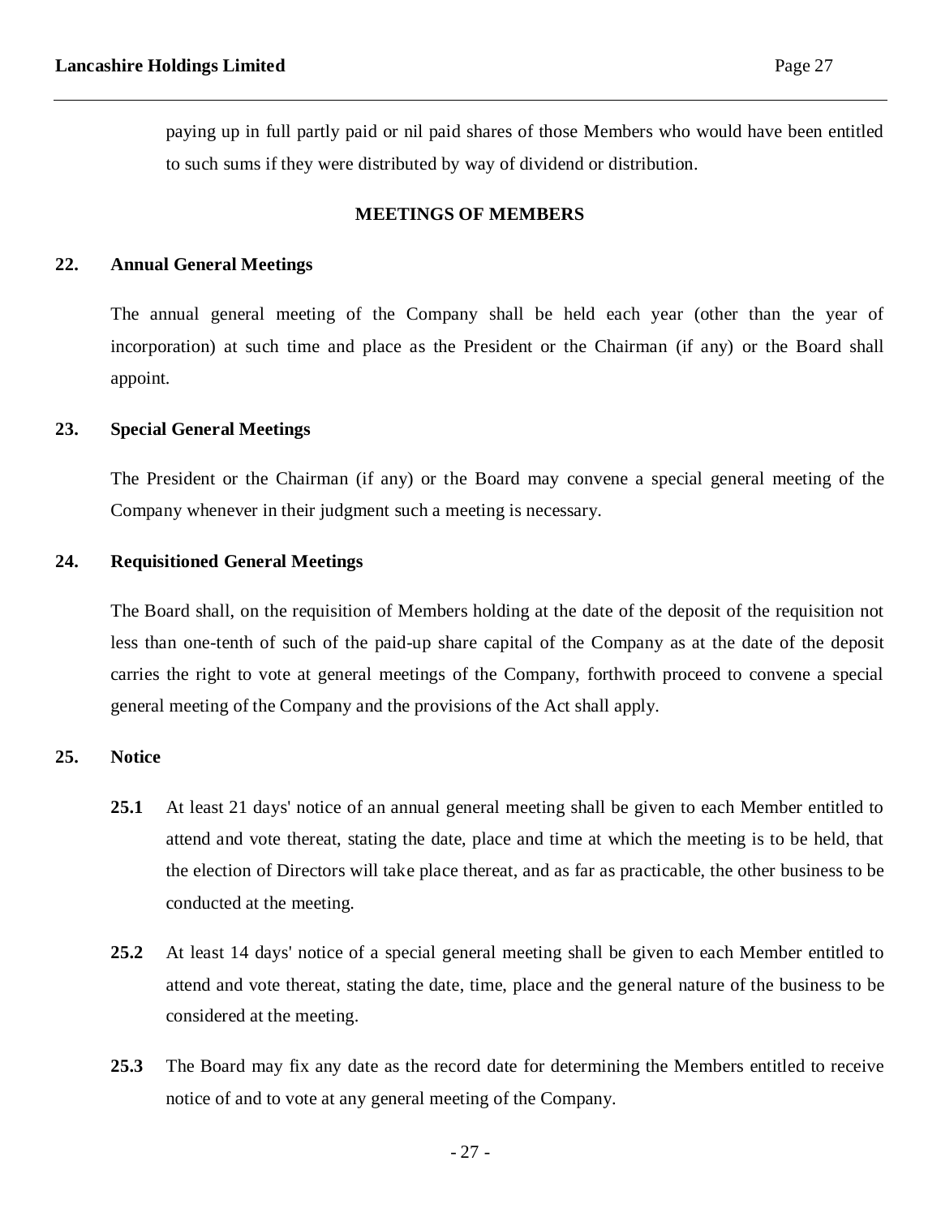paying up in full partly paid or nil paid shares of those Members who would have been entitled to such sums if they were distributed by way of dividend or distribution.

## MEETINGS OF MEMBERS

### 22. Annual General Meetings

The annual general meeting of the Company shall be held each year (other than the year of incorporation) at such time and place as the President or the Chairman (if any) or the Board shall appoint.

### 23. Special General Meetings

The President or the Chairman (if any) or the Board may convene a special general meeting of the Company whenever in their judgment such a meeting is necessary.

### 24. Requisitioned General Meetings

The Board shall, on the requisition of Members holding at the date of the deposit of the requisition not less than one-tenth of such of the paid-up share capital of the Company as at the date of the deposit carries the right to vote at general meetings of the Company, forthwith proceed to convene a special general meeting of the Company and the provisions of the Act shall apply.

### 25. Notice

**25.1** At least 21 days' notice of an annual general meeting shall be given to each Member entitled to attend and vote thereat, stating the date, place and time at which the meeting is to be held, that the election of Directors will take place thereat, and as far as practicable, the other business to be conducted at the meeting.

**25.2** At least 14 days' notice of a special general meeting shall be given to each Member entitled to attend and vote thereat, stating the date, time, place and the general nature of the business to be considered at the meeting.

**25.3** The Board may fix any date as the record date for determining the Members entitled to receive notice of and to vote at any general meeting of the Company.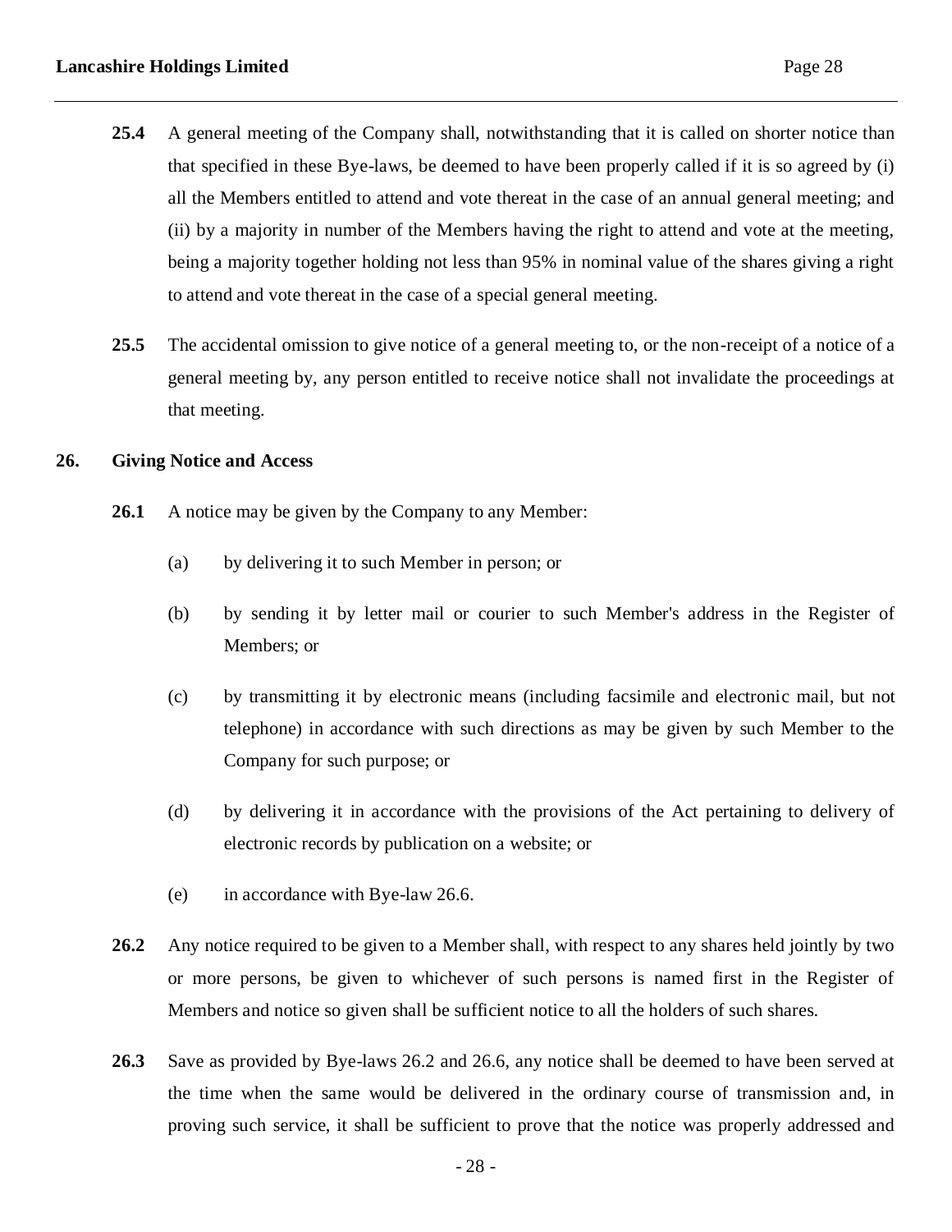**25.4** A general meeting of the Company shall, notwithstanding that it is called on shorter notice than that specified in these Bye-laws, be deemed to have been properly called if it is so agreed by (i) all the Members entitled to attend and vote thereat in the case of an annual general meeting; and (ii) by a majority in number of the Members having the right to attend and vote at the meeting, being a majority together holding not less than 95% in nominal value of the shares giving a right to attend and vote thereat in the case of a special general meeting.

**25.5** The accidental omission to give notice of a general meeting to, or the non-receipt of a notice of a general meeting by, any person entitled to receive notice shall not invalidate the proceedings at that meeting.

## 26. Giving Notice and Access

**26.1** A notice may be given by the Company to any Member:

(a) by delivering it to such Member in person; or

(b) by sending it by letter mail or courier to such Member's address in the Register of Members; or

(c) by transmitting it by electronic means (including facsimile and electronic mail, but not telephone) in accordance with such directions as may be given by such Member to the Company for such purpose; or

(d) by delivering it in accordance with the provisions of the Act pertaining to delivery of electronic records by publication on a website; or

(e) in accordance with Bye-law 26.6.

**26.2** Any notice required to be given to a Member shall, with respect to any shares held jointly by two or more persons, be given to whichever of such persons is named first in the Register of Members and notice so given shall be sufficient notice to all the holders of such shares.

**26.3** Save as provided by Bye-laws 26.2 and 26.6, any notice shall be deemed to have been served at the time when the same would be delivered in the ordinary course of transmission and, in proving such service, it shall be sufficient to prove that the notice was properly addressed and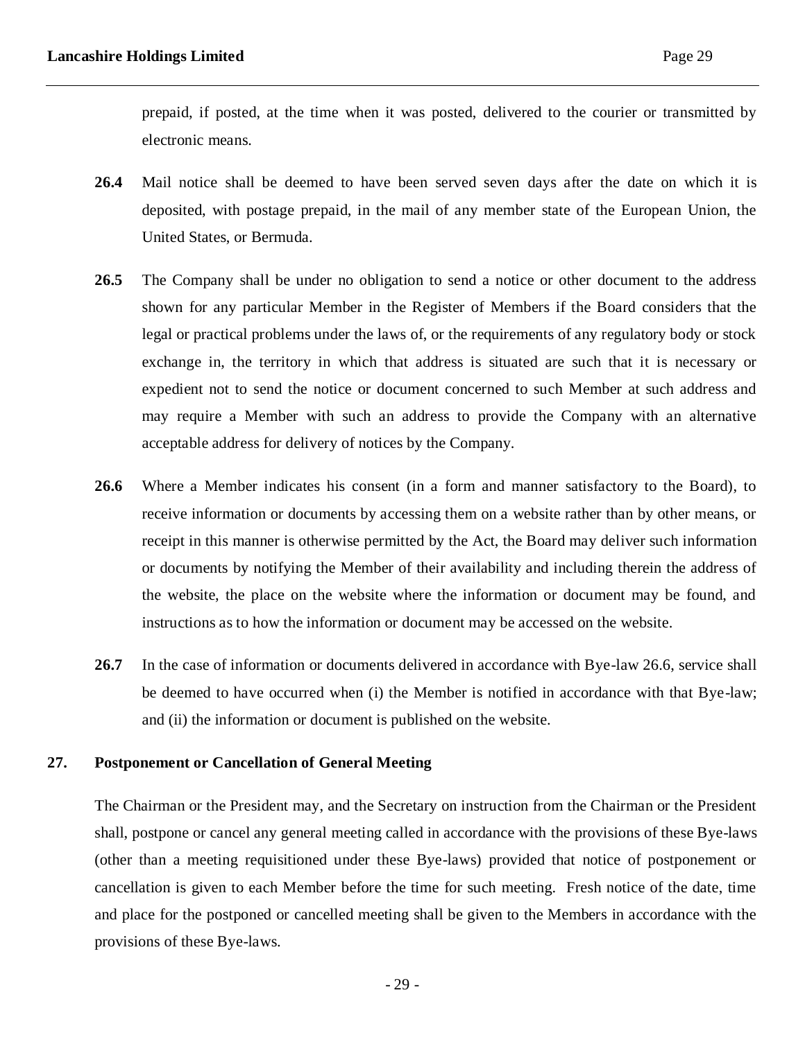prepaid, if posted, at the time when it was posted, delivered to the courier or transmitted by electronic means.

**26.4** Mail notice shall be deemed to have been served seven days after the date on which it is deposited, with postage prepaid, in the mail of any member state of the European Union, the United States, or Bermuda.

**26.5** The Company shall be under no obligation to send a notice or other document to the address shown for any particular Member in the Register of Members if the Board considers that the legal or practical problems under the laws of, or the requirements of any regulatory body or stock exchange in, the territory in which that address is situated are such that it is necessary or expedient not to send the notice or document concerned to such Member at such address and may require a Member with such an address to provide the Company with an alternative acceptable address for delivery of notices by the Company.

**26.6** Where a Member indicates his consent (in a form and manner satisfactory to the Board), to receive information or documents by accessing them on a website rather than by other means, or receipt in this manner is otherwise permitted by the Act, the Board may deliver such information or documents by notifying the Member of their availability and including therein the address of the website, the place on the website where the information or document may be found, and instructions as to how the information or document may be accessed on the website.

**26.7** In the case of information or documents delivered in accordance with Bye-law 26.6, service shall be deemed to have occurred when (i) the Member is notified in accordance with that Bye-law; and (ii) the information or document is published on the website.

## 27. Postponement or Cancellation of General Meeting

The Chairman or the President may, and the Secretary on instruction from the Chairman or the President shall, postpone or cancel any general meeting called in accordance with the provisions of these Bye-laws (other than a meeting requisitioned under these Bye-laws) provided that notice of postponement or cancellation is given to each Member before the time for such meeting. Fresh notice of the date, time and place for the postponed or cancelled meeting shall be given to the Members in accordance with the provisions of these Bye-laws.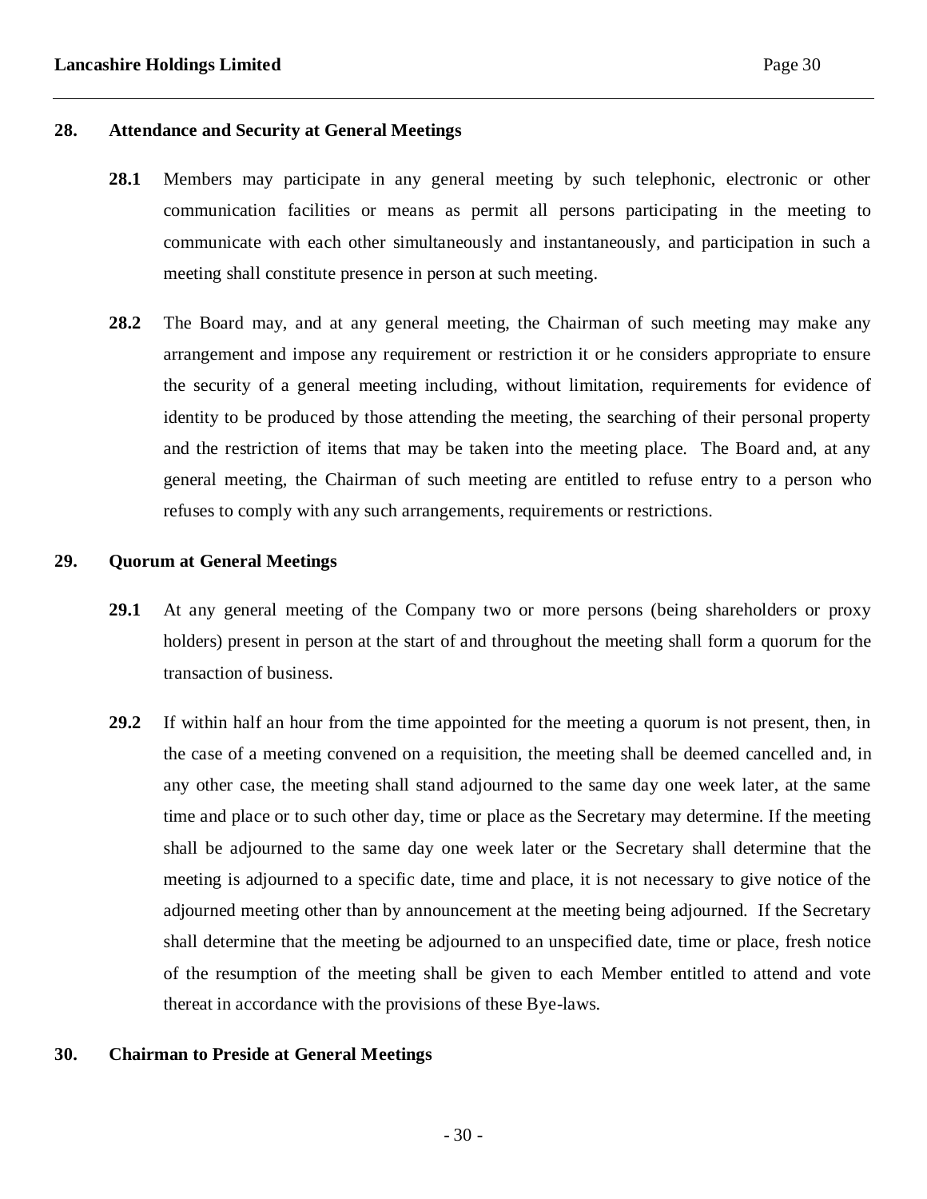## 28. Attendance and Security at General Meetings

**28.1** Members may participate in any general meeting by such telephonic, electronic or other communication facilities or means as permit all persons participating in the meeting to communicate with each other simultaneously and instantaneously, and participation in such a meeting shall constitute presence in person at such meeting.

**28.2** The Board may, and at any general meeting, the Chairman of such meeting may make any arrangement and impose any requirement or restriction it or he considers appropriate to ensure the security of a general meeting including, without limitation, requirements for evidence of identity to be produced by those attending the meeting, the searching of their personal property and the restriction of items that may be taken into the meeting place. The Board and, at any general meeting, the Chairman of such meeting are entitled to refuse entry to a person who refuses to comply with any such arrangements, requirements or restrictions.

## 29. Quorum at General Meetings

**29.1** At any general meeting of the Company two or more persons (being shareholders or proxy holders) present in person at the start of and throughout the meeting shall form a quorum for the transaction of business.

**29.2** If within half an hour from the time appointed for the meeting a quorum is not present, then, in the case of a meeting convened on a requisition, the meeting shall be deemed cancelled and, in any other case, the meeting shall stand adjourned to the same day one week later, at the same time and place or to such other day, time or place as the Secretary may determine. If the meeting shall be adjourned to the same day one week later or the Secretary shall determine that the meeting is adjourned to a specific date, time and place, it is not necessary to give notice of the adjourned meeting other than by announcement at the meeting being adjourned. If the Secretary shall determine that the meeting be adjourned to an unspecified date, time or place, fresh notice of the resumption of the meeting shall be given to each Member entitled to attend and vote thereat in accordance with the provisions of these Bye-laws.

## 30. Chairman to Preside at General Meetings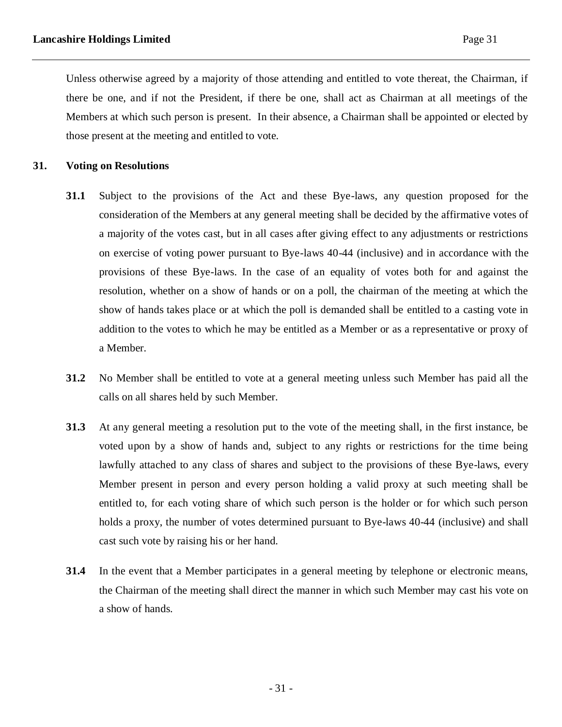Unless otherwise agreed by a majority of those attending and entitled to vote thereat, the Chairman, if there be one, and if not the President, if there be one, shall act as Chairman at all meetings of the Members at which such person is present. In their absence, a Chairman shall be appointed or elected by those present at the meeting and entitled to vote.

## 31. Voting on Resolutions

**31.1** Subject to the provisions of the Act and these Bye-laws, any question proposed for the consideration of the Members at any general meeting shall be decided by the affirmative votes of a majority of the votes cast, but in all cases after giving effect to any adjustments or restrictions on exercise of voting power pursuant to Bye-laws 40-44 (inclusive) and in accordance with the provisions of these Bye-laws. In the case of an equality of votes both for and against the resolution, whether on a show of hands or on a poll, the chairman of the meeting at which the show of hands takes place or at which the poll is demanded shall be entitled to a casting vote in addition to the votes to which he may be entitled as a Member or as a representative or proxy of a Member.

**31.2** No Member shall be entitled to vote at a general meeting unless such Member has paid all the calls on all shares held by such Member.

**31.3** At any general meeting a resolution put to the vote of the meeting shall, in the first instance, be voted upon by a show of hands and, subject to any rights or restrictions for the time being lawfully attached to any class of shares and subject to the provisions of these Bye-laws, every Member present in person and every person holding a valid proxy at such meeting shall be entitled to, for each voting share of which such person is the holder or for which such person holds a proxy, the number of votes determined pursuant to Bye-laws 40-44 (inclusive) and shall cast such vote by raising his or her hand.

**31.4** In the event that a Member participates in a general meeting by telephone or electronic means, the Chairman of the meeting shall direct the manner in which such Member may cast his vote on a show of hands.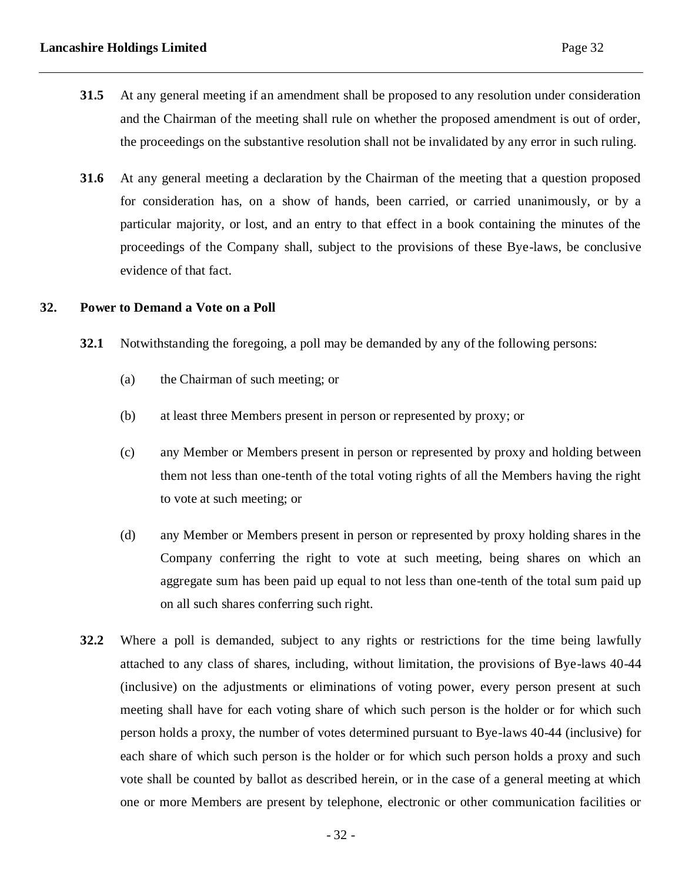**31.5** At any general meeting if an amendment shall be proposed to any resolution under consideration and the Chairman of the meeting shall rule on whether the proposed amendment is out of order, the proceedings on the substantive resolution shall not be invalidated by any error in such ruling.

**31.6** At any general meeting a declaration by the Chairman of the meeting that a question proposed for consideration has, on a show of hands, been carried, or carried unanimously, or by a particular majority, or lost, and an entry to that effect in a book containing the minutes of the proceedings of the Company shall, subject to the provisions of these Bye-laws, be conclusive evidence of that fact.

## 32. Power to Demand a Vote on a Poll

**32.1** Notwithstanding the foregoing, a poll may be demanded by any of the following persons:

(a) the Chairman of such meeting; or

(b) at least three Members present in person or represented by proxy; or

(c) any Member or Members present in person or represented by proxy and holding between them not less than one-tenth of the total voting rights of all the Members having the right to vote at such meeting; or

(d) any Member or Members present in person or represented by proxy holding shares in the Company conferring the right to vote at such meeting, being shares on which an aggregate sum has been paid up equal to not less than one-tenth of the total sum paid up on all such shares conferring such right.

**32.2** Where a poll is demanded, subject to any rights or restrictions for the time being lawfully attached to any class of shares, including, without limitation, the provisions of Bye-laws 40-44 (inclusive) on the adjustments or eliminations of voting power, every person present at such meeting shall have for each voting share of which such person is the holder or for which such person holds a proxy, the number of votes determined pursuant to Bye-laws 40-44 (inclusive) for each share of which such person is the holder or for which such person holds a proxy and such vote shall be counted by ballot as described herein, or in the case of a general meeting at which one or more Members are present by telephone, electronic or other communication facilities or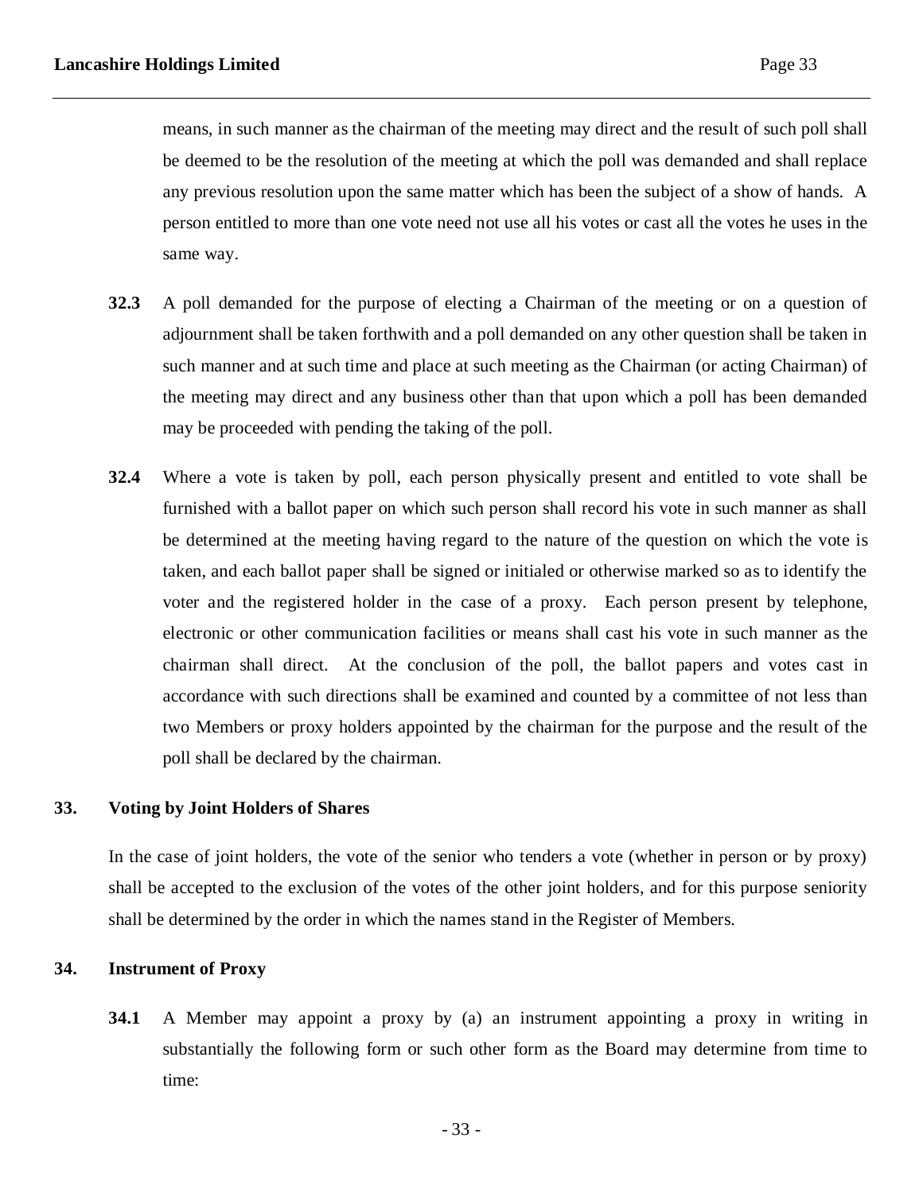means, in such manner as the chairman of the meeting may direct and the result of such poll shall be deemed to be the resolution of the meeting at which the poll was demanded and shall replace any previous resolution upon the same matter which has been the subject of a show of hands. A person entitled to more than one vote need not use all his votes or cast all the votes he uses in the same way.

**32.3** A poll demanded for the purpose of electing a Chairman of the meeting or on a question of adjournment shall be taken forthwith and a poll demanded on any other question shall be taken in such manner and at such time and place at such meeting as the Chairman (or acting Chairman) of the meeting may direct and any business other than that upon which a poll has been demanded may be proceeded with pending the taking of the poll.

**32.4** Where a vote is taken by poll, each person physically present and entitled to vote shall be furnished with a ballot paper on which such person shall record his vote in such manner as shall be determined at the meeting having regard to the nature of the question on which the vote is taken, and each ballot paper shall be signed or initialed or otherwise marked so as to identify the voter and the registered holder in the case of a proxy. Each person present by telephone, electronic or other communication facilities or means shall cast his vote in such manner as the chairman shall direct. At the conclusion of the poll, the ballot papers and votes cast in accordance with such directions shall be examined and counted by a committee of not less than two Members or proxy holders appointed by the chairman for the purpose and the result of the poll shall be declared by the chairman.

## 33. Voting by Joint Holders of Shares

In the case of joint holders, the vote of the senior who tenders a vote (whether in person or by proxy) shall be accepted to the exclusion of the votes of the other joint holders, and for this purpose seniority shall be determined by the order in which the names stand in the Register of Members.

## 34. Instrument of Proxy

**34.1** A Member may appoint a proxy by (a) an instrument appointing a proxy in writing in substantially the following form or such other form as the Board may determine from time to time: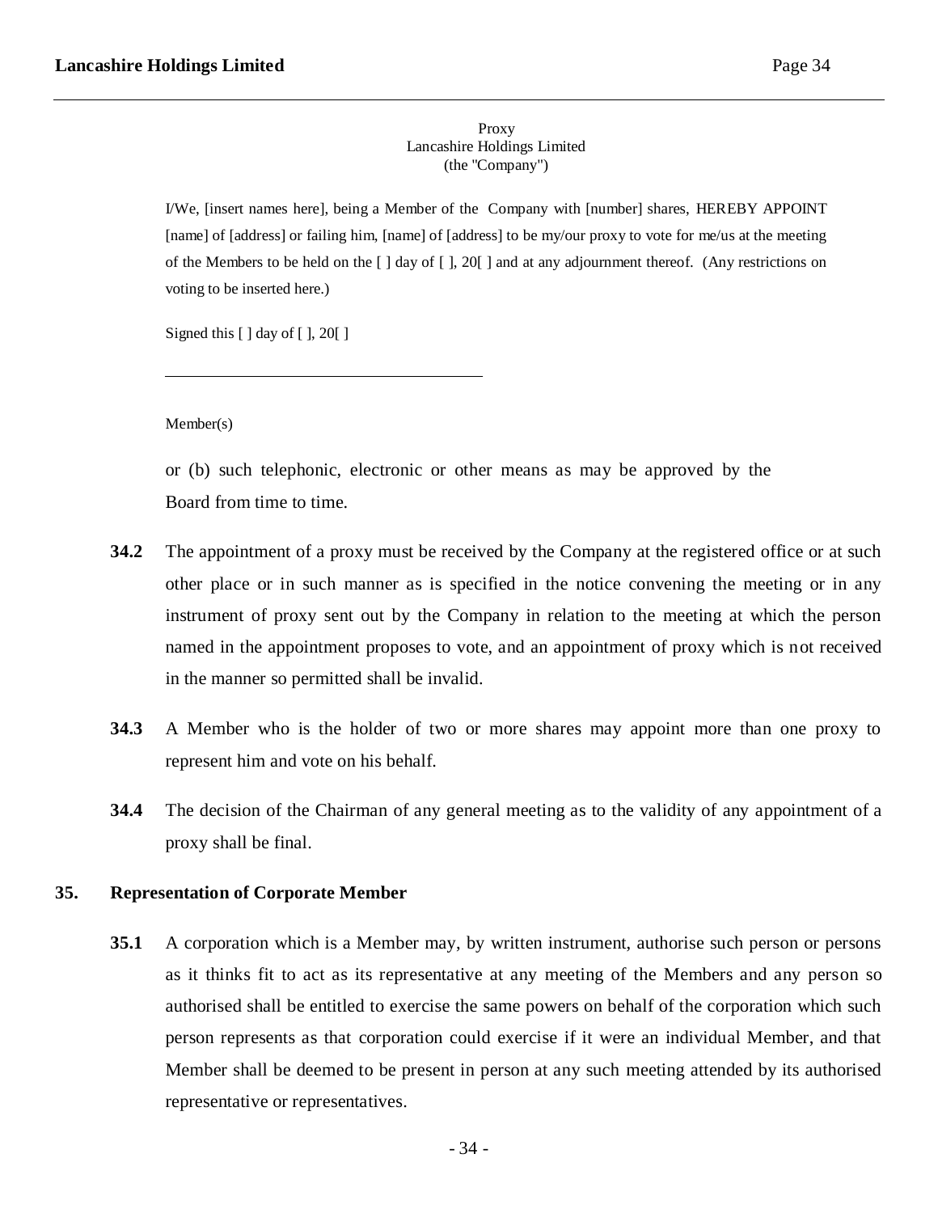Proxy
Lancashire Holdings Limited
(the "Company")

I/We, [insert names here], being a Member of the Company with [number] shares, HEREBY APPOINT [name] of [address] or failing him, [name] of [address] to be my/our proxy to vote for me/us at the meeting of the Members to be held on the [ ] day of [ ], 20[ ] and at any adjournment thereof. (Any restrictions on voting to be inserted here.)

Signed this [ ] day of [ ], 20[ ]

______________________________________

Member(s)

or (b) such telephonic, electronic or other means as may be approved by the Board from time to time.

**34.2** The appointment of a proxy must be received by the Company at the registered office or at such other place or in such manner as is specified in the notice convening the meeting or in any instrument of proxy sent out by the Company in relation to the meeting at which the person named in the appointment proposes to vote, and an appointment of proxy which is not received in the manner so permitted shall be invalid.

**34.3** A Member who is the holder of two or more shares may appoint more than one proxy to represent him and vote on his behalf.

**34.4** The decision of the Chairman of any general meeting as to the validity of any appointment of a proxy shall be final.

## 35. Representation of Corporate Member

**35.1** A corporation which is a Member may, by written instrument, authorise such person or persons as it thinks fit to act as its representative at any meeting of the Members and any person so authorised shall be entitled to exercise the same powers on behalf of the corporation which such person represents as that corporation could exercise if it were an individual Member, and that Member shall be deemed to be present in person at any such meeting attended by its authorised representative or representatives.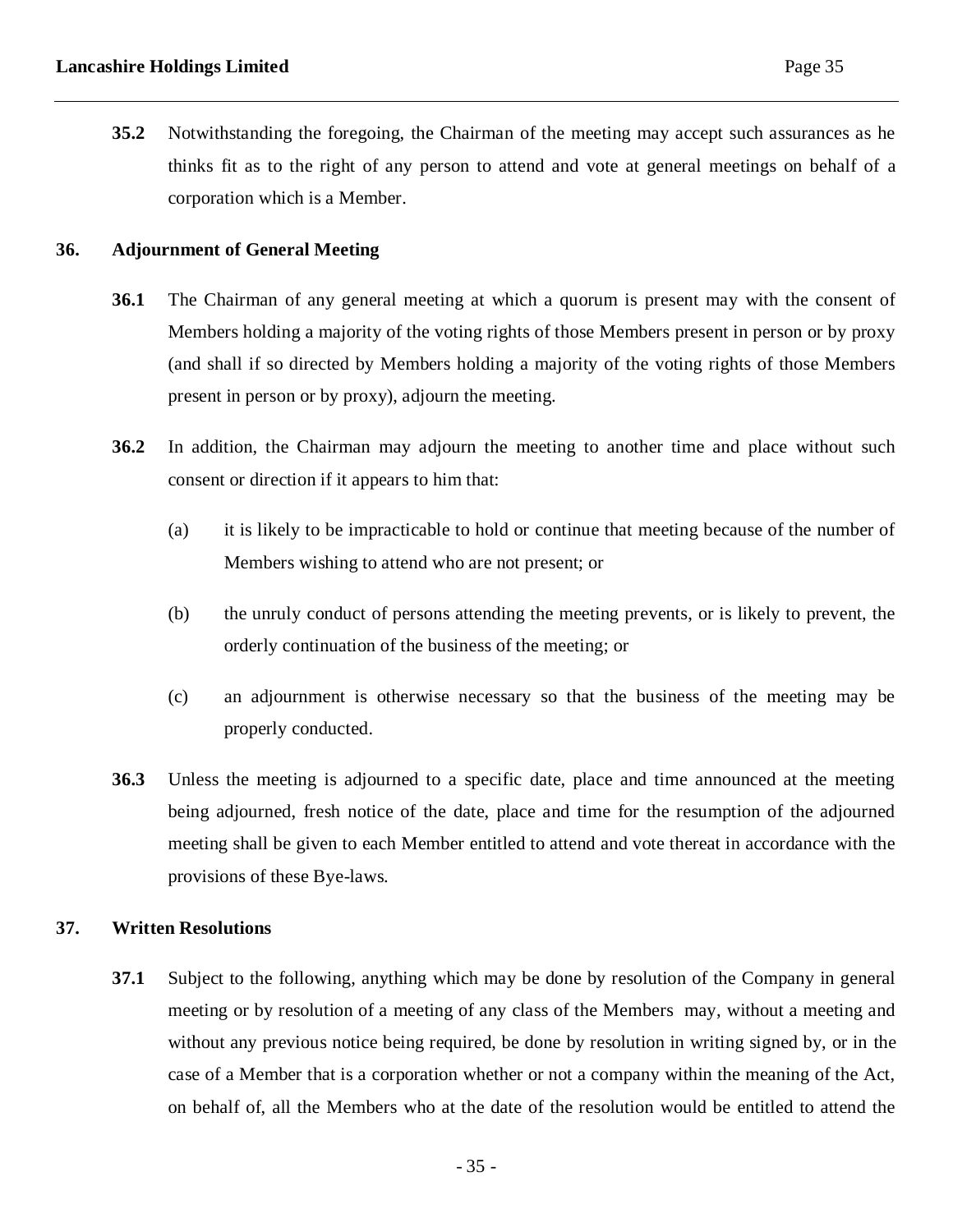**35.2** Notwithstanding the foregoing, the Chairman of the meeting may accept such assurances as he thinks fit as to the right of any person to attend and vote at general meetings on behalf of a corporation which is a Member.

## 36. Adjournment of General Meeting

**36.1** The Chairman of any general meeting at which a quorum is present may with the consent of Members holding a majority of the voting rights of those Members present in person or by proxy (and shall if so directed by Members holding a majority of the voting rights of those Members present in person or by proxy), adjourn the meeting.

**36.2** In addition, the Chairman may adjourn the meeting to another time and place without such consent or direction if it appears to him that:

(a) it is likely to be impracticable to hold or continue that meeting because of the number of Members wishing to attend who are not present; or

(b) the unruly conduct of persons attending the meeting prevents, or is likely to prevent, the orderly continuation of the business of the meeting; or

(c) an adjournment is otherwise necessary so that the business of the meeting may be properly conducted.

**36.3** Unless the meeting is adjourned to a specific date, place and time announced at the meeting being adjourned, fresh notice of the date, place and time for the resumption of the adjourned meeting shall be given to each Member entitled to attend and vote thereat in accordance with the provisions of these Bye-laws.

## 37. Written Resolutions

**37.1** Subject to the following, anything which may be done by resolution of the Company in general meeting or by resolution of a meeting of any class of the Members may, without a meeting and without any previous notice being required, be done by resolution in writing signed by, or in the case of a Member that is a corporation whether or not a company within the meaning of the Act, on behalf of, all the Members who at the date of the resolution would be entitled to attend the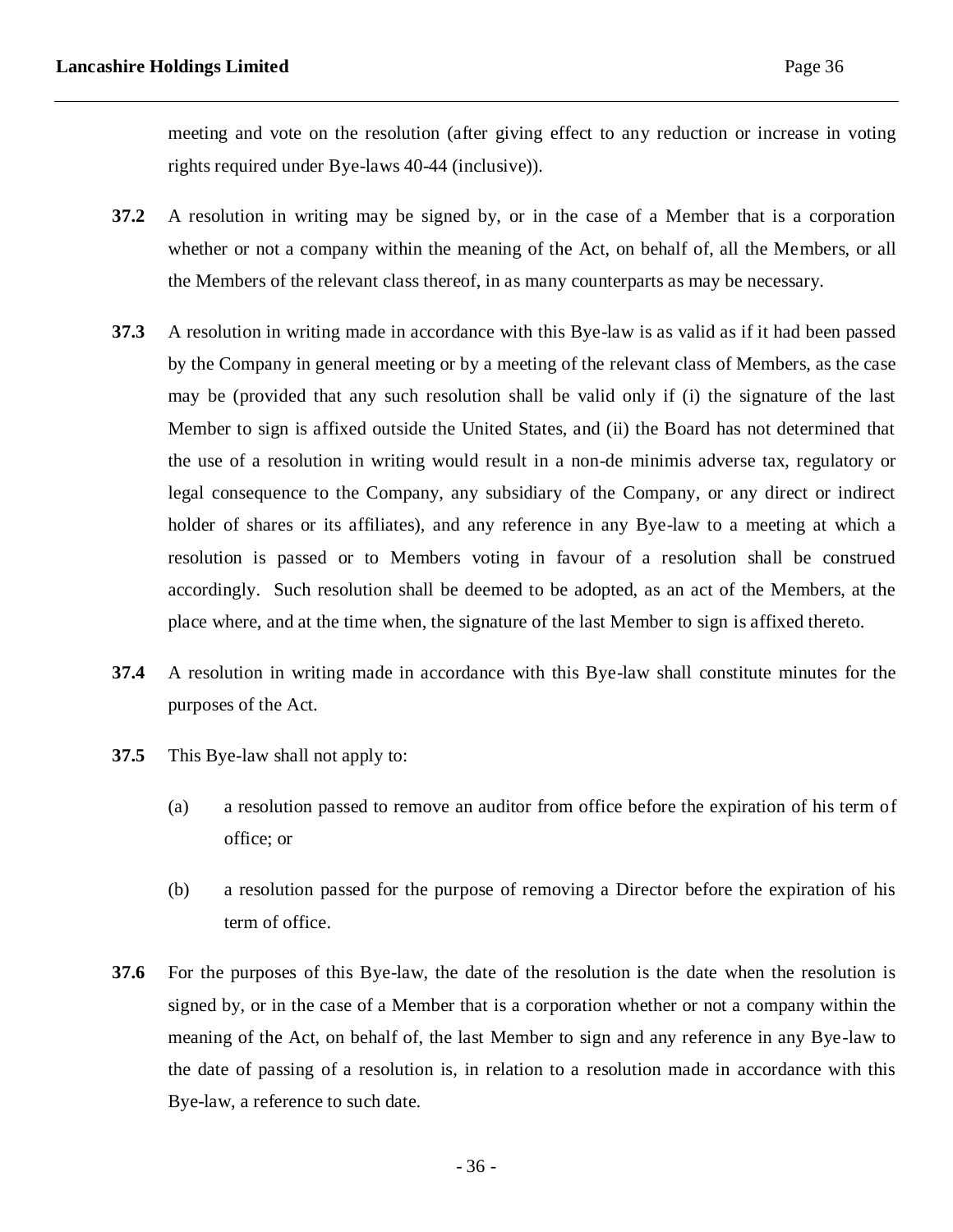meeting and vote on the resolution (after giving effect to any reduction or increase in voting rights required under Bye-laws 40-44 (inclusive)).

**37.2** A resolution in writing may be signed by, or in the case of a Member that is a corporation whether or not a company within the meaning of the Act, on behalf of, all the Members, or all the Members of the relevant class thereof, in as many counterparts as may be necessary.

**37.3** A resolution in writing made in accordance with this Bye-law is as valid as if it had been passed by the Company in general meeting or by a meeting of the relevant class of Members, as the case may be (provided that any such resolution shall be valid only if (i) the signature of the last Member to sign is affixed outside the United States, and (ii) the Board has not determined that the use of a resolution in writing would result in a non-de minimis adverse tax, regulatory or legal consequence to the Company, any subsidiary of the Company, or any direct or indirect holder of shares or its affiliates), and any reference in any Bye-law to a meeting at which a resolution is passed or to Members voting in favour of a resolution shall be construed accordingly. Such resolution shall be deemed to be adopted, as an act of the Members, at the place where, and at the time when, the signature of the last Member to sign is affixed thereto.

**37.4** A resolution in writing made in accordance with this Bye-law shall constitute minutes for the purposes of the Act.

**37.5** This Bye-law shall not apply to:

(a) a resolution passed to remove an auditor from office before the expiration of his term of office; or

(b) a resolution passed for the purpose of removing a Director before the expiration of his term of office.

**37.6** For the purposes of this Bye-law, the date of the resolution is the date when the resolution is signed by, or in the case of a Member that is a corporation whether or not a company within the meaning of the Act, on behalf of, the last Member to sign and any reference in any Bye-law to the date of passing of a resolution is, in relation to a resolution made in accordance with this Bye-law, a reference to such date.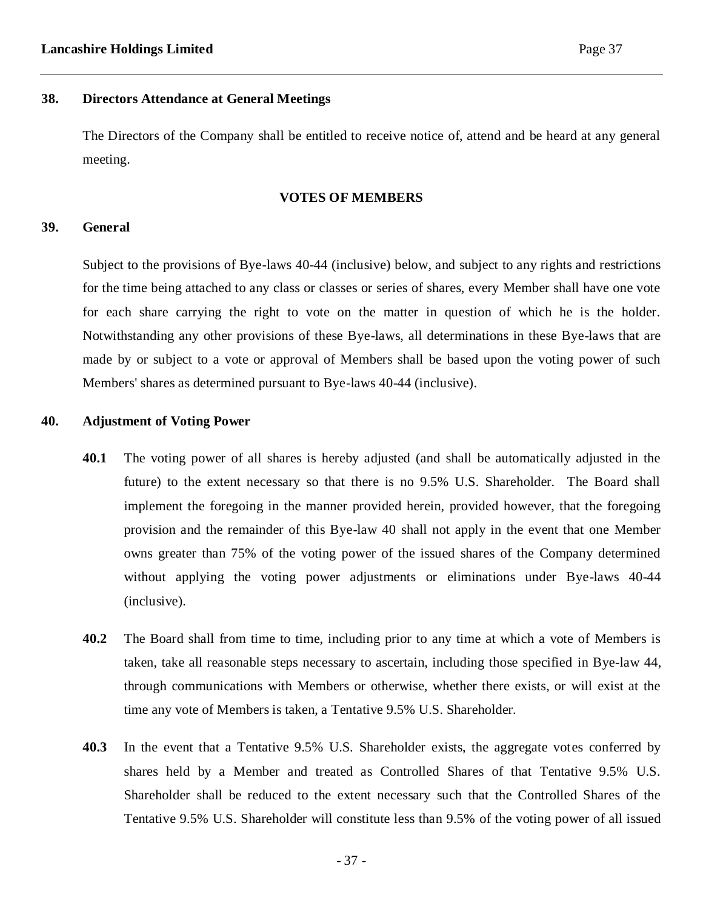**38. Directors Attendance at General Meetings**

The Directors of the Company shall be entitled to receive notice of, attend and be heard at any general meeting.

**VOTES OF MEMBERS**

**39. General**

Subject to the provisions of Bye-laws 40-44 (inclusive) below, and subject to any rights and restrictions for the time being attached to any class or classes or series of shares, every Member shall have one vote for each share carrying the right to vote on the matter in question of which he is the holder. Notwithstanding any other provisions of these Bye-laws, all determinations in these Bye-laws that are made by or subject to a vote or approval of Members shall be based upon the voting power of such Members' shares as determined pursuant to Bye-laws 40-44 (inclusive).

**40. Adjustment of Voting Power**

**40.1** The voting power of all shares is hereby adjusted (and shall be automatically adjusted in the future) to the extent necessary so that there is no 9.5% U.S. Shareholder. The Board shall implement the foregoing in the manner provided herein, provided however, that the foregoing provision and the remainder of this Bye-law 40 shall not apply in the event that one Member owns greater than 75% of the voting power of the issued shares of the Company determined without applying the voting power adjustments or eliminations under Bye-laws 40-44 (inclusive).

**40.2** The Board shall from time to time, including prior to any time at which a vote of Members is taken, take all reasonable steps necessary to ascertain, including those specified in Bye-law 44, through communications with Members or otherwise, whether there exists, or will exist at the time any vote of Members is taken, a Tentative 9.5% U.S. Shareholder.

**40.3** In the event that a Tentative 9.5% U.S. Shareholder exists, the aggregate votes conferred by shares held by a Member and treated as Controlled Shares of that Tentative 9.5% U.S. Shareholder shall be reduced to the extent necessary such that the Controlled Shares of the Tentative 9.5% U.S. Shareholder will constitute less than 9.5% of the voting power of all issued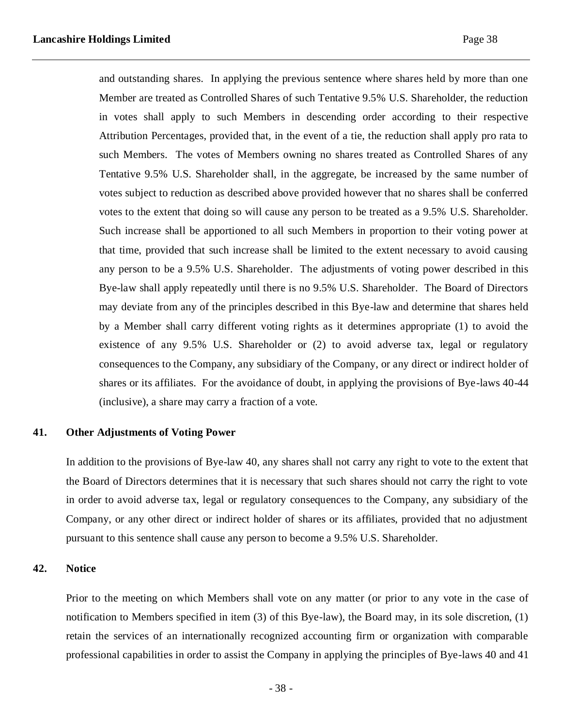and outstanding shares. In applying the previous sentence where shares held by more than one Member are treated as Controlled Shares of such Tentative 9.5% U.S. Shareholder, the reduction in votes shall apply to such Members in descending order according to their respective Attribution Percentages, provided that, in the event of a tie, the reduction shall apply pro rata to such Members. The votes of Members owning no shares treated as Controlled Shares of any Tentative 9.5% U.S. Shareholder shall, in the aggregate, be increased by the same number of votes subject to reduction as described above provided however that no shares shall be conferred votes to the extent that doing so will cause any person to be treated as a 9.5% U.S. Shareholder. Such increase shall be apportioned to all such Members in proportion to their voting power at that time, provided that such increase shall be limited to the extent necessary to avoid causing any person to be a 9.5% U.S. Shareholder. The adjustments of voting power described in this Bye-law shall apply repeatedly until there is no 9.5% U.S. Shareholder. The Board of Directors may deviate from any of the principles described in this Bye-law and determine that shares held by a Member shall carry different voting rights as it determines appropriate (1) to avoid the existence of any 9.5% U.S. Shareholder or (2) to avoid adverse tax, legal or regulatory consequences to the Company, any subsidiary of the Company, or any direct or indirect holder of shares or its affiliates. For the avoidance of doubt, in applying the provisions of Bye-laws 40-44 (inclusive), a share may carry a fraction of a vote.

**41. Other Adjustments of Voting Power**

In addition to the provisions of Bye-law 40, any shares shall not carry any right to vote to the extent that the Board of Directors determines that it is necessary that such shares should not carry the right to vote in order to avoid adverse tax, legal or regulatory consequences to the Company, any subsidiary of the Company, or any other direct or indirect holder of shares or its affiliates, provided that no adjustment pursuant to this sentence shall cause any person to become a 9.5% U.S. Shareholder.

**42. Notice**

Prior to the meeting on which Members shall vote on any matter (or prior to any vote in the case of notification to Members specified in item (3) of this Bye-law), the Board may, in its sole discretion, (1) retain the services of an internationally recognized accounting firm or organization with comparable professional capabilities in order to assist the Company in applying the principles of Bye-laws 40 and 41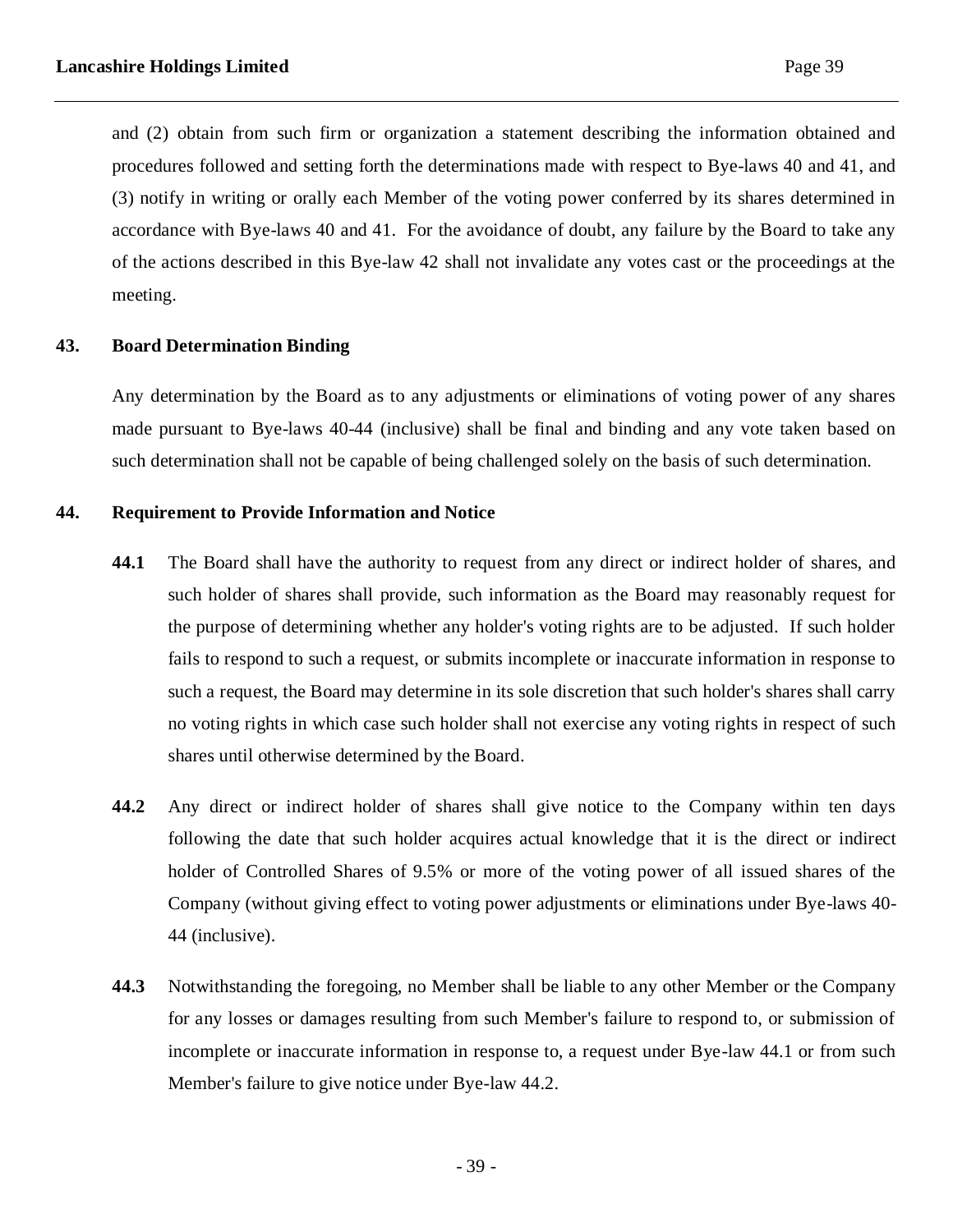and (2) obtain from such firm or organization a statement describing the information obtained and procedures followed and setting forth the determinations made with respect to Bye-laws 40 and 41, and (3) notify in writing or orally each Member of the voting power conferred by its shares determined in accordance with Bye-laws 40 and 41. For the avoidance of doubt, any failure by the Board to take any of the actions described in this Bye-law 42 shall not invalidate any votes cast or the proceedings at the meeting.

## 43. Board Determination Binding

Any determination by the Board as to any adjustments or eliminations of voting power of any shares made pursuant to Bye-laws 40-44 (inclusive) shall be final and binding and any vote taken based on such determination shall not be capable of being challenged solely on the basis of such determination.

## 44. Requirement to Provide Information and Notice

**44.1** The Board shall have the authority to request from any direct or indirect holder of shares, and such holder of shares shall provide, such information as the Board may reasonably request for the purpose of determining whether any holder's voting rights are to be adjusted. If such holder fails to respond to such a request, or submits incomplete or inaccurate information in response to such a request, the Board may determine in its sole discretion that such holder's shares shall carry no voting rights in which case such holder shall not exercise any voting rights in respect of such shares until otherwise determined by the Board.

**44.2** Any direct or indirect holder of shares shall give notice to the Company within ten days following the date that such holder acquires actual knowledge that it is the direct or indirect holder of Controlled Shares of 9.5% or more of the voting power of all issued shares of the Company (without giving effect to voting power adjustments or eliminations under Bye-laws 40-44 (inclusive).

**44.3** Notwithstanding the foregoing, no Member shall be liable to any other Member or the Company for any losses or damages resulting from such Member's failure to respond to, or submission of incomplete or inaccurate information in response to, a request under Bye-law 44.1 or from such Member's failure to give notice under Bye-law 44.2.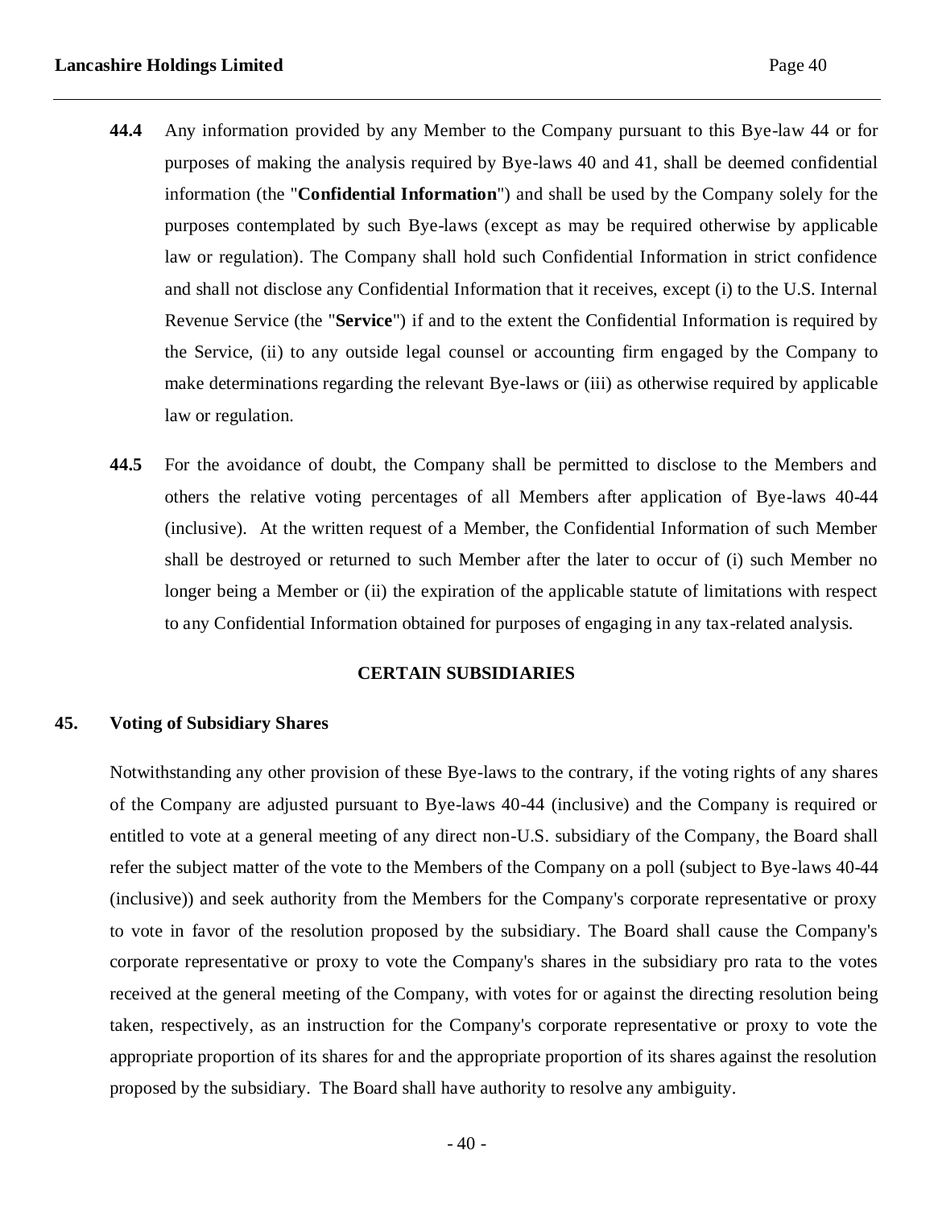**44.4** Any information provided by any Member to the Company pursuant to this Bye-law 44 or for purposes of making the analysis required by Bye-laws 40 and 41, shall be deemed confidential information (the "**Confidential Information**") and shall be used by the Company solely for the purposes contemplated by such Bye-laws (except as may be required otherwise by applicable law or regulation). The Company shall hold such Confidential Information in strict confidence and shall not disclose any Confidential Information that it receives, except (i) to the U.S. Internal Revenue Service (the "**Service**") if and to the extent the Confidential Information is required by the Service, (ii) to any outside legal counsel or accounting firm engaged by the Company to make determinations regarding the relevant Bye-laws or (iii) as otherwise required by applicable law or regulation.

**44.5** For the avoidance of doubt, the Company shall be permitted to disclose to the Members and others the relative voting percentages of all Members after application of Bye-laws 40-44 (inclusive). At the written request of a Member, the Confidential Information of such Member shall be destroyed or returned to such Member after the later to occur of (i) such Member no longer being a Member or (ii) the expiration of the applicable statute of limitations with respect to any Confidential Information obtained for purposes of engaging in any tax-related analysis.

## CERTAIN SUBSIDIARIES

### 45. Voting of Subsidiary Shares

Notwithstanding any other provision of these Bye-laws to the contrary, if the voting rights of any shares of the Company are adjusted pursuant to Bye-laws 40-44 (inclusive) and the Company is required or entitled to vote at a general meeting of any direct non-U.S. subsidiary of the Company, the Board shall refer the subject matter of the vote to the Members of the Company on a poll (subject to Bye-laws 40-44 (inclusive)) and seek authority from the Members for the Company's corporate representative or proxy to vote in favor of the resolution proposed by the subsidiary. The Board shall cause the Company's corporate representative or proxy to vote the Company's shares in the subsidiary pro rata to the votes received at the general meeting of the Company, with votes for or against the directing resolution being taken, respectively, as an instruction for the Company's corporate representative or proxy to vote the appropriate proportion of its shares for and the appropriate proportion of its shares against the resolution proposed by the subsidiary. The Board shall have authority to resolve any ambiguity.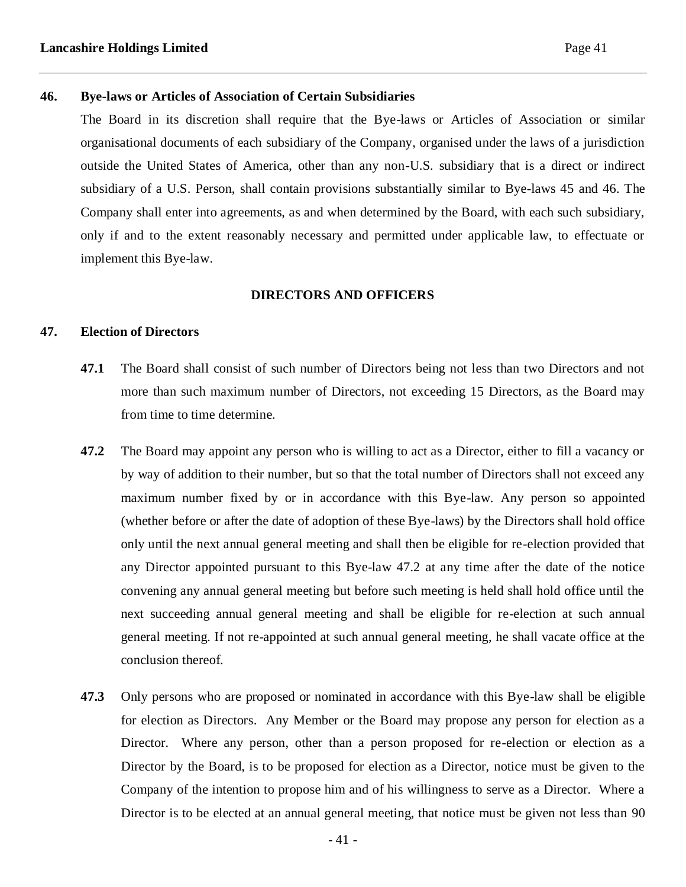**46. Bye-laws or Articles of Association of Certain Subsidiaries**

The Board in its discretion shall require that the Bye-laws or Articles of Association or similar organisational documents of each subsidiary of the Company, organised under the laws of a jurisdiction outside the United States of America, other than any non-U.S. subsidiary that is a direct or indirect subsidiary of a U.S. Person, shall contain provisions substantially similar to Bye-laws 45 and 46. The Company shall enter into agreements, as and when determined by the Board, with each such subsidiary, only if and to the extent reasonably necessary and permitted under applicable law, to effectuate or implement this Bye-law.

## DIRECTORS AND OFFICERS

**47. Election of Directors**

**47.1** The Board shall consist of such number of Directors being not less than two Directors and not more than such maximum number of Directors, not exceeding 15 Directors, as the Board may from time to time determine.

**47.2** The Board may appoint any person who is willing to act as a Director, either to fill a vacancy or by way of addition to their number, but so that the total number of Directors shall not exceed any maximum number fixed by or in accordance with this Bye-law. Any person so appointed (whether before or after the date of adoption of these Bye-laws) by the Directors shall hold office only until the next annual general meeting and shall then be eligible for re-election provided that any Director appointed pursuant to this Bye-law 47.2 at any time after the date of the notice convening any annual general meeting but before such meeting is held shall hold office until the next succeeding annual general meeting and shall be eligible for re-election at such annual general meeting. If not re-appointed at such annual general meeting, he shall vacate office at the conclusion thereof.

**47.3** Only persons who are proposed or nominated in accordance with this Bye-law shall be eligible for election as Directors. Any Member or the Board may propose any person for election as a Director. Where any person, other than a person proposed for re-election or election as a Director by the Board, is to be proposed for election as a Director, notice must be given to the Company of the intention to propose him and of his willingness to serve as a Director. Where a Director is to be elected at an annual general meeting, that notice must be given not less than 90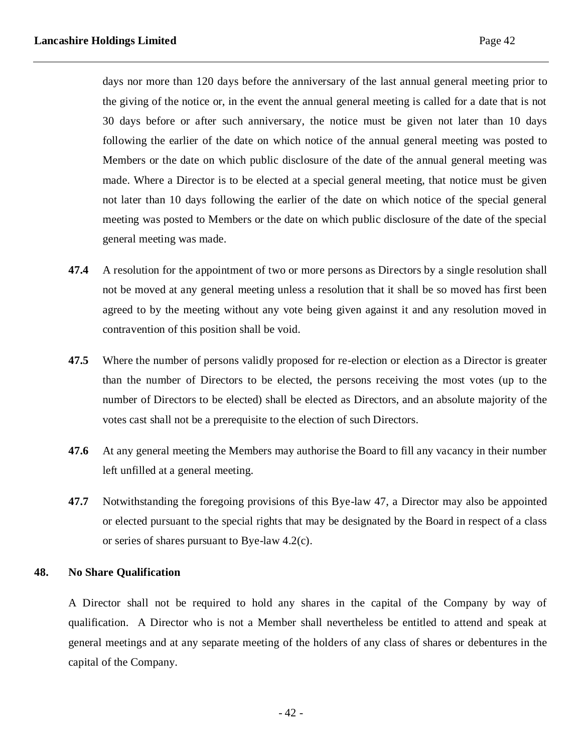days nor more than 120 days before the anniversary of the last annual general meeting prior to the giving of the notice or, in the event the annual general meeting is called for a date that is not 30 days before or after such anniversary, the notice must be given not later than 10 days following the earlier of the date on which notice of the annual general meeting was posted to Members or the date on which public disclosure of the date of the annual general meeting was made. Where a Director is to be elected at a special general meeting, that notice must be given not later than 10 days following the earlier of the date on which notice of the special general meeting was posted to Members or the date on which public disclosure of the date of the special general meeting was made.

**47.4** A resolution for the appointment of two or more persons as Directors by a single resolution shall not be moved at any general meeting unless a resolution that it shall be so moved has first been agreed to by the meeting without any vote being given against it and any resolution moved in contravention of this position shall be void.

**47.5** Where the number of persons validly proposed for re-election or election as a Director is greater than the number of Directors to be elected, the persons receiving the most votes (up to the number of Directors to be elected) shall be elected as Directors, and an absolute majority of the votes cast shall not be a prerequisite to the election of such Directors.

**47.6** At any general meeting the Members may authorise the Board to fill any vacancy in their number left unfilled at a general meeting.

**47.7** Notwithstanding the foregoing provisions of this Bye-law 47, a Director may also be appointed or elected pursuant to the special rights that may be designated by the Board in respect of a class or series of shares pursuant to Bye-law 4.2(c).

## 48. No Share Qualification

A Director shall not be required to hold any shares in the capital of the Company by way of qualification. A Director who is not a Member shall nevertheless be entitled to attend and speak at general meetings and at any separate meeting of the holders of any class of shares or debentures in the capital of the Company.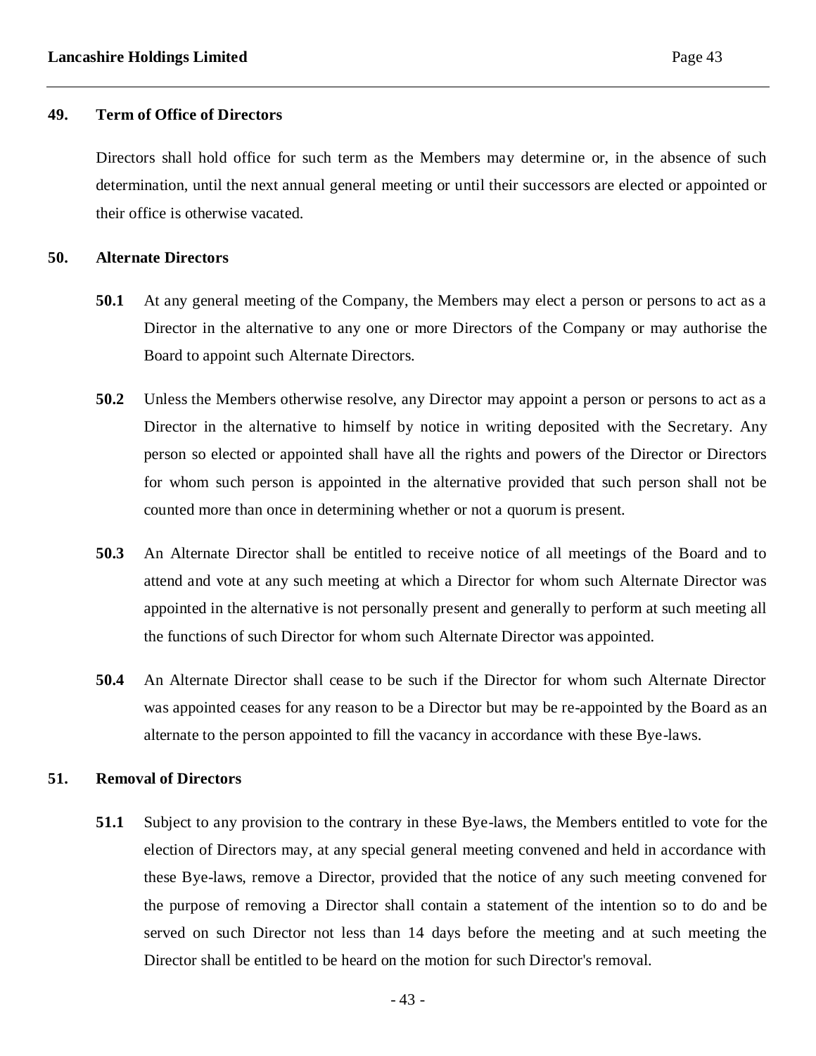## 49. Term of Office of Directors

Directors shall hold office for such term as the Members may determine or, in the absence of such determination, until the next annual general meeting or until their successors are elected or appointed or their office is otherwise vacated.

## 50. Alternate Directors

**50.1** At any general meeting of the Company, the Members may elect a person or persons to act as a Director in the alternative to any one or more Directors of the Company or may authorise the Board to appoint such Alternate Directors.

**50.2** Unless the Members otherwise resolve, any Director may appoint a person or persons to act as a Director in the alternative to himself by notice in writing deposited with the Secretary. Any person so elected or appointed shall have all the rights and powers of the Director or Directors for whom such person is appointed in the alternative provided that such person shall not be counted more than once in determining whether or not a quorum is present.

**50.3** An Alternate Director shall be entitled to receive notice of all meetings of the Board and to attend and vote at any such meeting at which a Director for whom such Alternate Director was appointed in the alternative is not personally present and generally to perform at such meeting all the functions of such Director for whom such Alternate Director was appointed.

**50.4** An Alternate Director shall cease to be such if the Director for whom such Alternate Director was appointed ceases for any reason to be a Director but may be re-appointed by the Board as an alternate to the person appointed to fill the vacancy in accordance with these Bye-laws.

## 51. Removal of Directors

**51.1** Subject to any provision to the contrary in these Bye-laws, the Members entitled to vote for the election of Directors may, at any special general meeting convened and held in accordance with these Bye-laws, remove a Director, provided that the notice of any such meeting convened for the purpose of removing a Director shall contain a statement of the intention so to do and be served on such Director not less than 14 days before the meeting and at such meeting the Director shall be entitled to be heard on the motion for such Director's removal.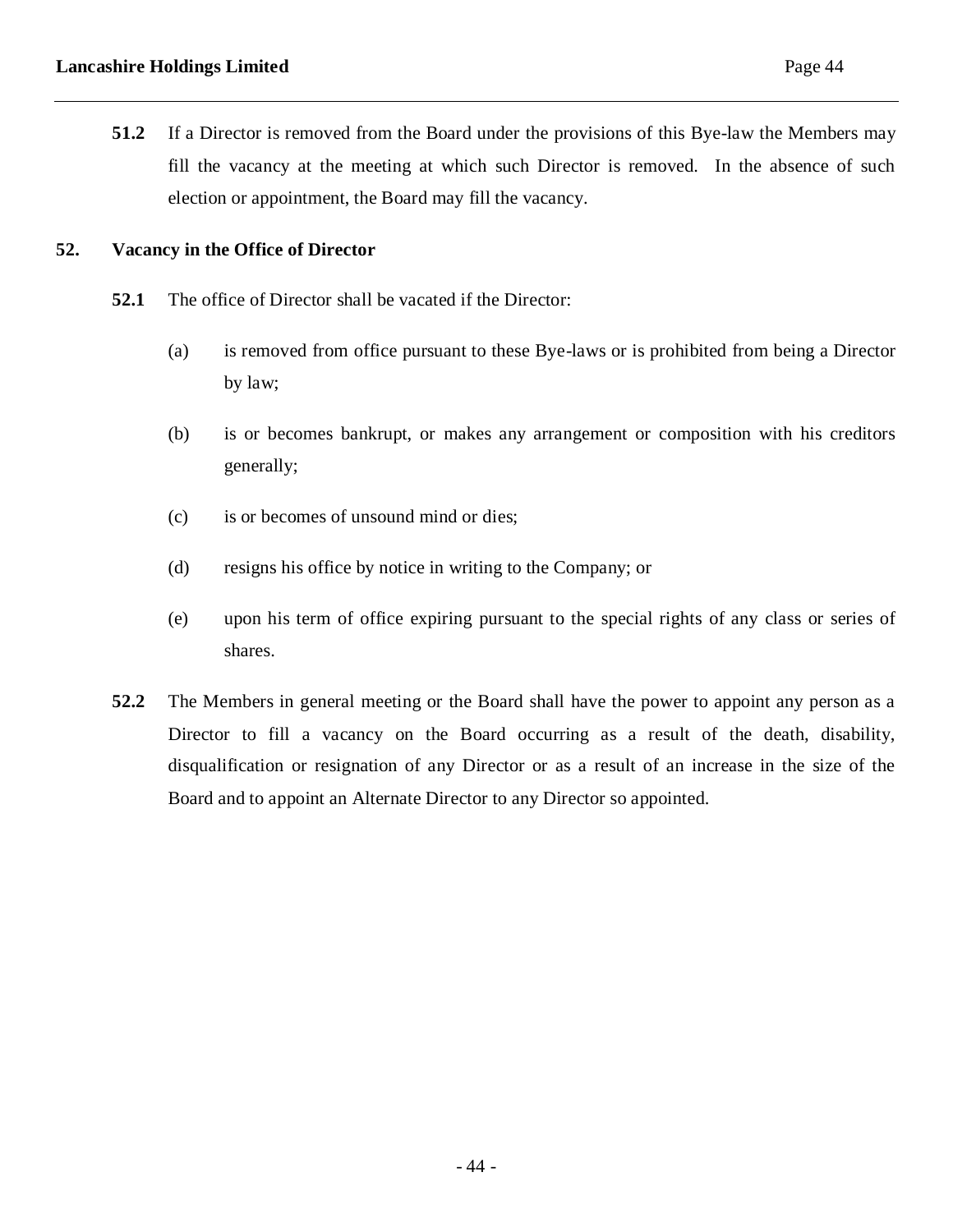**51.2** If a Director is removed from the Board under the provisions of this Bye-law the Members may fill the vacancy at the meeting at which such Director is removed. In the absence of such election or appointment, the Board may fill the vacancy.

## 52. Vacancy in the Office of Director

**52.1** The office of Director shall be vacated if the Director:

(a) is removed from office pursuant to these Bye-laws or is prohibited from being a Director by law;

(b) is or becomes bankrupt, or makes any arrangement or composition with his creditors generally;

(c) is or becomes of unsound mind or dies;

(d) resigns his office by notice in writing to the Company; or

(e) upon his term of office expiring pursuant to the special rights of any class or series of shares.

**52.2** The Members in general meeting or the Board shall have the power to appoint any person as a Director to fill a vacancy on the Board occurring as a result of the death, disability, disqualification or resignation of any Director or as a result of an increase in the size of the Board and to appoint an Alternate Director to any Director so appointed.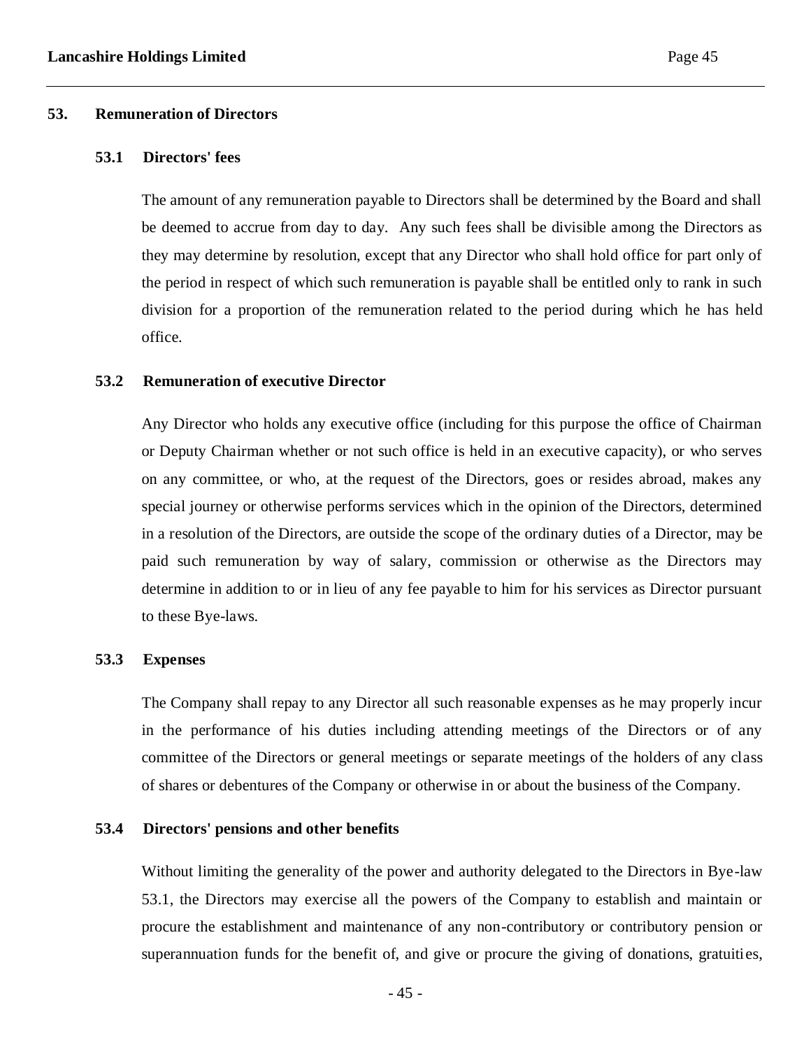## 53. Remuneration of Directors

### 53.1 Directors' fees

The amount of any remuneration payable to Directors shall be determined by the Board and shall be deemed to accrue from day to day. Any such fees shall be divisible among the Directors as they may determine by resolution, except that any Director who shall hold office for part only of the period in respect of which such remuneration is payable shall be entitled only to rank in such division for a proportion of the remuneration related to the period during which he has held office.

### 53.2 Remuneration of executive Director

Any Director who holds any executive office (including for this purpose the office of Chairman or Deputy Chairman whether or not such office is held in an executive capacity), or who serves on any committee, or who, at the request of the Directors, goes or resides abroad, makes any special journey or otherwise performs services which in the opinion of the Directors, determined in a resolution of the Directors, are outside the scope of the ordinary duties of a Director, may be paid such remuneration by way of salary, commission or otherwise as the Directors may determine in addition to or in lieu of any fee payable to him for his services as Director pursuant to these Bye-laws.

### 53.3 Expenses

The Company shall repay to any Director all such reasonable expenses as he may properly incur in the performance of his duties including attending meetings of the Directors or of any committee of the Directors or general meetings or separate meetings of the holders of any class of shares or debentures of the Company or otherwise in or about the business of the Company.

### 53.4 Directors' pensions and other benefits

Without limiting the generality of the power and authority delegated to the Directors in Bye-law 53.1, the Directors may exercise all the powers of the Company to establish and maintain or procure the establishment and maintenance of any non-contributory or contributory pension or superannuation funds for the benefit of, and give or procure the giving of donations, gratuities,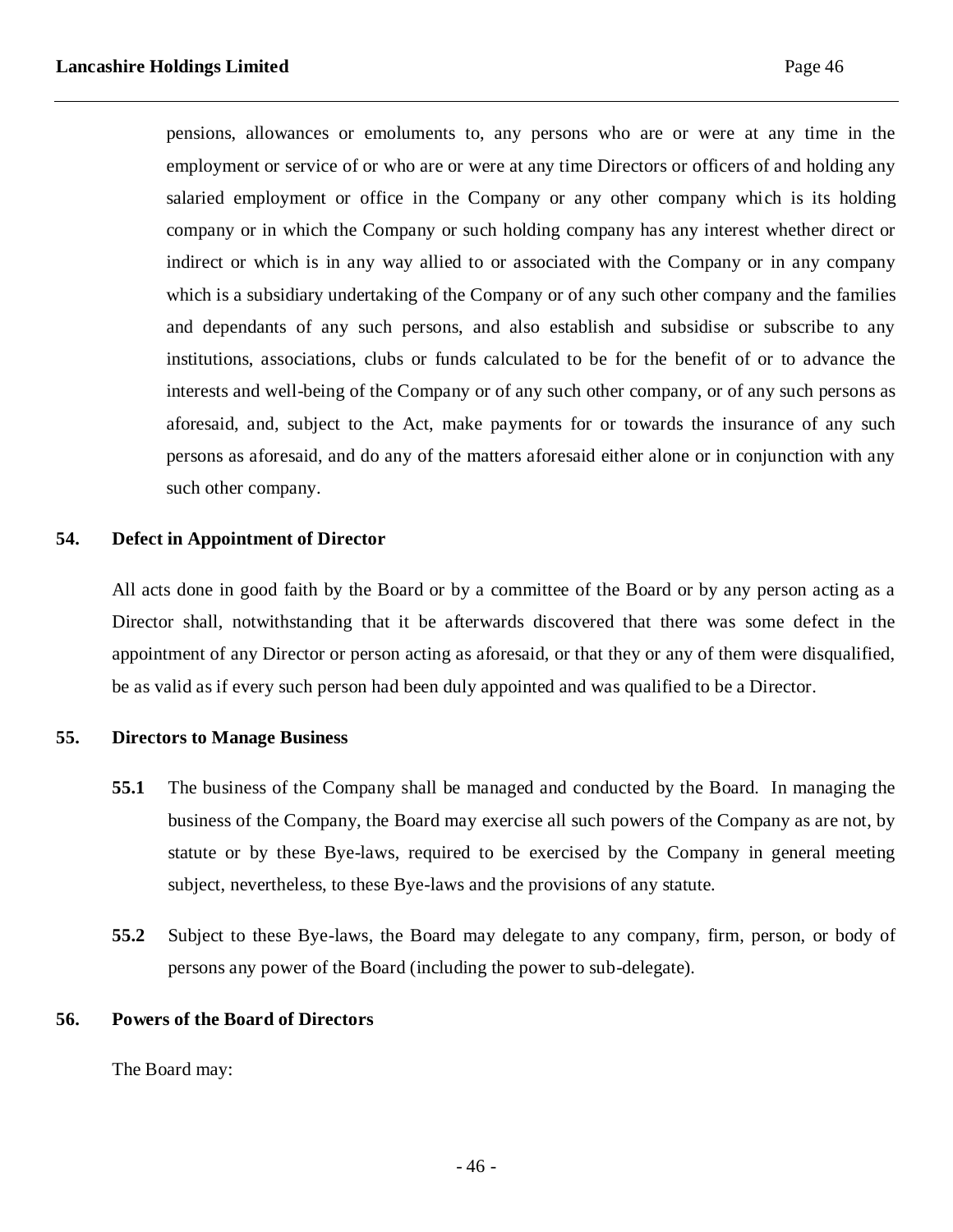pensions, allowances or emoluments to, any persons who are or were at any time in the employment or service of or who are or were at any time Directors or officers of and holding any salaried employment or office in the Company or any other company which is its holding company or in which the Company or such holding company has any interest whether direct or indirect or which is in any way allied to or associated with the Company or in any company which is a subsidiary undertaking of the Company or of any such other company and the families and dependants of any such persons, and also establish and subsidise or subscribe to any institutions, associations, clubs or funds calculated to be for the benefit of or to advance the interests and well-being of the Company or of any such other company, or of any such persons as aforesaid, and, subject to the Act, make payments for or towards the insurance of any such persons as aforesaid, and do any of the matters aforesaid either alone or in conjunction with any such other company.

## 54. Defect in Appointment of Director

All acts done in good faith by the Board or by a committee of the Board or by any person acting as a Director shall, notwithstanding that it be afterwards discovered that there was some defect in the appointment of any Director or person acting as aforesaid, or that they or any of them were disqualified, be as valid as if every such person had been duly appointed and was qualified to be a Director.

## 55. Directors to Manage Business

**55.1** The business of the Company shall be managed and conducted by the Board. In managing the business of the Company, the Board may exercise all such powers of the Company as are not, by statute or by these Bye-laws, required to be exercised by the Company in general meeting subject, nevertheless, to these Bye-laws and the provisions of any statute.

**55.2** Subject to these Bye-laws, the Board may delegate to any company, firm, person, or body of persons any power of the Board (including the power to sub-delegate).

## 56. Powers of the Board of Directors

The Board may: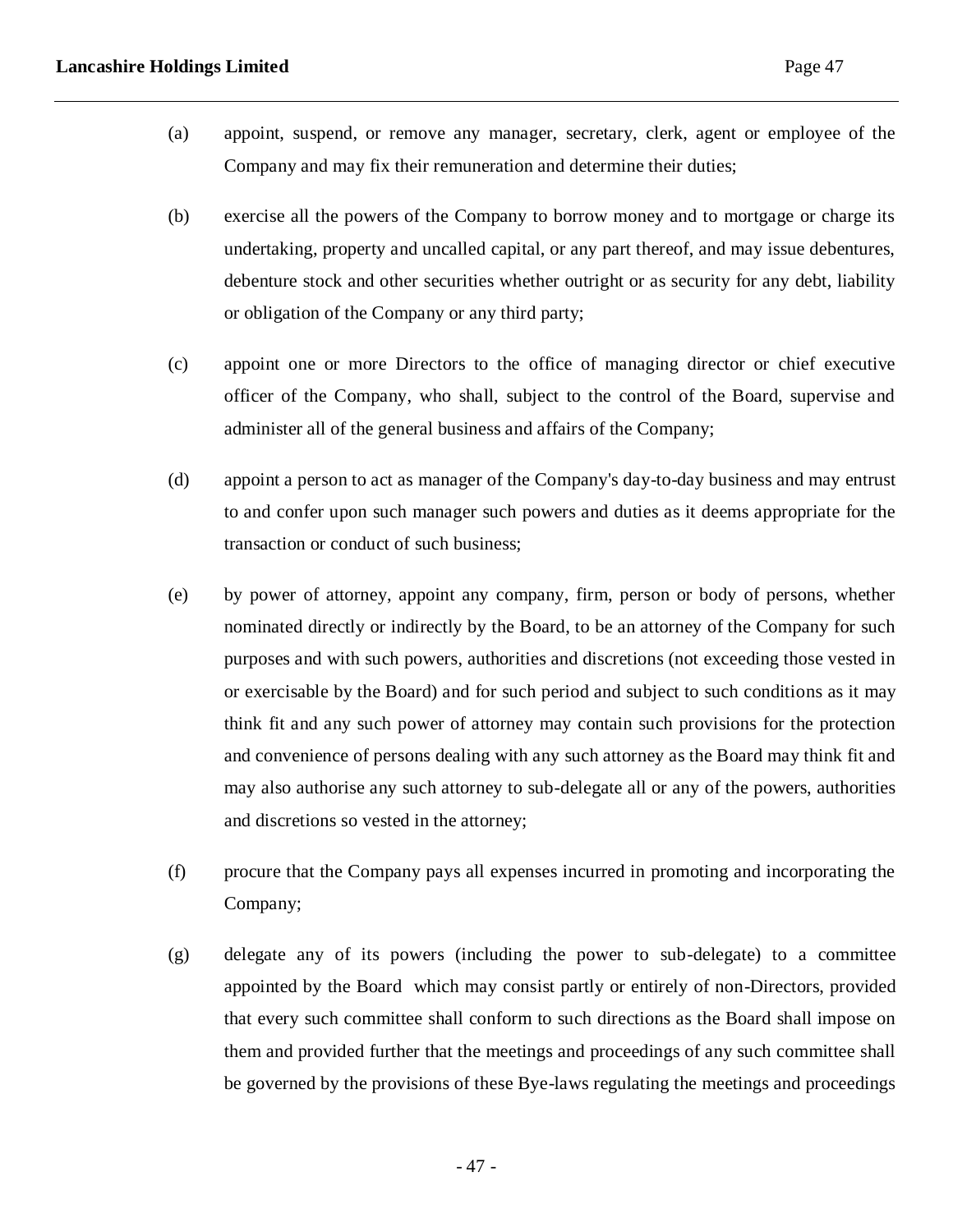(a) appoint, suspend, or remove any manager, secretary, clerk, agent or employee of the Company and may fix their remuneration and determine their duties;

(b) exercise all the powers of the Company to borrow money and to mortgage or charge its undertaking, property and uncalled capital, or any part thereof, and may issue debentures, debenture stock and other securities whether outright or as security for any debt, liability or obligation of the Company or any third party;

(c) appoint one or more Directors to the office of managing director or chief executive officer of the Company, who shall, subject to the control of the Board, supervise and administer all of the general business and affairs of the Company;

(d) appoint a person to act as manager of the Company's day-to-day business and may entrust to and confer upon such manager such powers and duties as it deems appropriate for the transaction or conduct of such business;

(e) by power of attorney, appoint any company, firm, person or body of persons, whether nominated directly or indirectly by the Board, to be an attorney of the Company for such purposes and with such powers, authorities and discretions (not exceeding those vested in or exercisable by the Board) and for such period and subject to such conditions as it may think fit and any such power of attorney may contain such provisions for the protection and convenience of persons dealing with any such attorney as the Board may think fit and may also authorise any such attorney to sub-delegate all or any of the powers, authorities and discretions so vested in the attorney;

(f) procure that the Company pays all expenses incurred in promoting and incorporating the Company;

(g) delegate any of its powers (including the power to sub-delegate) to a committee appointed by the Board which may consist partly or entirely of non-Directors, provided that every such committee shall conform to such directions as the Board shall impose on them and provided further that the meetings and proceedings of any such committee shall be governed by the provisions of these Bye-laws regulating the meetings and proceedings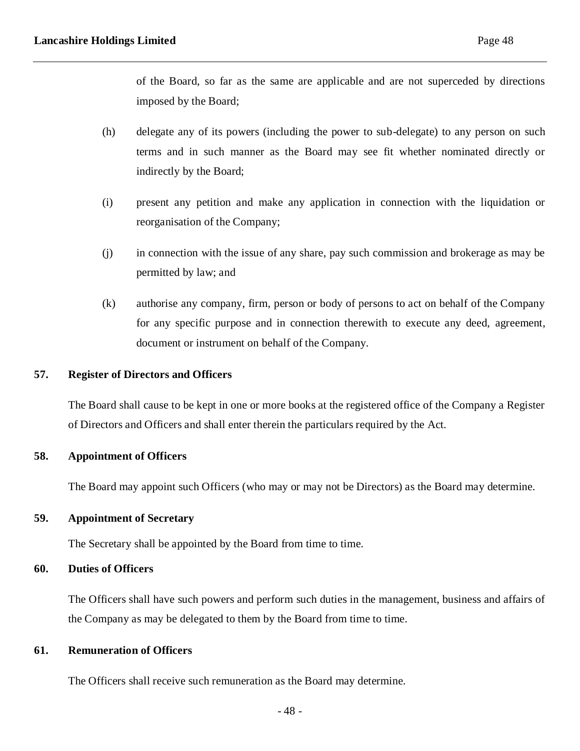of the Board, so far as the same are applicable and are not superceded by directions imposed by the Board;

(h) delegate any of its powers (including the power to sub-delegate) to any person on such terms and in such manner as the Board may see fit whether nominated directly or indirectly by the Board;

(i) present any petition and make any application in connection with the liquidation or reorganisation of the Company;

(j) in connection with the issue of any share, pay such commission and brokerage as may be permitted by law; and

(k) authorise any company, firm, person or body of persons to act on behalf of the Company for any specific purpose and in connection therewith to execute any deed, agreement, document or instrument on behalf of the Company.

**57. Register of Directors and Officers**

The Board shall cause to be kept in one or more books at the registered office of the Company a Register of Directors and Officers and shall enter therein the particulars required by the Act.

**58. Appointment of Officers**

The Board may appoint such Officers (who may or may not be Directors) as the Board may determine.

**59. Appointment of Secretary**

The Secretary shall be appointed by the Board from time to time.

**60. Duties of Officers**

The Officers shall have such powers and perform such duties in the management, business and affairs of the Company as may be delegated to them by the Board from time to time.

**61. Remuneration of Officers**

The Officers shall receive such remuneration as the Board may determine.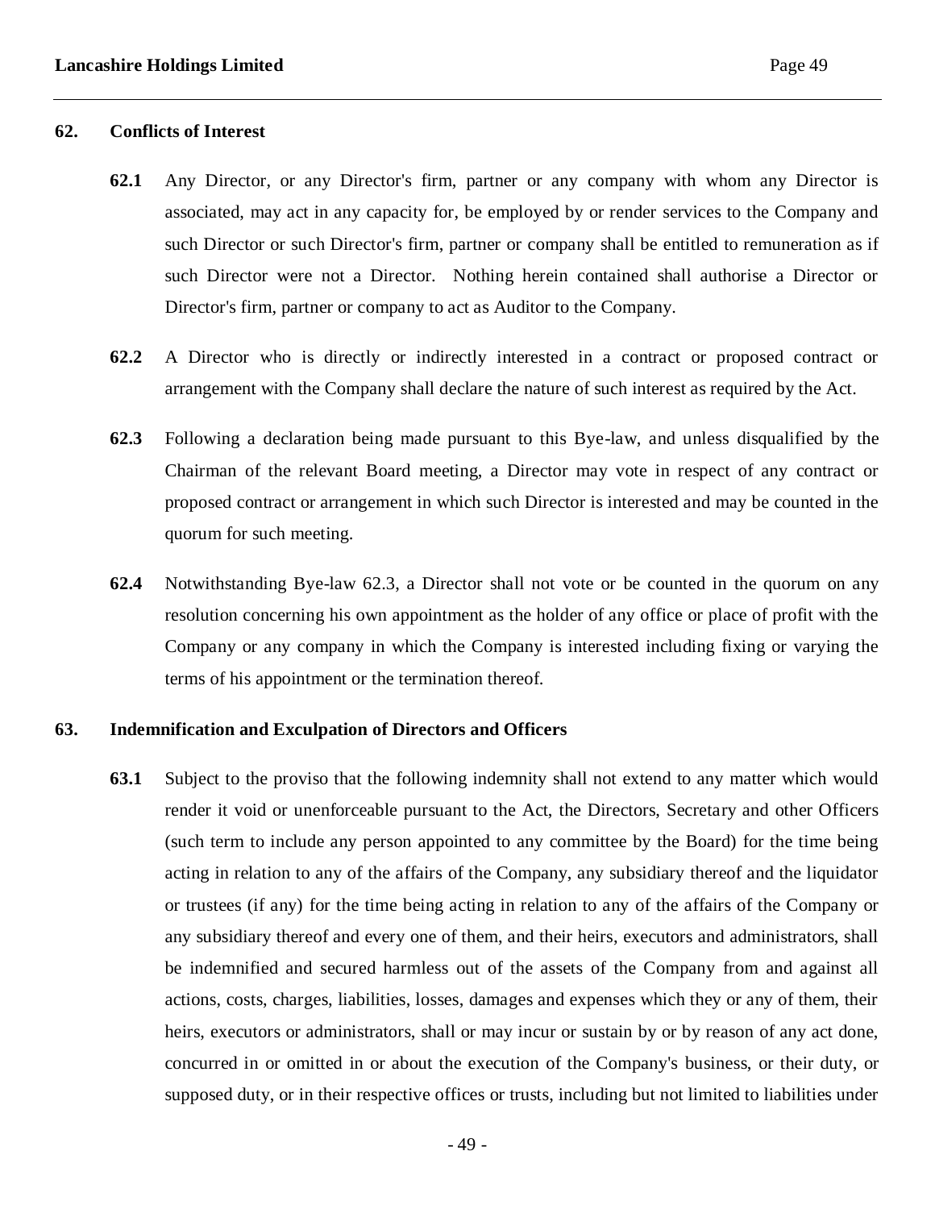## 62. Conflicts of Interest

**62.1** Any Director, or any Director's firm, partner or any company with whom any Director is associated, may act in any capacity for, be employed by or render services to the Company and such Director or such Director's firm, partner or company shall be entitled to remuneration as if such Director were not a Director. Nothing herein contained shall authorise a Director or Director's firm, partner or company to act as Auditor to the Company.

**62.2** A Director who is directly or indirectly interested in a contract or proposed contract or arrangement with the Company shall declare the nature of such interest as required by the Act.

**62.3** Following a declaration being made pursuant to this Bye-law, and unless disqualified by the Chairman of the relevant Board meeting, a Director may vote in respect of any contract or proposed contract or arrangement in which such Director is interested and may be counted in the quorum for such meeting.

**62.4** Notwithstanding Bye-law 62.3, a Director shall not vote or be counted in the quorum on any resolution concerning his own appointment as the holder of any office or place of profit with the Company or any company in which the Company is interested including fixing or varying the terms of his appointment or the termination thereof.

## 63. Indemnification and Exculpation of Directors and Officers

**63.1** Subject to the proviso that the following indemnity shall not extend to any matter which would render it void or unenforceable pursuant to the Act, the Directors, Secretary and other Officers (such term to include any person appointed to any committee by the Board) for the time being acting in relation to any of the affairs of the Company, any subsidiary thereof and the liquidator or trustees (if any) for the time being acting in relation to any of the affairs of the Company or any subsidiary thereof and every one of them, and their heirs, executors and administrators, shall be indemnified and secured harmless out of the assets of the Company from and against all actions, costs, charges, liabilities, losses, damages and expenses which they or any of them, their heirs, executors or administrators, shall or may incur or sustain by or by reason of any act done, concurred in or omitted in or about the execution of the Company's business, or their duty, or supposed duty, or in their respective offices or trusts, including but not limited to liabilities under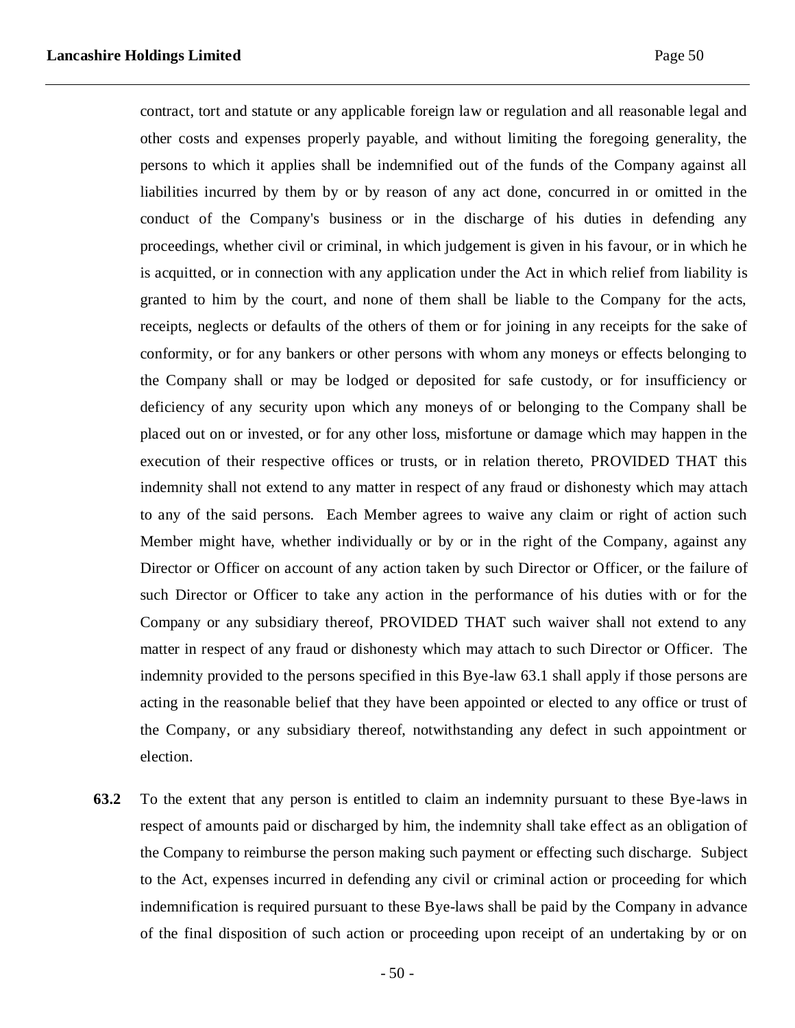contract, tort and statute or any applicable foreign law or regulation and all reasonable legal and other costs and expenses properly payable, and without limiting the foregoing generality, the persons to which it applies shall be indemnified out of the funds of the Company against all liabilities incurred by them by or by reason of any act done, concurred in or omitted in the conduct of the Company's business or in the discharge of his duties in defending any proceedings, whether civil or criminal, in which judgement is given in his favour, or in which he is acquitted, or in connection with any application under the Act in which relief from liability is granted to him by the court, and none of them shall be liable to the Company for the acts, receipts, neglects or defaults of the others of them or for joining in any receipts for the sake of conformity, or for any bankers or other persons with whom any moneys or effects belonging to the Company shall or may be lodged or deposited for safe custody, or for insufficiency or deficiency of any security upon which any moneys of or belonging to the Company shall be placed out on or invested, or for any other loss, misfortune or damage which may happen in the execution of their respective offices or trusts, or in relation thereto, PROVIDED THAT this indemnity shall not extend to any matter in respect of any fraud or dishonesty which may attach to any of the said persons. Each Member agrees to waive any claim or right of action such Member might have, whether individually or by or in the right of the Company, against any Director or Officer on account of any action taken by such Director or Officer, or the failure of such Director or Officer to take any action in the performance of his duties with or for the Company or any subsidiary thereof, PROVIDED THAT such waiver shall not extend to any matter in respect of any fraud or dishonesty which may attach to such Director or Officer. The indemnity provided to the persons specified in this Bye-law 63.1 shall apply if those persons are acting in the reasonable belief that they have been appointed or elected to any office or trust of the Company, or any subsidiary thereof, notwithstanding any defect in such appointment or election.

**63.2** To the extent that any person is entitled to claim an indemnity pursuant to these Bye-laws in respect of amounts paid or discharged by him, the indemnity shall take effect as an obligation of the Company to reimburse the person making such payment or effecting such discharge. Subject to the Act, expenses incurred in defending any civil or criminal action or proceeding for which indemnification is required pursuant to these Bye-laws shall be paid by the Company in advance of the final disposition of such action or proceeding upon receipt of an undertaking by or on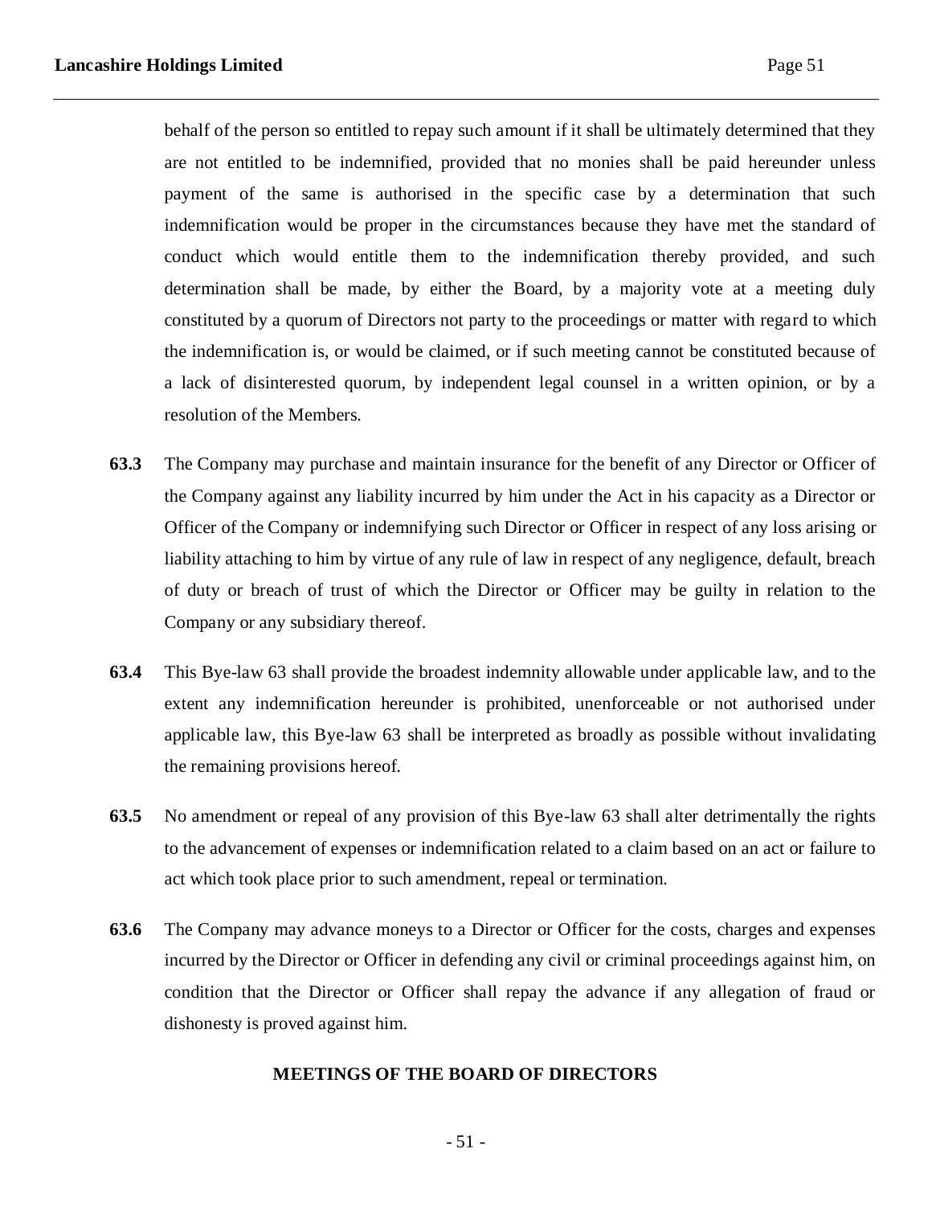behalf of the person so entitled to repay such amount if it shall be ultimately determined that they are not entitled to be indemnified, provided that no monies shall be paid hereunder unless payment of the same is authorised in the specific case by a determination that such indemnification would be proper in the circumstances because they have met the standard of conduct which would entitle them to the indemnification thereby provided, and such determination shall be made, by either the Board, by a majority vote at a meeting duly constituted by a quorum of Directors not party to the proceedings or matter with regard to which the indemnification is, or would be claimed, or if such meeting cannot be constituted because of a lack of disinterested quorum, by independent legal counsel in a written opinion, or by a resolution of the Members.

**63.3** The Company may purchase and maintain insurance for the benefit of any Director or Officer of the Company against any liability incurred by him under the Act in his capacity as a Director or Officer of the Company or indemnifying such Director or Officer in respect of any loss arising or liability attaching to him by virtue of any rule of law in respect of any negligence, default, breach of duty or breach of trust of which the Director or Officer may be guilty in relation to the Company or any subsidiary thereof.

**63.4** This Bye-law 63 shall provide the broadest indemnity allowable under applicable law, and to the extent any indemnification hereunder is prohibited, unenforceable or not authorised under applicable law, this Bye-law 63 shall be interpreted as broadly as possible without invalidating the remaining provisions hereof.

**63.5** No amendment or repeal of any provision of this Bye-law 63 shall alter detrimentally the rights to the advancement of expenses or indemnification related to a claim based on an act or failure to act which took place prior to such amendment, repeal or termination.

**63.6** The Company may advance moneys to a Director or Officer for the costs, charges and expenses incurred by the Director or Officer in defending any civil or criminal proceedings against him, on condition that the Director or Officer shall repay the advance if any allegation of fraud or dishonesty is proved against him.

## MEETINGS OF THE BOARD OF DIRECTORS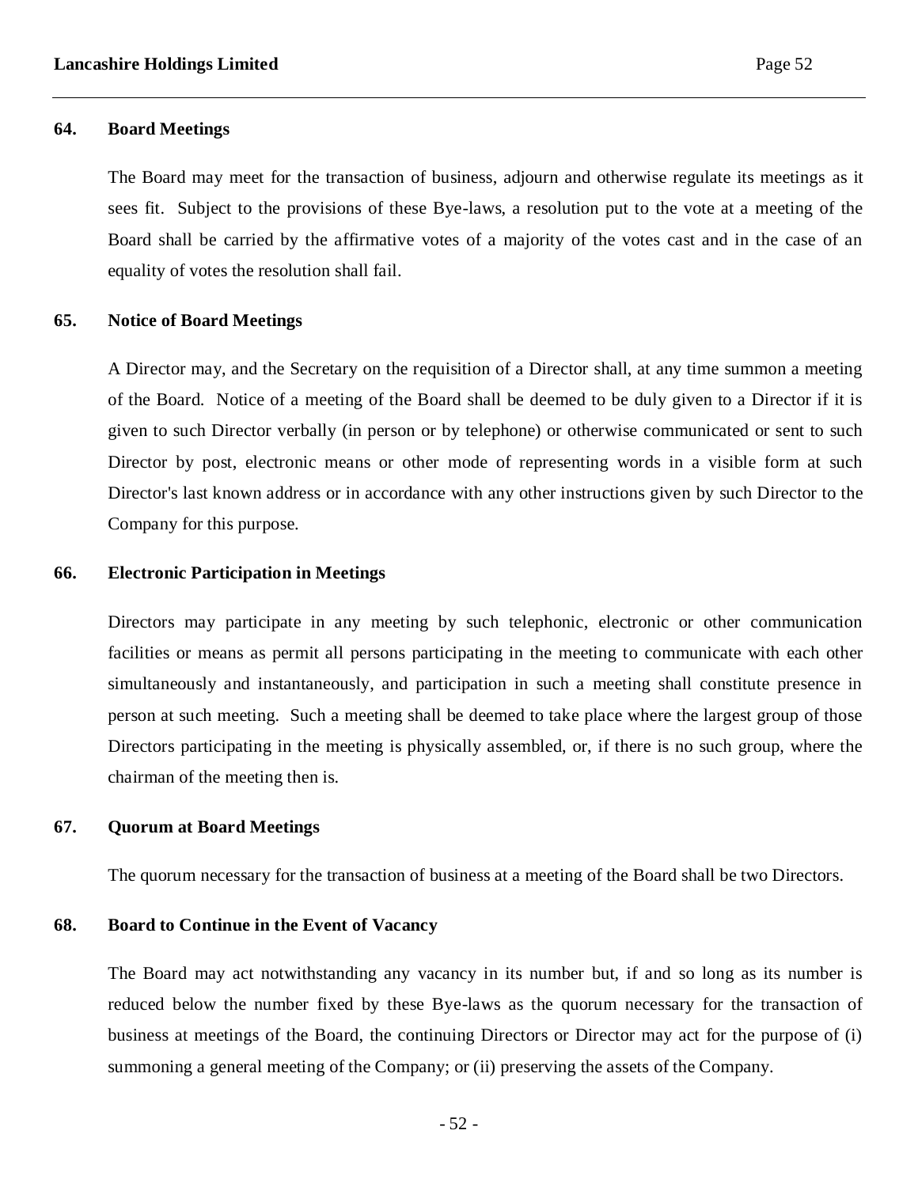### 64. Board Meetings

The Board may meet for the transaction of business, adjourn and otherwise regulate its meetings as it sees fit. Subject to the provisions of these Bye-laws, a resolution put to the vote at a meeting of the Board shall be carried by the affirmative votes of a majority of the votes cast and in the case of an equality of votes the resolution shall fail.

### 65. Notice of Board Meetings

A Director may, and the Secretary on the requisition of a Director shall, at any time summon a meeting of the Board. Notice of a meeting of the Board shall be deemed to be duly given to a Director if it is given to such Director verbally (in person or by telephone) or otherwise communicated or sent to such Director by post, electronic means or other mode of representing words in a visible form at such Director's last known address or in accordance with any other instructions given by such Director to the Company for this purpose.

### 66. Electronic Participation in Meetings

Directors may participate in any meeting by such telephonic, electronic or other communication facilities or means as permit all persons participating in the meeting to communicate with each other simultaneously and instantaneously, and participation in such a meeting shall constitute presence in person at such meeting. Such a meeting shall be deemed to take place where the largest group of those Directors participating in the meeting is physically assembled, or, if there is no such group, where the chairman of the meeting then is.

### 67. Quorum at Board Meetings

The quorum necessary for the transaction of business at a meeting of the Board shall be two Directors.

### 68. Board to Continue in the Event of Vacancy

The Board may act notwithstanding any vacancy in its number but, if and so long as its number is reduced below the number fixed by these Bye-laws as the quorum necessary for the transaction of business at meetings of the Board, the continuing Directors or Director may act for the purpose of (i) summoning a general meeting of the Company; or (ii) preserving the assets of the Company.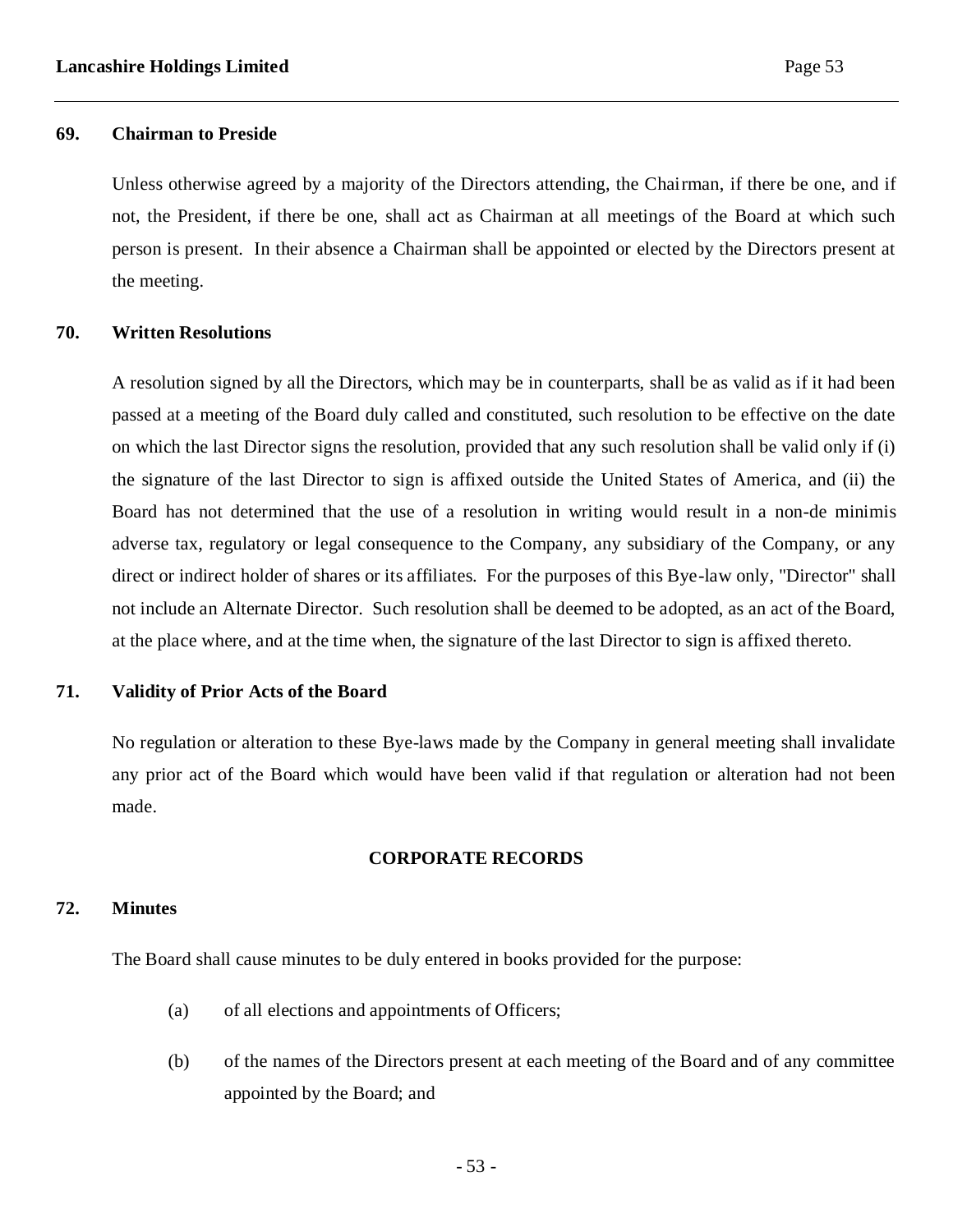**69. Chairman to Preside**

Unless otherwise agreed by a majority of the Directors attending, the Chairman, if there be one, and if not, the President, if there be one, shall act as Chairman at all meetings of the Board at which such person is present. In their absence a Chairman shall be appointed or elected by the Directors present at the meeting.

**70. Written Resolutions**

A resolution signed by all the Directors, which may be in counterparts, shall be as valid as if it had been passed at a meeting of the Board duly called and constituted, such resolution to be effective on the date on which the last Director signs the resolution, provided that any such resolution shall be valid only if (i) the signature of the last Director to sign is affixed outside the United States of America, and (ii) the Board has not determined that the use of a resolution in writing would result in a non-de minimis adverse tax, regulatory or legal consequence to the Company, any subsidiary of the Company, or any direct or indirect holder of shares or its affiliates. For the purposes of this Bye-law only, "Director" shall not include an Alternate Director. Such resolution shall be deemed to be adopted, as an act of the Board, at the place where, and at the time when, the signature of the last Director to sign is affixed thereto.

**71. Validity of Prior Acts of the Board**

No regulation or alteration to these Bye-laws made by the Company in general meeting shall invalidate any prior act of the Board which would have been valid if that regulation or alteration had not been made.

## CORPORATE RECORDS

**72. Minutes**

The Board shall cause minutes to be duly entered in books provided for the purpose:

(a) of all elections and appointments of Officers;

(b) of the names of the Directors present at each meeting of the Board and of any committee appointed by the Board; and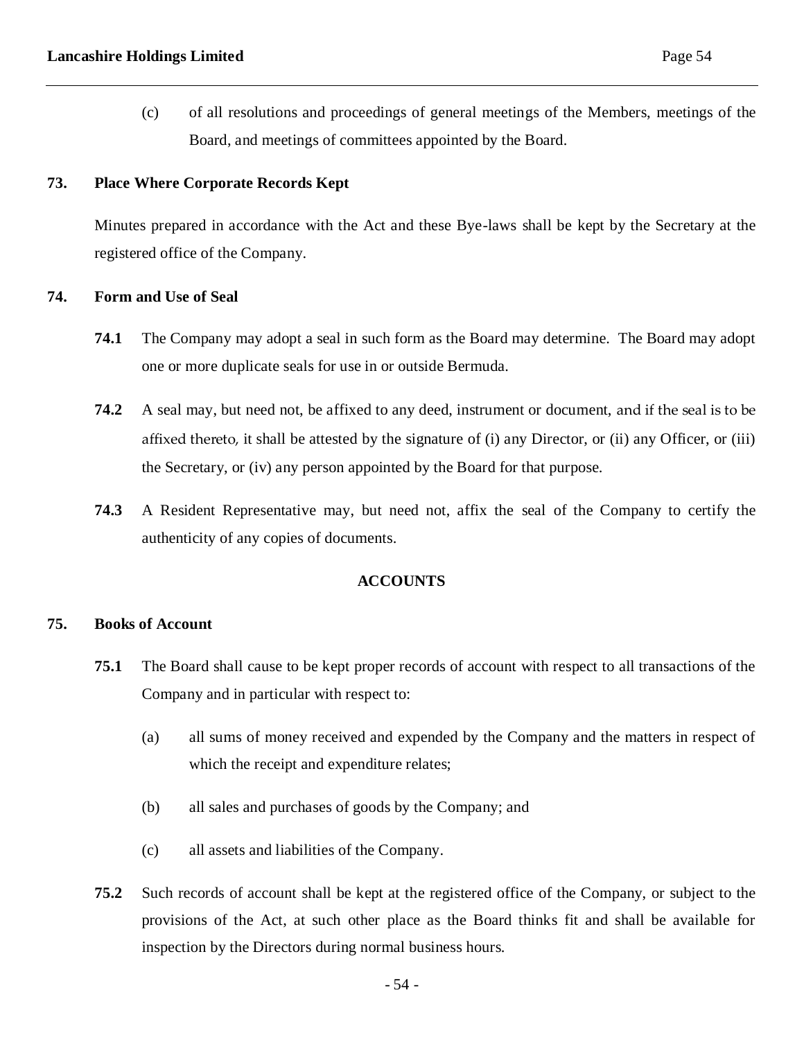(c) of all resolutions and proceedings of general meetings of the Members, meetings of the Board, and meetings of committees appointed by the Board.

**73. Place Where Corporate Records Kept**

Minutes prepared in accordance with the Act and these Bye-laws shall be kept by the Secretary at the registered office of the Company.

**74. Form and Use of Seal**

**74.1** The Company may adopt a seal in such form as the Board may determine. The Board may adopt one or more duplicate seals for use in or outside Bermuda.

**74.2** A seal may, but need not, be affixed to any deed, instrument or document, and if the seal is to be affixed thereto, it shall be attested by the signature of (i) any Director, or (ii) any Officer, or (iii) the Secretary, or (iv) any person appointed by the Board for that purpose.

**74.3** A Resident Representative may, but need not, affix the seal of the Company to certify the authenticity of any copies of documents.

## ACCOUNTS

**75. Books of Account**

**75.1** The Board shall cause to be kept proper records of account with respect to all transactions of the Company and in particular with respect to:

(a) all sums of money received and expended by the Company and the matters in respect of which the receipt and expenditure relates;

(b) all sales and purchases of goods by the Company; and

(c) all assets and liabilities of the Company.

**75.2** Such records of account shall be kept at the registered office of the Company, or subject to the provisions of the Act, at such other place as the Board thinks fit and shall be available for inspection by the Directors during normal business hours.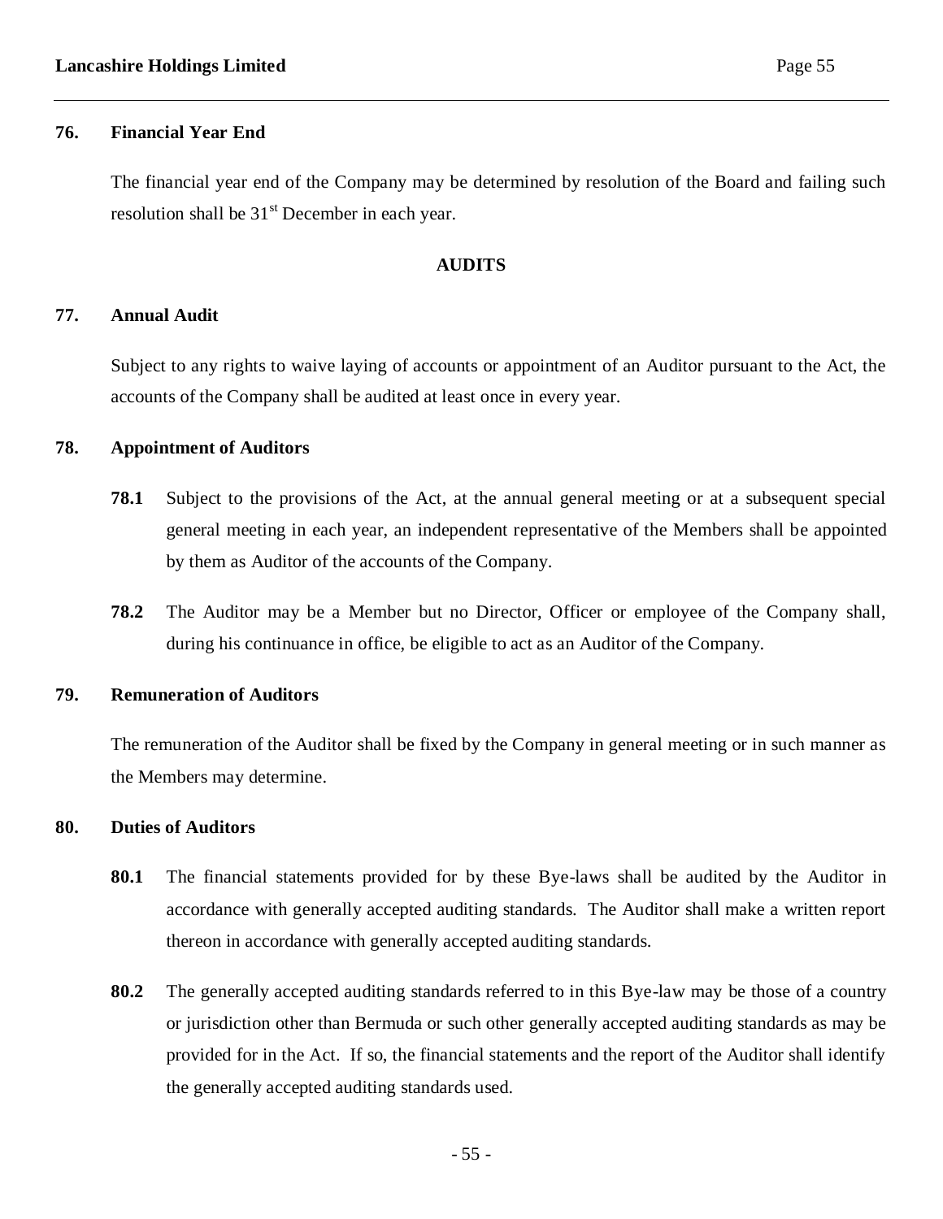### 76. Financial Year End

The financial year end of the Company may be determined by resolution of the Board and failing such resolution shall be 31st December in each year.

## AUDITS

### 77. Annual Audit

Subject to any rights to waive laying of accounts or appointment of an Auditor pursuant to the Act, the accounts of the Company shall be audited at least once in every year.

### 78. Appointment of Auditors

**78.1** Subject to the provisions of the Act, at the annual general meeting or at a subsequent special general meeting in each year, an independent representative of the Members shall be appointed by them as Auditor of the accounts of the Company.

**78.2** The Auditor may be a Member but no Director, Officer or employee of the Company shall, during his continuance in office, be eligible to act as an Auditor of the Company.

### 79. Remuneration of Auditors

The remuneration of the Auditor shall be fixed by the Company in general meeting or in such manner as the Members may determine.

### 80. Duties of Auditors

**80.1** The financial statements provided for by these Bye-laws shall be audited by the Auditor in accordance with generally accepted auditing standards. The Auditor shall make a written report thereon in accordance with generally accepted auditing standards.

**80.2** The generally accepted auditing standards referred to in this Bye-law may be those of a country or jurisdiction other than Bermuda or such other generally accepted auditing standards as may be provided for in the Act. If so, the financial statements and the report of the Auditor shall identify the generally accepted auditing standards used.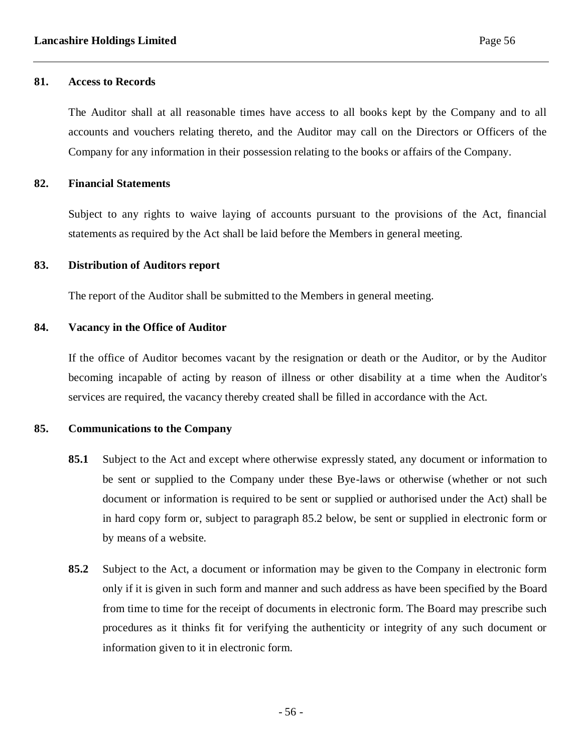**81. Access to Records**

The Auditor shall at all reasonable times have access to all books kept by the Company and to all accounts and vouchers relating thereto, and the Auditor may call on the Directors or Officers of the Company for any information in their possession relating to the books or affairs of the Company.

**82. Financial Statements**

Subject to any rights to waive laying of accounts pursuant to the provisions of the Act, financial statements as required by the Act shall be laid before the Members in general meeting.

**83. Distribution of Auditors report**

The report of the Auditor shall be submitted to the Members in general meeting.

**84. Vacancy in the Office of Auditor**

If the office of Auditor becomes vacant by the resignation or death or the Auditor, or by the Auditor becoming incapable of acting by reason of illness or other disability at a time when the Auditor's services are required, the vacancy thereby created shall be filled in accordance with the Act.

**85. Communications to the Company**

**85.1** Subject to the Act and except where otherwise expressly stated, any document or information to be sent or supplied to the Company under these Bye-laws or otherwise (whether or not such document or information is required to be sent or supplied or authorised under the Act) shall be in hard copy form or, subject to paragraph 85.2 below, be sent or supplied in electronic form or by means of a website.

**85.2** Subject to the Act, a document or information may be given to the Company in electronic form only if it is given in such form and manner and such address as have been specified by the Board from time to time for the receipt of documents in electronic form. The Board may prescribe such procedures as it thinks fit for verifying the authenticity or integrity of any such document or information given to it in electronic form.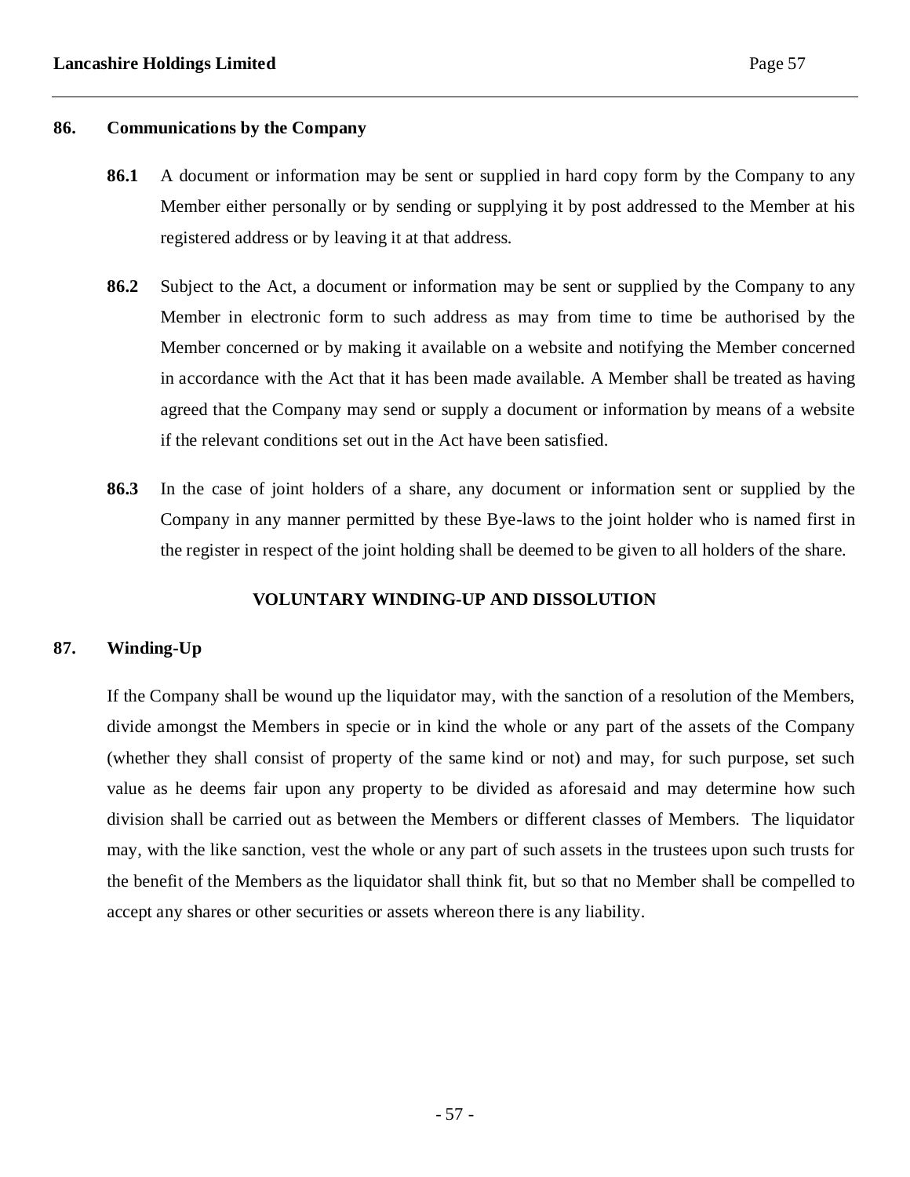### 86. Communications by the Company

**86.1** A document or information may be sent or supplied in hard copy form by the Company to any Member either personally or by sending or supplying it by post addressed to the Member at his registered address or by leaving it at that address.

**86.2** Subject to the Act, a document or information may be sent or supplied by the Company to any Member in electronic form to such address as may from time to time be authorised by the Member concerned or by making it available on a website and notifying the Member concerned in accordance with the Act that it has been made available. A Member shall be treated as having agreed that the Company may send or supply a document or information by means of a website if the relevant conditions set out in the Act have been satisfied.

**86.3** In the case of joint holders of a share, any document or information sent or supplied by the Company in any manner permitted by these Bye-laws to the joint holder who is named first in the register in respect of the joint holding shall be deemed to be given to all holders of the share.

## VOLUNTARY WINDING-UP AND DISSOLUTION

### 87. Winding-Up

If the Company shall be wound up the liquidator may, with the sanction of a resolution of the Members, divide amongst the Members in specie or in kind the whole or any part of the assets of the Company (whether they shall consist of property of the same kind or not) and may, for such purpose, set such value as he deems fair upon any property to be divided as aforesaid and may determine how such division shall be carried out as between the Members or different classes of Members. The liquidator may, with the like sanction, vest the whole or any part of such assets in the trustees upon such trusts for the benefit of the Members as the liquidator shall think fit, but so that no Member shall be compelled to accept any shares or other securities or assets whereon there is any liability.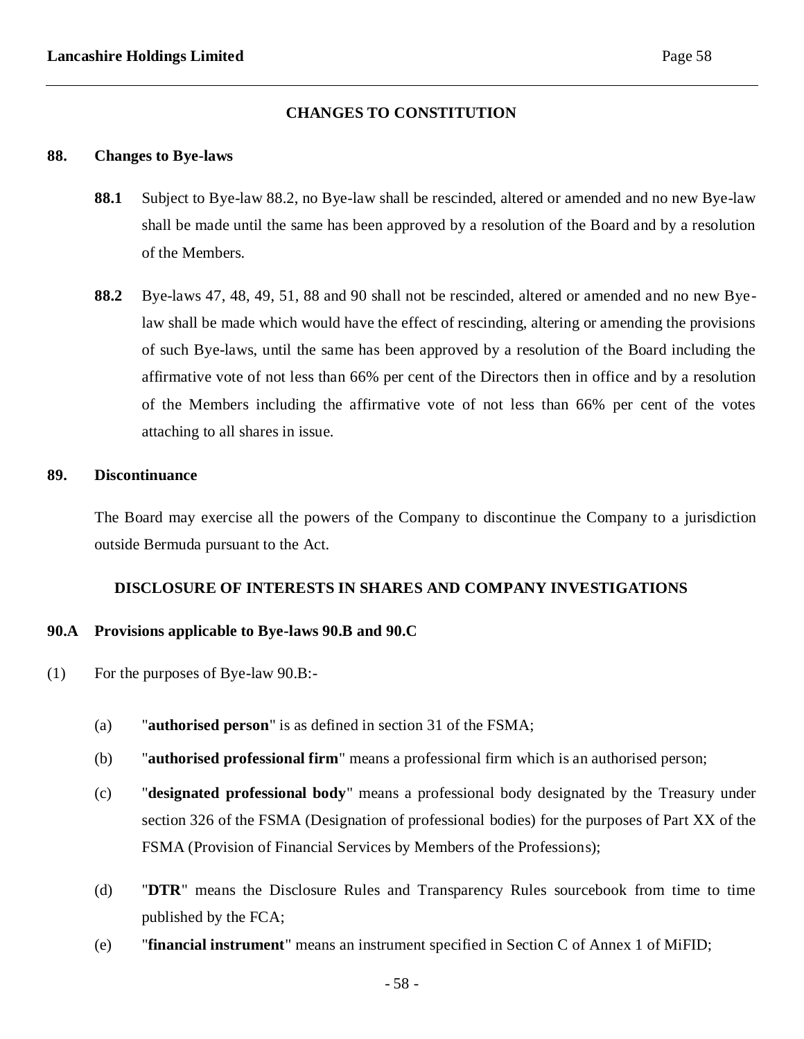## CHANGES TO CONSTITUTION

### 88. Changes to Bye-laws

**88.1** Subject to Bye-law 88.2, no Bye-law shall be rescinded, altered or amended and no new Bye-law shall be made until the same has been approved by a resolution of the Board and by a resolution of the Members.

**88.2** Bye-laws 47, 48, 49, 51, 88 and 90 shall not be rescinded, altered or amended and no new Bye-law shall be made which would have the effect of rescinding, altering or amending the provisions of such Bye-laws, until the same has been approved by a resolution of the Board including the affirmative vote of not less than 66% per cent of the Directors then in office and by a resolution of the Members including the affirmative vote of not less than 66% per cent of the votes attaching to all shares in issue.

### 89. Discontinuance

The Board may exercise all the powers of the Company to discontinue the Company to a jurisdiction outside Bermuda pursuant to the Act.

## DISCLOSURE OF INTERESTS IN SHARES AND COMPANY INVESTIGATIONS

### 90.A Provisions applicable to Bye-laws 90.B and 90.C

(1) For the purposes of Bye-law 90.B:-

(a) "**authorised person**" is as defined in section 31 of the FSMA;

(b) "**authorised professional firm**" means a professional firm which is an authorised person;

(c) "**designated professional body**" means a professional body designated by the Treasury under section 326 of the FSMA (Designation of professional bodies) for the purposes of Part XX of the FSMA (Provision of Financial Services by Members of the Professions);

(d) "**DTR**" means the Disclosure Rules and Transparency Rules sourcebook from time to time published by the FCA;

(e) "**financial instrument**" means an instrument specified in Section C of Annex 1 of MiFID;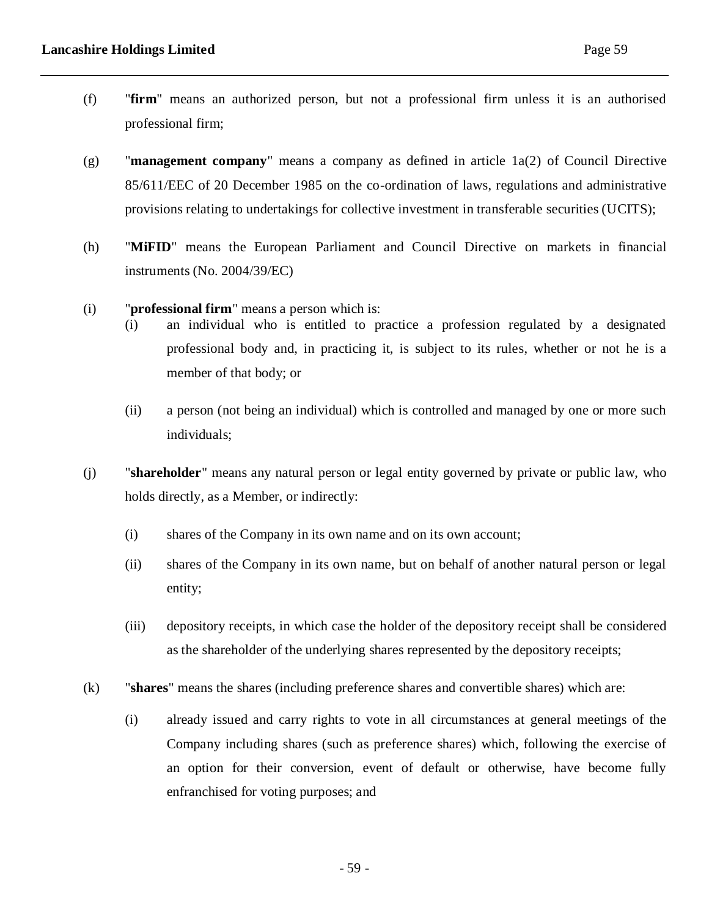(f) "**firm**" means an authorized person, but not a professional firm unless it is an authorised professional firm;

(g) "**management company**" means a company as defined in article 1a(2) of Council Directive 85/611/EEC of 20 December 1985 on the co-ordination of laws, regulations and administrative provisions relating to undertakings for collective investment in transferable securities (UCITS);

(h) "**MiFID**" means the European Parliament and Council Directive on markets in financial instruments (No. 2004/39/EC)

(i) "**professional firm**" means a person which is:

  (i) an individual who is entitled to practice a profession regulated by a designated professional body and, in practicing it, is subject to its rules, whether or not he is a member of that body; or

  (ii) a person (not being an individual) which is controlled and managed by one or more such individuals;

(j) "**shareholder**" means any natural person or legal entity governed by private or public law, who holds directly, as a Member, or indirectly:

  (i) shares of the Company in its own name and on its own account;

  (ii) shares of the Company in its own name, but on behalf of another natural person or legal entity;

  (iii) depository receipts, in which case the holder of the depository receipt shall be considered as the shareholder of the underlying shares represented by the depository receipts;

(k) "**shares**" means the shares (including preference shares and convertible shares) which are:

  (i) already issued and carry rights to vote in all circumstances at general meetings of the Company including shares (such as preference shares) which, following the exercise of an option for their conversion, event of default or otherwise, have become fully enfranchised for voting purposes; and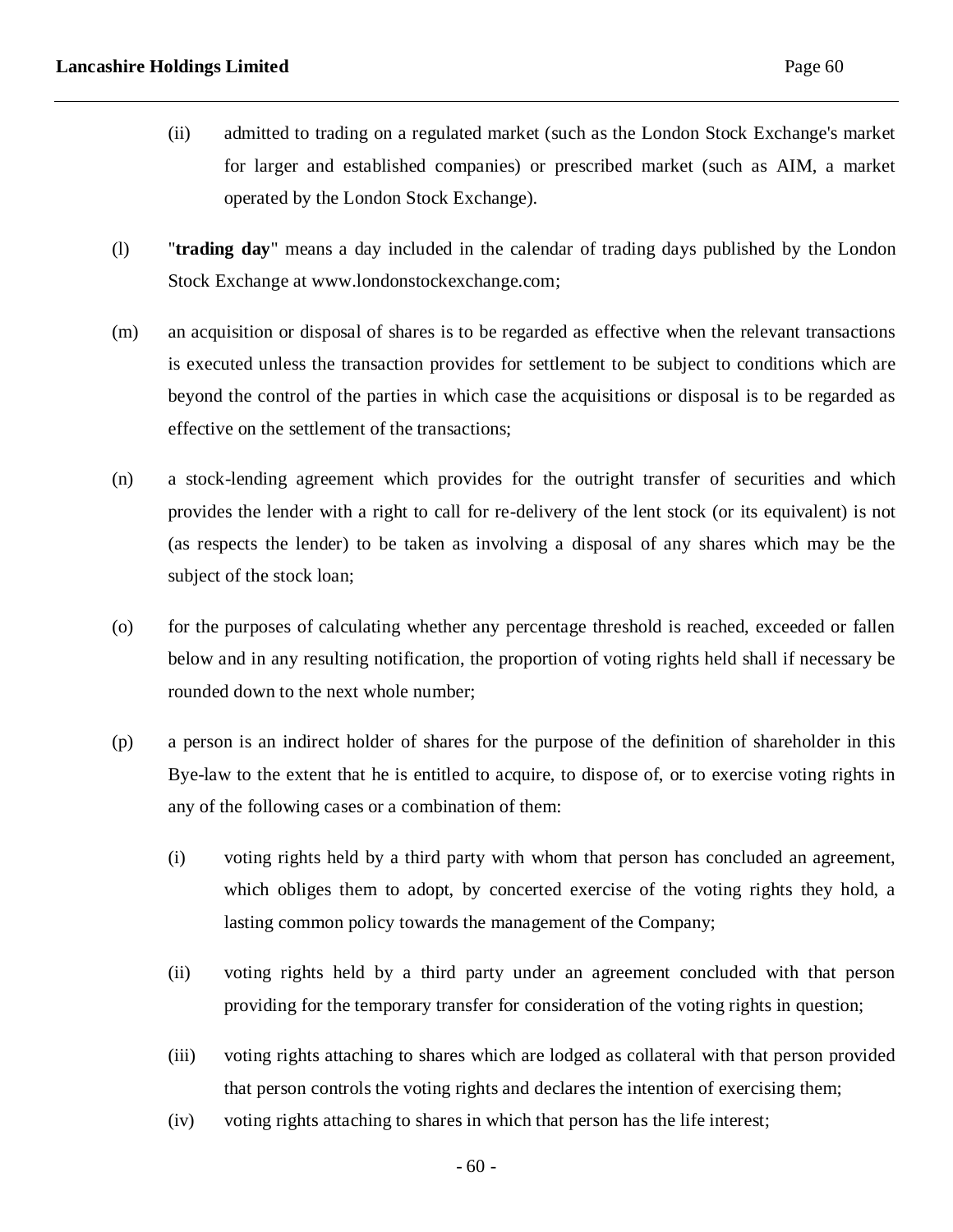(ii) admitted to trading on a regulated market (such as the London Stock Exchange's market for larger and established companies) or prescribed market (such as AIM, a market operated by the London Stock Exchange).

(l) "**trading day**" means a day included in the calendar of trading days published by the London Stock Exchange at www.londonstockexchange.com;

(m) an acquisition or disposal of shares is to be regarded as effective when the relevant transactions is executed unless the transaction provides for settlement to be subject to conditions which are beyond the control of the parties in which case the acquisitions or disposal is to be regarded as effective on the settlement of the transactions;

(n) a stock-lending agreement which provides for the outright transfer of securities and which provides the lender with a right to call for re-delivery of the lent stock (or its equivalent) is not (as respects the lender) to be taken as involving a disposal of any shares which may be the subject of the stock loan;

(o) for the purposes of calculating whether any percentage threshold is reached, exceeded or fallen below and in any resulting notification, the proportion of voting rights held shall if necessary be rounded down to the next whole number;

(p) a person is an indirect holder of shares for the purpose of the definition of shareholder in this Bye-law to the extent that he is entitled to acquire, to dispose of, or to exercise voting rights in any of the following cases or a combination of them:

   (i) voting rights held by a third party with whom that person has concluded an agreement, which obliges them to adopt, by concerted exercise of the voting rights they hold, a lasting common policy towards the management of the Company;

   (ii) voting rights held by a third party under an agreement concluded with that person providing for the temporary transfer for consideration of the voting rights in question;

   (iii) voting rights attaching to shares which are lodged as collateral with that person provided that person controls the voting rights and declares the intention of exercising them;

   (iv) voting rights attaching to shares in which that person has the life interest;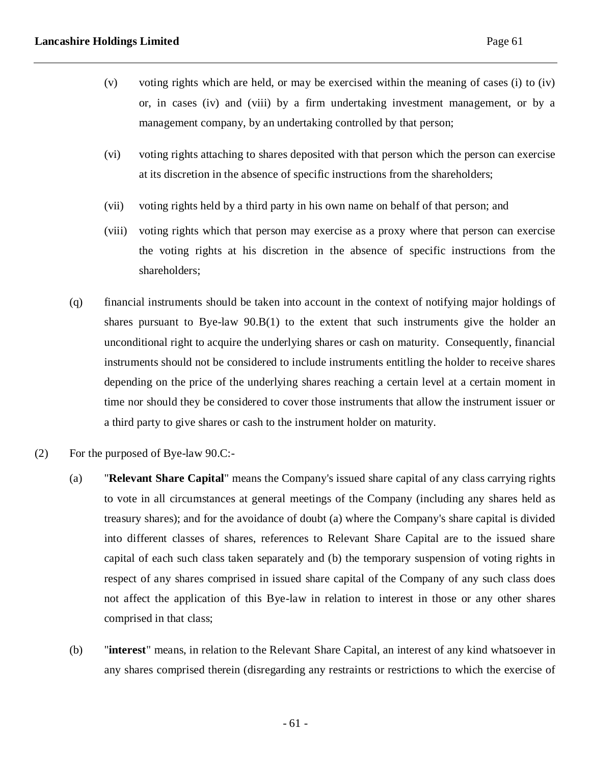(v) voting rights which are held, or may be exercised within the meaning of cases (i) to (iv) or, in cases (iv) and (viii) by a firm undertaking investment management, or by a management company, by an undertaking controlled by that person;

(vi) voting rights attaching to shares deposited with that person which the person can exercise at its discretion in the absence of specific instructions from the shareholders;

(vii) voting rights held by a third party in his own name on behalf of that person; and

(viii) voting rights which that person may exercise as a proxy where that person can exercise the voting rights at his discretion in the absence of specific instructions from the shareholders;

(q) financial instruments should be taken into account in the context of notifying major holdings of shares pursuant to Bye-law 90.B(1) to the extent that such instruments give the holder an unconditional right to acquire the underlying shares or cash on maturity. Consequently, financial instruments should not be considered to include instruments entitling the holder to receive shares depending on the price of the underlying shares reaching a certain level at a certain moment in time nor should they be considered to cover those instruments that allow the instrument issuer or a third party to give shares or cash to the instrument holder on maturity.

(2) For the purposed of Bye-law 90.C:-

(a) "**Relevant Share Capital**" means the Company's issued share capital of any class carrying rights to vote in all circumstances at general meetings of the Company (including any shares held as treasury shares); and for the avoidance of doubt (a) where the Company's share capital is divided into different classes of shares, references to Relevant Share Capital are to the issued share capital of each such class taken separately and (b) the temporary suspension of voting rights in respect of any shares comprised in issued share capital of the Company of any such class does not affect the application of this Bye-law in relation to interest in those or any other shares comprised in that class;

(b) "**interest**" means, in relation to the Relevant Share Capital, an interest of any kind whatsoever in any shares comprised therein (disregarding any restraints or restrictions to which the exercise of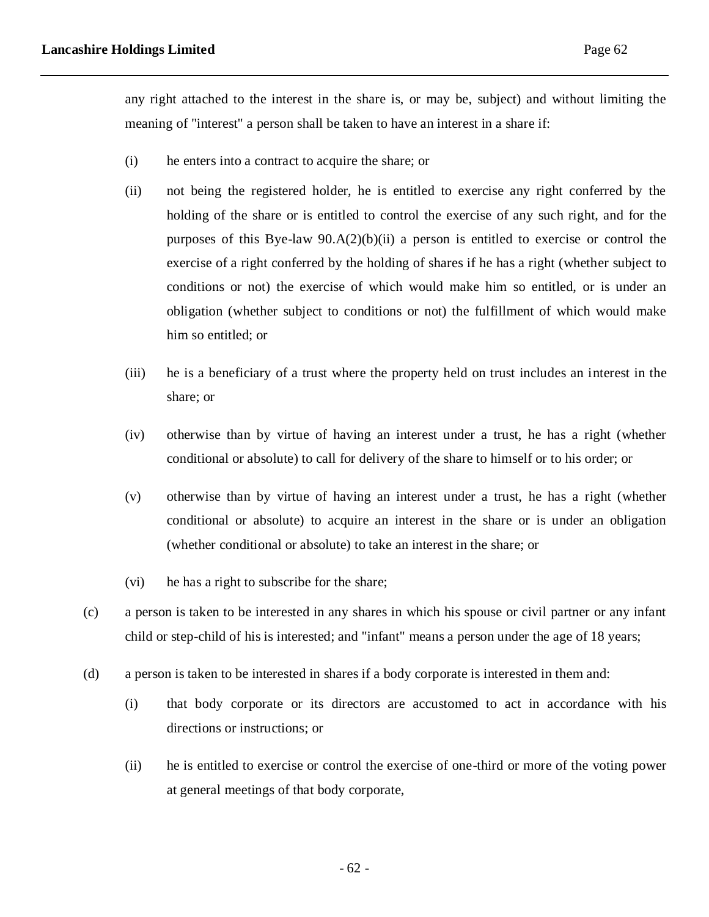any right attached to the interest in the share is, or may be, subject) and without limiting the meaning of "interest" a person shall be taken to have an interest in a share if:

(i) he enters into a contract to acquire the share; or

(ii) not being the registered holder, he is entitled to exercise any right conferred by the holding of the share or is entitled to control the exercise of any such right, and for the purposes of this Bye-law 90.A(2)(b)(ii) a person is entitled to exercise or control the exercise of a right conferred by the holding of shares if he has a right (whether subject to conditions or not) the exercise of which would make him so entitled, or is under an obligation (whether subject to conditions or not) the fulfillment of which would make him so entitled; or

(iii) he is a beneficiary of a trust where the property held on trust includes an interest in the share; or

(iv) otherwise than by virtue of having an interest under a trust, he has a right (whether conditional or absolute) to call for delivery of the share to himself or to his order; or

(v) otherwise than by virtue of having an interest under a trust, he has a right (whether conditional or absolute) to acquire an interest in the share or is under an obligation (whether conditional or absolute) to take an interest in the share; or

(vi) he has a right to subscribe for the share;

(c) a person is taken to be interested in any shares in which his spouse or civil partner or any infant child or step-child of his is interested; and "infant" means a person under the age of 18 years;

(d) a person is taken to be interested in shares if a body corporate is interested in them and:

(i) that body corporate or its directors are accustomed to act in accordance with his directions or instructions; or

(ii) he is entitled to exercise or control the exercise of one-third or more of the voting power at general meetings of that body corporate,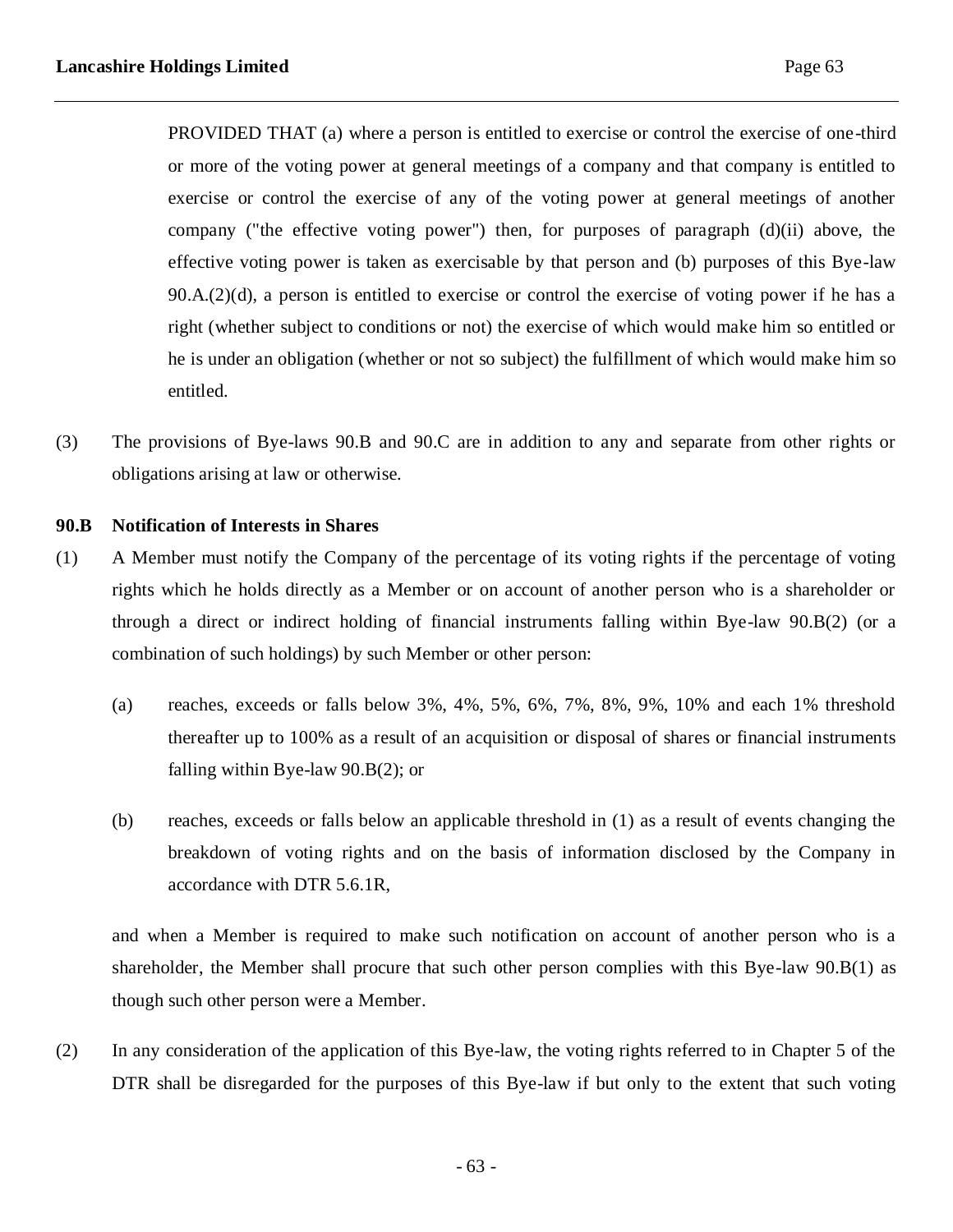PROVIDED THAT (a) where a person is entitled to exercise or control the exercise of one-third or more of the voting power at general meetings of a company and that company is entitled to exercise or control the exercise of any of the voting power at general meetings of another company ("the effective voting power") then, for purposes of paragraph (d)(ii) above, the effective voting power is taken as exercisable by that person and (b) purposes of this Bye-law 90.A.(2)(d), a person is entitled to exercise or control the exercise of voting power if he has a right (whether subject to conditions or not) the exercise of which would make him so entitled or he is under an obligation (whether or not so subject) the fulfillment of which would make him so entitled.

(3) The provisions of Bye-laws 90.B and 90.C are in addition to any and separate from other rights or obligations arising at law or otherwise.

**90.B Notification of Interests in Shares**

(1) A Member must notify the Company of the percentage of its voting rights if the percentage of voting rights which he holds directly as a Member or on account of another person who is a shareholder or through a direct or indirect holding of financial instruments falling within Bye-law 90.B(2) (or a combination of such holdings) by such Member or other person:

(a) reaches, exceeds or falls below 3%, 4%, 5%, 6%, 7%, 8%, 9%, 10% and each 1% threshold thereafter up to 100% as a result of an acquisition or disposal of shares or financial instruments falling within Bye-law 90.B(2); or

(b) reaches, exceeds or falls below an applicable threshold in (1) as a result of events changing the breakdown of voting rights and on the basis of information disclosed by the Company in accordance with DTR 5.6.1R,

and when a Member is required to make such notification on account of another person who is a shareholder, the Member shall procure that such other person complies with this Bye-law 90.B(1) as though such other person were a Member.

(2) In any consideration of the application of this Bye-law, the voting rights referred to in Chapter 5 of the DTR shall be disregarded for the purposes of this Bye-law if but only to the extent that such voting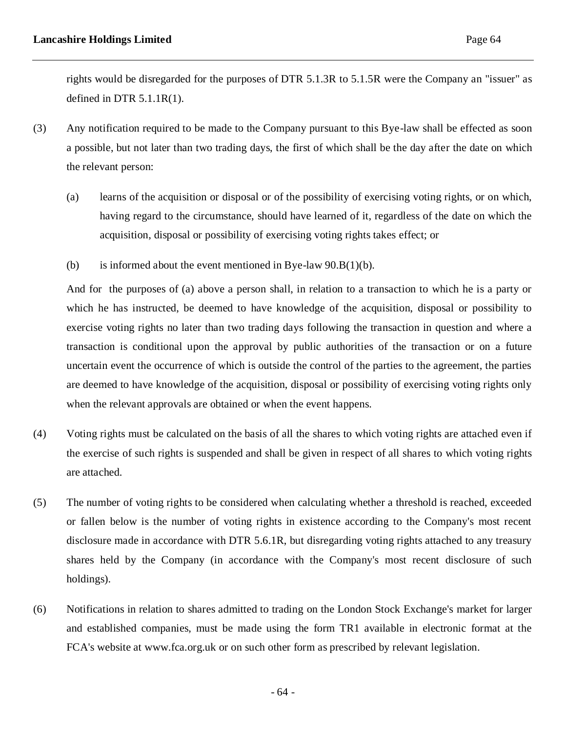rights would be disregarded for the purposes of DTR 5.1.3R to 5.1.5R were the Company an "issuer" as defined in DTR 5.1.1R(1).

(3) Any notification required to be made to the Company pursuant to this Bye-law shall be effected as soon a possible, but not later than two trading days, the first of which shall be the day after the date on which the relevant person:

(a) learns of the acquisition or disposal or of the possibility of exercising voting rights, or on which, having regard to the circumstance, should have learned of it, regardless of the date on which the acquisition, disposal or possibility of exercising voting rights takes effect; or

(b) is informed about the event mentioned in Bye-law 90.B(1)(b).

And for the purposes of (a) above a person shall, in relation to a transaction to which he is a party or which he has instructed, be deemed to have knowledge of the acquisition, disposal or possibility to exercise voting rights no later than two trading days following the transaction in question and where a transaction is conditional upon the approval by public authorities of the transaction or on a future uncertain event the occurrence of which is outside the control of the parties to the agreement, the parties are deemed to have knowledge of the acquisition, disposal or possibility of exercising voting rights only when the relevant approvals are obtained or when the event happens.

(4) Voting rights must be calculated on the basis of all the shares to which voting rights are attached even if the exercise of such rights is suspended and shall be given in respect of all shares to which voting rights are attached.

(5) The number of voting rights to be considered when calculating whether a threshold is reached, exceeded or fallen below is the number of voting rights in existence according to the Company's most recent disclosure made in accordance with DTR 5.6.1R, but disregarding voting rights attached to any treasury shares held by the Company (in accordance with the Company's most recent disclosure of such holdings).

(6) Notifications in relation to shares admitted to trading on the London Stock Exchange's market for larger and established companies, must be made using the form TR1 available in electronic format at the FCA's website at www.fca.org.uk or on such other form as prescribed by relevant legislation.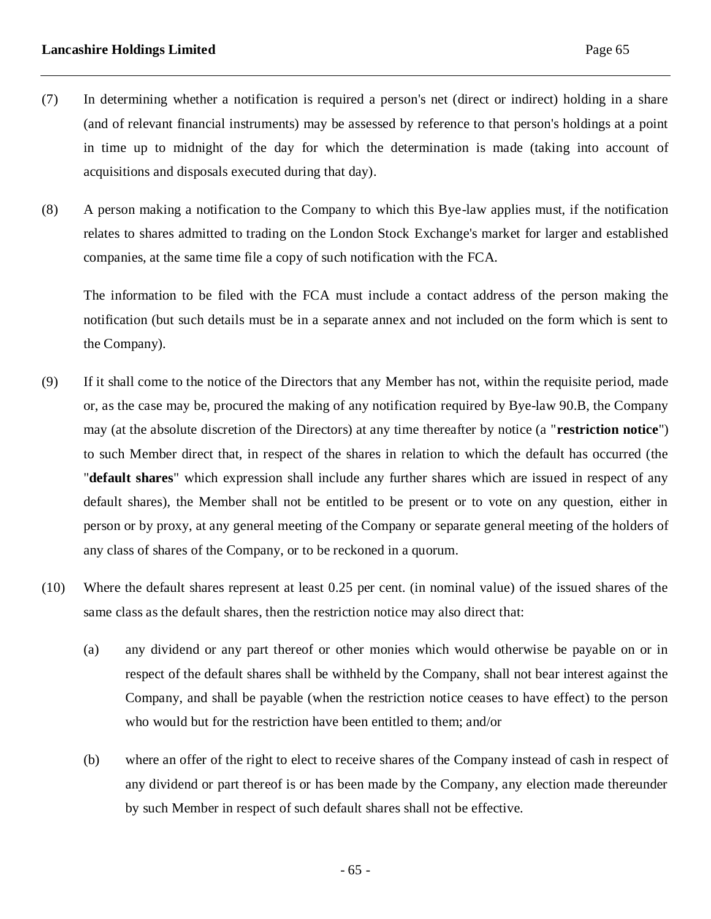(7) In determining whether a notification is required a person's net (direct or indirect) holding in a share (and of relevant financial instruments) may be assessed by reference to that person's holdings at a point in time up to midnight of the day for which the determination is made (taking into account of acquisitions and disposals executed during that day).

(8) A person making a notification to the Company to which this Bye-law applies must, if the notification relates to shares admitted to trading on the London Stock Exchange's market for larger and established companies, at the same time file a copy of such notification with the FCA.

The information to be filed with the FCA must include a contact address of the person making the notification (but such details must be in a separate annex and not included on the form which is sent to the Company).

(9) If it shall come to the notice of the Directors that any Member has not, within the requisite period, made or, as the case may be, procured the making of any notification required by Bye-law 90.B, the Company may (at the absolute discretion of the Directors) at any time thereafter by notice (a "**restriction notice**") to such Member direct that, in respect of the shares in relation to which the default has occurred (the "**default shares**" which expression shall include any further shares which are issued in respect of any default shares), the Member shall not be entitled to be present or to vote on any question, either in person or by proxy, at any general meeting of the Company or separate general meeting of the holders of any class of shares of the Company, or to be reckoned in a quorum.

(10) Where the default shares represent at least 0.25 per cent. (in nominal value) of the issued shares of the same class as the default shares, then the restriction notice may also direct that:

(a) any dividend or any part thereof or other monies which would otherwise be payable on or in respect of the default shares shall be withheld by the Company, shall not bear interest against the Company, and shall be payable (when the restriction notice ceases to have effect) to the person who would but for the restriction have been entitled to them; and/or

(b) where an offer of the right to elect to receive shares of the Company instead of cash in respect of any dividend or part thereof is or has been made by the Company, any election made thereunder by such Member in respect of such default shares shall not be effective.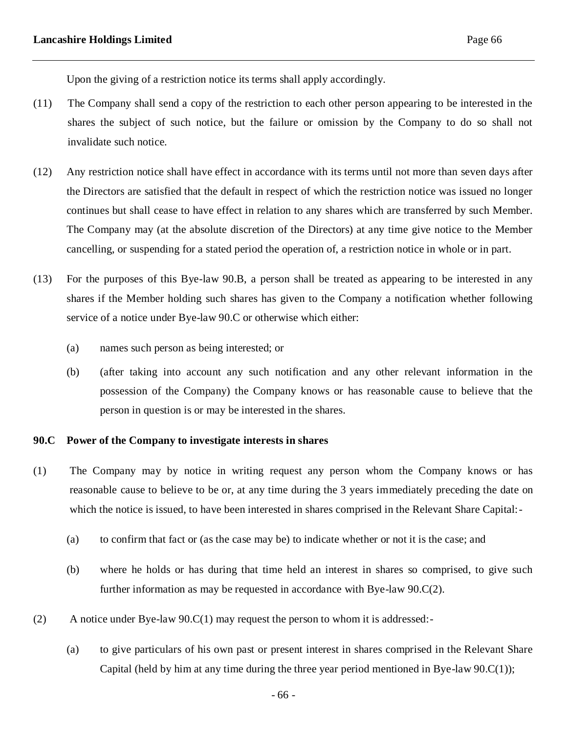Upon the giving of a restriction notice its terms shall apply accordingly.

(11) The Company shall send a copy of the restriction to each other person appearing to be interested in the shares the subject of such notice, but the failure or omission by the Company to do so shall not invalidate such notice.

(12) Any restriction notice shall have effect in accordance with its terms until not more than seven days after the Directors are satisfied that the default in respect of which the restriction notice was issued no longer continues but shall cease to have effect in relation to any shares which are transferred by such Member. The Company may (at the absolute discretion of the Directors) at any time give notice to the Member cancelling, or suspending for a stated period the operation of, a restriction notice in whole or in part.

(13) For the purposes of this Bye-law 90.B, a person shall be treated as appearing to be interested in any shares if the Member holding such shares has given to the Company a notification whether following service of a notice under Bye-law 90.C or otherwise which either:

(a) names such person as being interested; or

(b) (after taking into account any such notification and any other relevant information in the possession of the Company) the Company knows or has reasonable cause to believe that the person in question is or may be interested in the shares.

**90.C Power of the Company to investigate interests in shares**

(1) The Company may by notice in writing request any person whom the Company knows or has reasonable cause to believe to be or, at any time during the 3 years immediately preceding the date on which the notice is issued, to have been interested in shares comprised in the Relevant Share Capital:-

(a) to confirm that fact or (as the case may be) to indicate whether or not it is the case; and

(b) where he holds or has during that time held an interest in shares so comprised, to give such further information as may be requested in accordance with Bye-law 90.C(2).

(2) A notice under Bye-law 90.C(1) may request the person to whom it is addressed:-

(a) to give particulars of his own past or present interest in shares comprised in the Relevant Share Capital (held by him at any time during the three year period mentioned in Bye-law 90.C(1));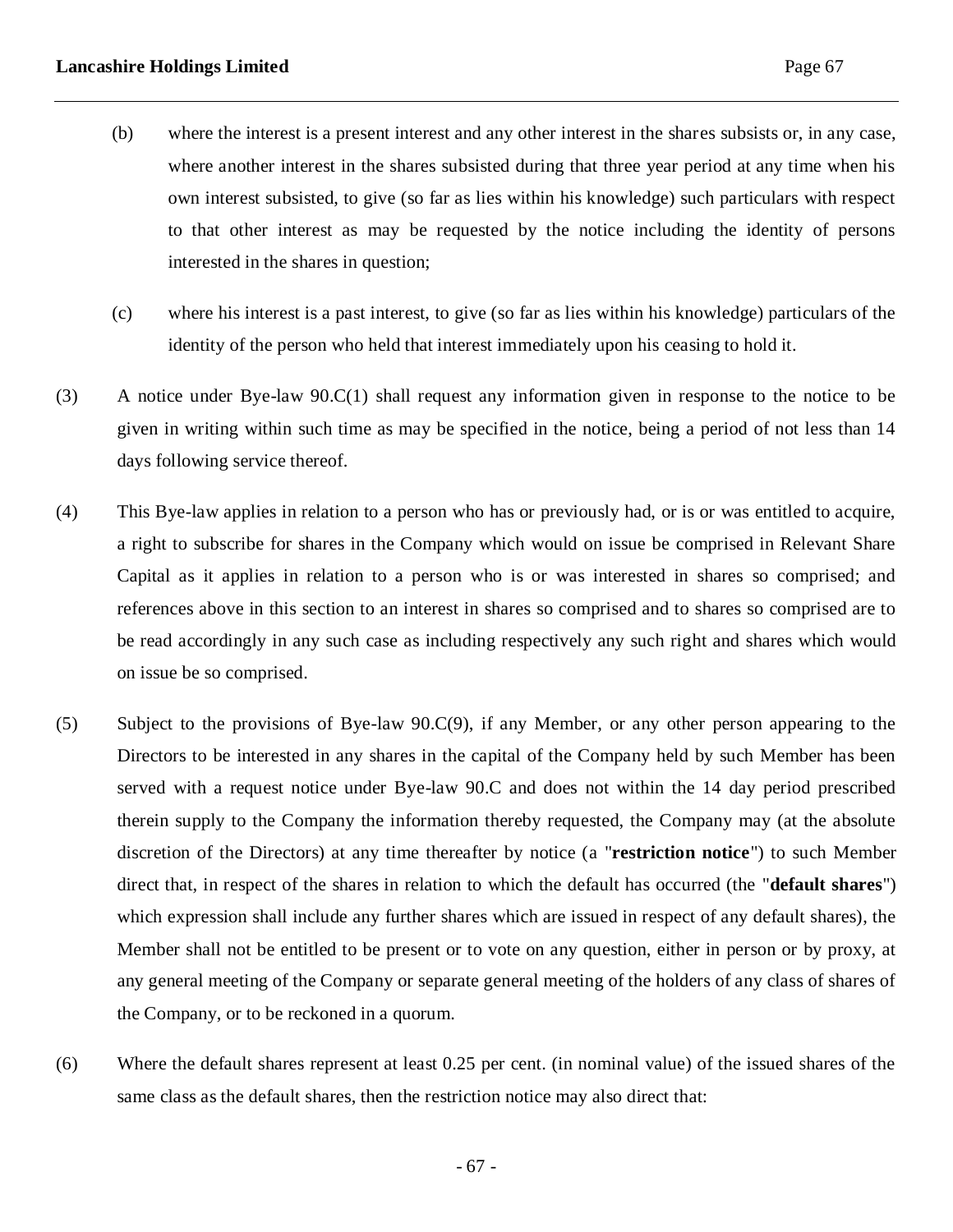(b) where the interest is a present interest and any other interest in the shares subsists or, in any case, where another interest in the shares subsisted during that three year period at any time when his own interest subsisted, to give (so far as lies within his knowledge) such particulars with respect to that other interest as may be requested by the notice including the identity of persons interested in the shares in question;

(c) where his interest is a past interest, to give (so far as lies within his knowledge) particulars of the identity of the person who held that interest immediately upon his ceasing to hold it.

(3) A notice under Bye-law 90.C(1) shall request any information given in response to the notice to be given in writing within such time as may be specified in the notice, being a period of not less than 14 days following service thereof.

(4) This Bye-law applies in relation to a person who has or previously had, or is or was entitled to acquire, a right to subscribe for shares in the Company which would on issue be comprised in Relevant Share Capital as it applies in relation to a person who is or was interested in shares so comprised; and references above in this section to an interest in shares so comprised and to shares so comprised are to be read accordingly in any such case as including respectively any such right and shares which would on issue be so comprised.

(5) Subject to the provisions of Bye-law 90.C(9), if any Member, or any other person appearing to the Directors to be interested in any shares in the capital of the Company held by such Member has been served with a request notice under Bye-law 90.C and does not within the 14 day period prescribed therein supply to the Company the information thereby requested, the Company may (at the absolute discretion of the Directors) at any time thereafter by notice (a "**restriction notice**") to such Member direct that, in respect of the shares in relation to which the default has occurred (the "**default shares**") which expression shall include any further shares which are issued in respect of any default shares), the Member shall not be entitled to be present or to vote on any question, either in person or by proxy, at any general meeting of the Company or separate general meeting of the holders of any class of shares of the Company, or to be reckoned in a quorum.

(6) Where the default shares represent at least 0.25 per cent. (in nominal value) of the issued shares of the same class as the default shares, then the restriction notice may also direct that: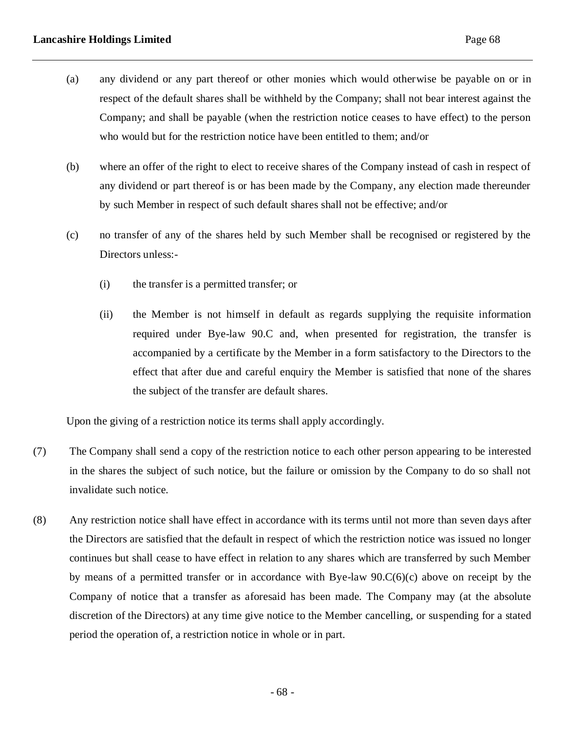(a) any dividend or any part thereof or other monies which would otherwise be payable on or in respect of the default shares shall be withheld by the Company; shall not bear interest against the Company; and shall be payable (when the restriction notice ceases to have effect) to the person who would but for the restriction notice have been entitled to them; and/or

(b) where an offer of the right to elect to receive shares of the Company instead of cash in respect of any dividend or part thereof is or has been made by the Company, any election made thereunder by such Member in respect of such default shares shall not be effective; and/or

(c) no transfer of any of the shares held by such Member shall be recognised or registered by the Directors unless:-

  (i) the transfer is a permitted transfer; or

  (ii) the Member is not himself in default as regards supplying the requisite information required under Bye-law 90.C and, when presented for registration, the transfer is accompanied by a certificate by the Member in a form satisfactory to the Directors to the effect that after due and careful enquiry the Member is satisfied that none of the shares the subject of the transfer are default shares.

Upon the giving of a restriction notice its terms shall apply accordingly.

(7) The Company shall send a copy of the restriction notice to each other person appearing to be interested in the shares the subject of such notice, but the failure or omission by the Company to do so shall not invalidate such notice.

(8) Any restriction notice shall have effect in accordance with its terms until not more than seven days after the Directors are satisfied that the default in respect of which the restriction notice was issued no longer continues but shall cease to have effect in relation to any shares which are transferred by such Member by means of a permitted transfer or in accordance with Bye-law 90.C(6)(c) above on receipt by the Company of notice that a transfer as aforesaid has been made. The Company may (at the absolute discretion of the Directors) at any time give notice to the Member cancelling, or suspending for a stated period the operation of, a restriction notice in whole or in part.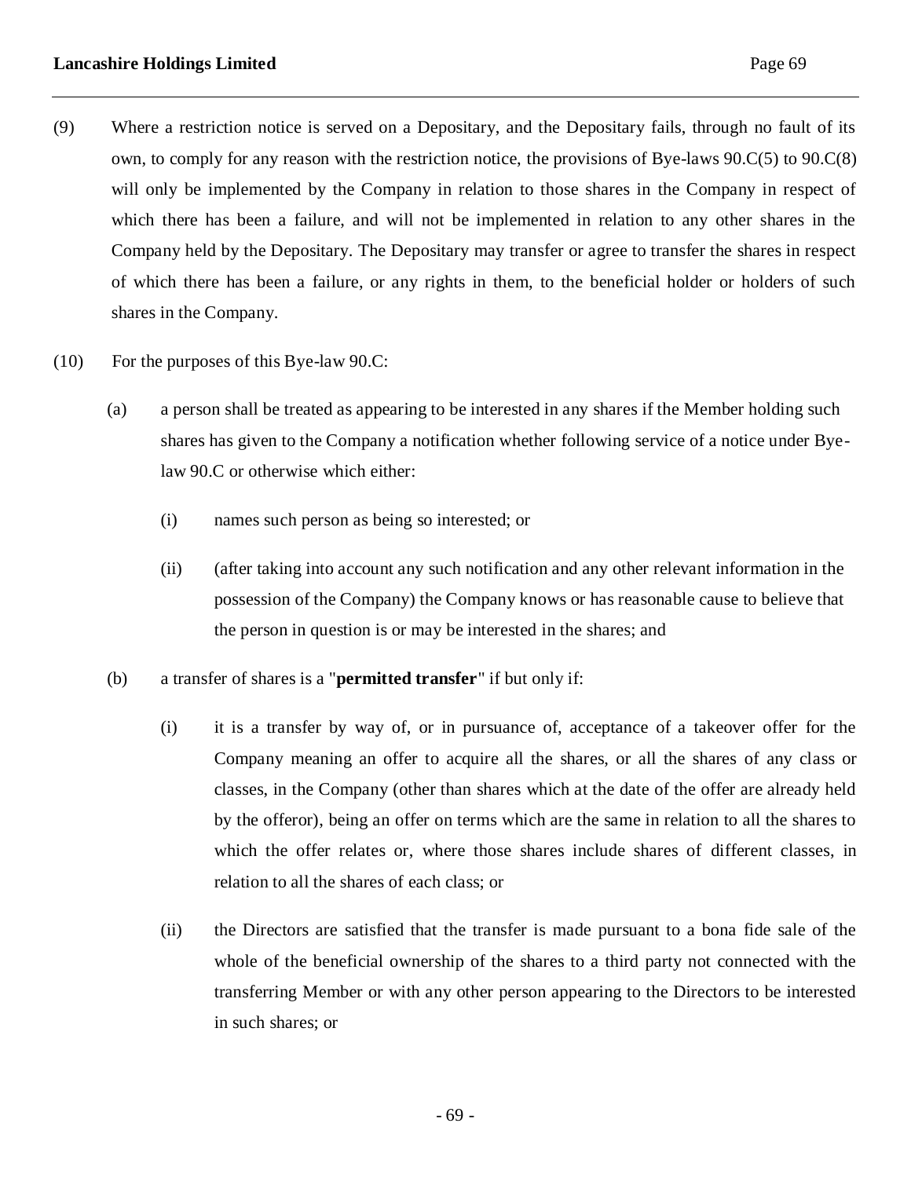(9) Where a restriction notice is served on a Depositary, and the Depositary fails, through no fault of its own, to comply for any reason with the restriction notice, the provisions of Bye-laws 90.C(5) to 90.C(8) will only be implemented by the Company in relation to those shares in the Company in respect of which there has been a failure, and will not be implemented in relation to any other shares in the Company held by the Depositary. The Depositary may transfer or agree to transfer the shares in respect of which there has been a failure, or any rights in them, to the beneficial holder or holders of such shares in the Company.

(10) For the purposes of this Bye-law 90.C:

- (a) a person shall be treated as appearing to be interested in any shares if the Member holding such shares has given to the Company a notification whether following service of a notice under Bye-law 90.C or otherwise which either:

  - (i) names such person as being so interested; or

  - (ii) (after taking into account any such notification and any other relevant information in the possession of the Company) the Company knows or has reasonable cause to believe that the person in question is or may be interested in the shares; and

- (b) a transfer of shares is a "**permitted transfer**" if but only if:

  - (i) it is a transfer by way of, or in pursuance of, acceptance of a takeover offer for the Company meaning an offer to acquire all the shares, or all the shares of any class or classes, in the Company (other than shares which at the date of the offer are already held by the offeror), being an offer on terms which are the same in relation to all the shares to which the offer relates or, where those shares include shares of different classes, in relation to all the shares of each class; or

  - (ii) the Directors are satisfied that the transfer is made pursuant to a bona fide sale of the whole of the beneficial ownership of the shares to a third party not connected with the transferring Member or with any other person appearing to the Directors to be interested in such shares; or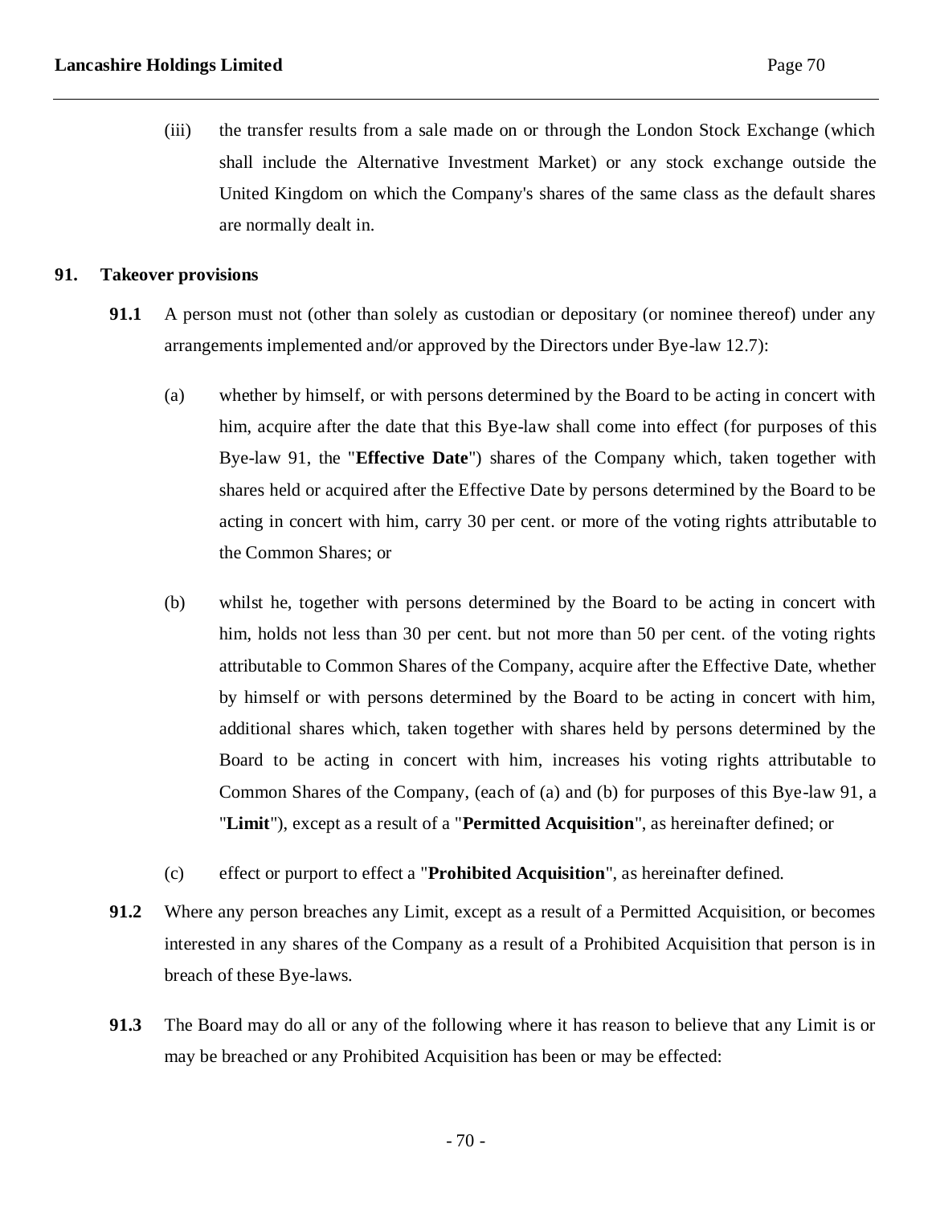(iii) the transfer results from a sale made on or through the London Stock Exchange (which shall include the Alternative Investment Market) or any stock exchange outside the United Kingdom on which the Company's shares of the same class as the default shares are normally dealt in.

## 91. Takeover provisions

**91.1** A person must not (other than solely as custodian or depositary (or nominee thereof) under any arrangements implemented and/or approved by the Directors under Bye-law 12.7):

(a) whether by himself, or with persons determined by the Board to be acting in concert with him, acquire after the date that this Bye-law shall come into effect (for purposes of this Bye-law 91, the "**Effective Date**") shares of the Company which, taken together with shares held or acquired after the Effective Date by persons determined by the Board to be acting in concert with him, carry 30 per cent. or more of the voting rights attributable to the Common Shares; or

(b) whilst he, together with persons determined by the Board to be acting in concert with him, holds not less than 30 per cent. but not more than 50 per cent. of the voting rights attributable to Common Shares of the Company, acquire after the Effective Date, whether by himself or with persons determined by the Board to be acting in concert with him, additional shares which, taken together with shares held by persons determined by the Board to be acting in concert with him, increases his voting rights attributable to Common Shares of the Company, (each of (a) and (b) for purposes of this Bye-law 91, a "**Limit**"), except as a result of a "**Permitted Acquisition**", as hereinafter defined; or

(c) effect or purport to effect a "**Prohibited Acquisition**", as hereinafter defined.

**91.2** Where any person breaches any Limit, except as a result of a Permitted Acquisition, or becomes interested in any shares of the Company as a result of a Prohibited Acquisition that person is in breach of these Bye-laws.

**91.3** The Board may do all or any of the following where it has reason to believe that any Limit is or may be breached or any Prohibited Acquisition has been or may be effected: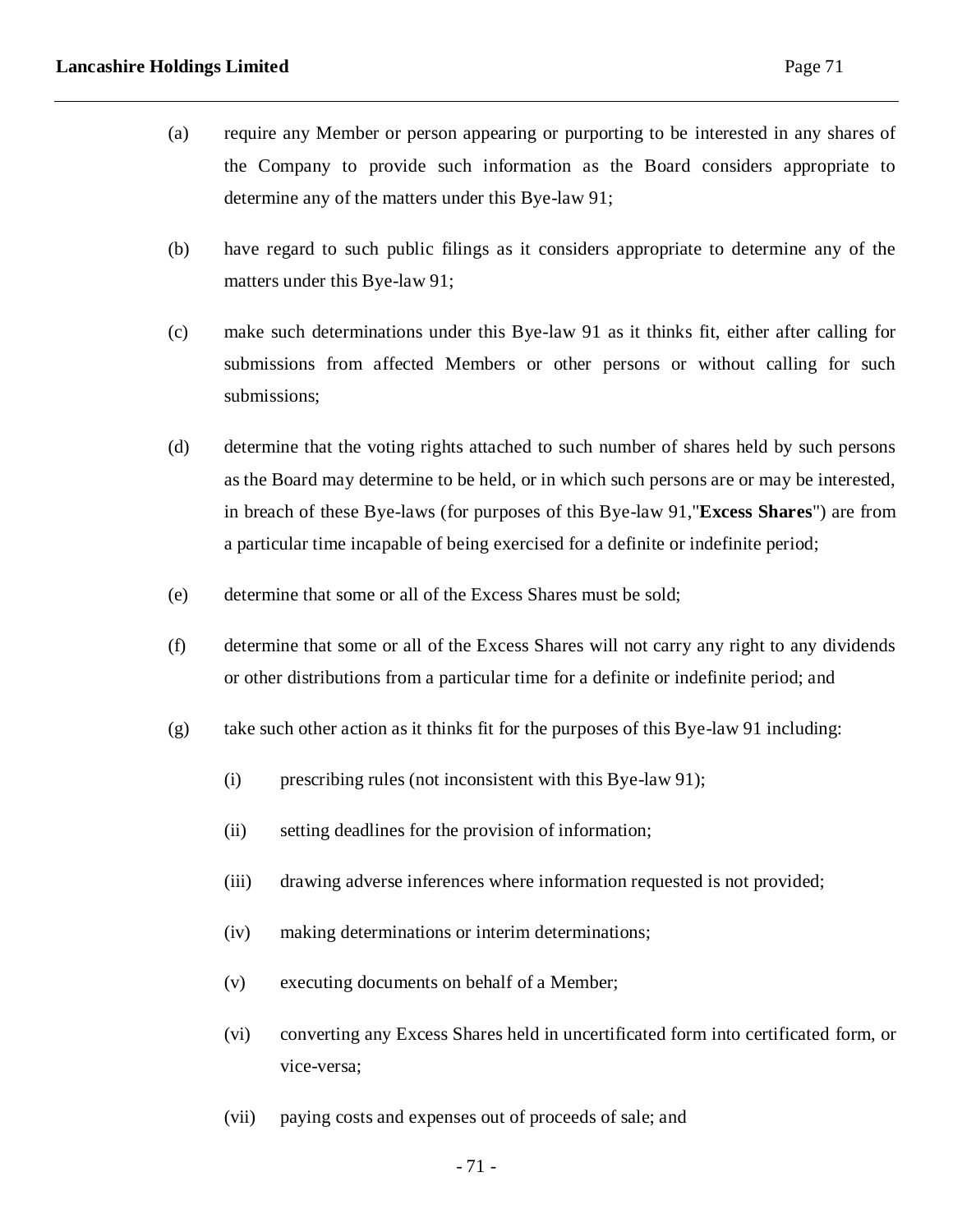(a) require any Member or person appearing or purporting to be interested in any shares of the Company to provide such information as the Board considers appropriate to determine any of the matters under this Bye-law 91;

(b) have regard to such public filings as it considers appropriate to determine any of the matters under this Bye-law 91;

(c) make such determinations under this Bye-law 91 as it thinks fit, either after calling for submissions from affected Members or other persons or without calling for such submissions;

(d) determine that the voting rights attached to such number of shares held by such persons as the Board may determine to be held, or in which such persons are or may be interested, in breach of these Bye-laws (for purposes of this Bye-law 91,"**Excess Shares**") are from a particular time incapable of being exercised for a definite or indefinite period;

(e) determine that some or all of the Excess Shares must be sold;

(f) determine that some or all of the Excess Shares will not carry any right to any dividends or other distributions from a particular time for a definite or indefinite period; and

(g) take such other action as it thinks fit for the purposes of this Bye-law 91 including:

   (i) prescribing rules (not inconsistent with this Bye-law 91);

   (ii) setting deadlines for the provision of information;

   (iii) drawing adverse inferences where information requested is not provided;

   (iv) making determinations or interim determinations;

   (v) executing documents on behalf of a Member;

   (vi) converting any Excess Shares held in uncertificated form into certificated form, or vice-versa;

   (vii) paying costs and expenses out of proceeds of sale; and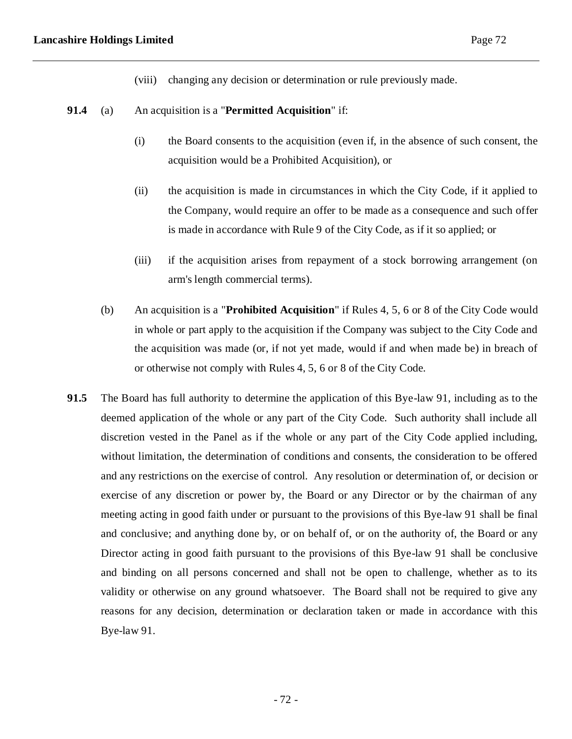(viii) changing any decision or determination or rule previously made.

**91.4** (a) An acquisition is a "**Permitted Acquisition**" if:

(i) the Board consents to the acquisition (even if, in the absence of such consent, the acquisition would be a Prohibited Acquisition), or

(ii) the acquisition is made in circumstances in which the City Code, if it applied to the Company, would require an offer to be made as a consequence and such offer is made in accordance with Rule 9 of the City Code, as if it so applied; or

(iii) if the acquisition arises from repayment of a stock borrowing arrangement (on arm's length commercial terms).

(b) An acquisition is a "**Prohibited Acquisition**" if Rules 4, 5, 6 or 8 of the City Code would in whole or part apply to the acquisition if the Company was subject to the City Code and the acquisition was made (or, if not yet made, would if and when made be) in breach of or otherwise not comply with Rules 4, 5, 6 or 8 of the City Code.

**91.5** The Board has full authority to determine the application of this Bye-law 91, including as to the deemed application of the whole or any part of the City Code. Such authority shall include all discretion vested in the Panel as if the whole or any part of the City Code applied including, without limitation, the determination of conditions and consents, the consideration to be offered and any restrictions on the exercise of control. Any resolution or determination of, or decision or exercise of any discretion or power by, the Board or any Director or by the chairman of any meeting acting in good faith under or pursuant to the provisions of this Bye-law 91 shall be final and conclusive; and anything done by, or on behalf of, or on the authority of, the Board or any Director acting in good faith pursuant to the provisions of this Bye-law 91 shall be conclusive and binding on all persons concerned and shall not be open to challenge, whether as to its validity or otherwise on any ground whatsoever. The Board shall not be required to give any reasons for any decision, determination or declaration taken or made in accordance with this Bye-law 91.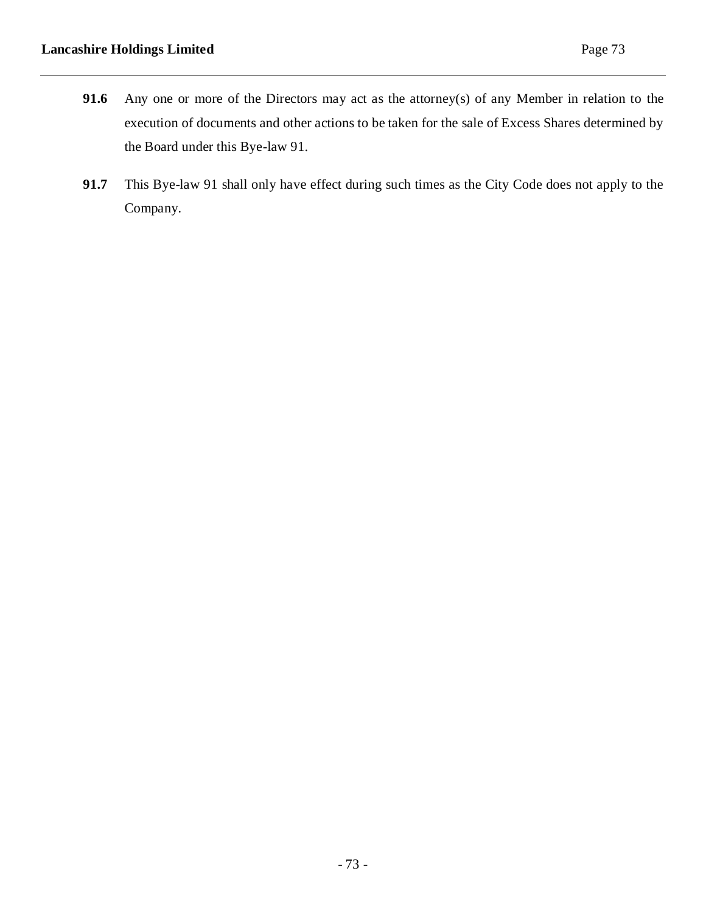**91.6** Any one or more of the Directors may act as the attorney(s) of any Member in relation to the execution of documents and other actions to be taken for the sale of Excess Shares determined by the Board under this Bye-law 91.

**91.7** This Bye-law 91 shall only have effect during such times as the City Code does not apply to the Company.